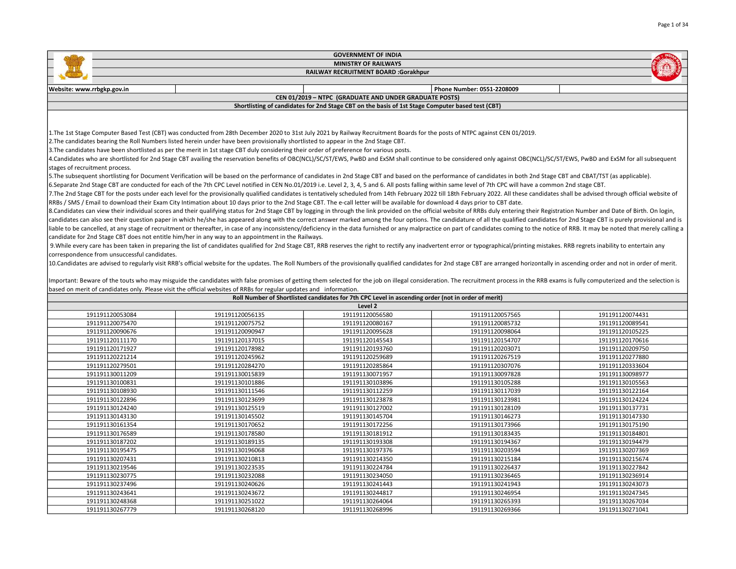# GOVERNMENT OF INDIA

## MINISTRY OF RAILWAYS

### RAILWAY RECRUITMENT BOARD :Gorakhpur

Website: www.rrbgkp.gov.in | Phone Number: 0551-2208009

**CEN 01/2019 – NTPC (GRADUATE AND UNDER GRADUATE POSTS)**

**Shortlisting of candidates for 2nd Stage CBT on the basis of 1st Stage Computer based test (CBT)**

1.The 1st Stage Computer Based Test (CBT) was conducted from 28th December 2020 to 31st July 2021 by Railway Recruitment Boards for the posts of NTPC against CEN 01/2019.

2.The candidates bearing the Roll Numbers listed herein under have been provisionally shortlisted to appear in the 2nd Stage CBT.

3.The candidates have been shortlisted as per the merit in 1st stage CBT duly considering their order of preference for various posts.

4.Candidates who are shortlisted for 2nd Stage CBT availing the reservation benefits of OBC(NCL)/SC/ST/EWS, PwBD and ExSM shall continue to be considered only against OBC(NCL)/SC/ST/EWS, PwBD and ExSM for all subsequent stages of recruitment process.

5.The subsequent shortlisting for Document Verification will be based on the performance of candidates in 2nd Stage CBT and based on the performance of candidates in both 2nd Stage CBT and CBAT/TST (as applicable).

6.Separate 2nd Stage CBT are conducted for each of the 7th CPC Level notified in CEN No.01/2019 i.e. Level 2, 3, 4, 5 and 6. All posts falling within same level of 7th CPC will have a common 2nd stage CBT.

7.The 2nd Stage CBT for the posts under each level for the provisionally qualified candidates is tentatively scheduled from 14th February 2022 till 18th February 2022. All these candidates shall be advised through official website of RRBs / SMS / Email to download their Exam City Intimation about 10 days prior to the 2nd Stage CBT. The e-call letter will be available for download 4 days prior to CBT date.

8.Candidates can view their individual scores and their qualifying status for 2nd Stage CBT by logging in through the link provided on the official website of RRBs duly entering their Registration Number and Date of Birth. On login, candidates can also see their question paper in which he/she has appeared along with the correct answer marked among the four options. The candidature of all the qualified candidates for 2nd Stage CBT is purely provisional and is liable to be cancelled, at any stage of recruitment or thereafter, in case of any inconsistency/deficiency in the data furnished or any malpractice on part of candidates coming to the notice of RRB. It may be noted that merely calling a candidate for 2nd Stage CBT does not entitle him/her in any way to an appointment in the Railways.

9.While every care has been taken in preparing the list of candidates qualified for 2nd Stage CBT, RRB reserves the right to rectify any inadvertent error or typographical/printing mistakes. RRB regrets inability to entertain any correspondence from unsuccessful candidates.

10.Candidates are advised to regularly visit RRB's official website for the updates. The Roll Numbers of the provisionally qualified candidates for 2nd stage CBT are arranged horizontally in ascending order and not in order of merit.

Important: Beware of the touts who may misguide the candidates with false promises of getting them selected for the job on illegal consideration. The recruitment process in the RRB exams is fully computerized and the selection is based on merit of candidates only. Please visit the official websites of RRBs for regular updates and information.

**Roll Number of Shortlisted candidates for 7th CPC Level in ascending order (not in order of merit)**

**Level 2**

| | | | | |
|---|---|---|---|---|
| 191191120053084 | 191191120056135 | 191191120056580 | 191191120057565 | 191191120074431 |
| 191191120075470 | 191191120075752 | 191191120080167 | 191191120085732 | 191191120089541 |
| 191191120090676 | 191191120090947 | 191191120095628 | 191191120098064 | 191191120105225 |
| 191191120111170 | 191191120137015 | 191191120145543 | 191191120154707 | 191191120170616 |
| 191191120171927 | 191191120178982 | 191191120193760 | 191191120203071 | 191191120209750 |
| 191191120221214 | 191191120245962 | 191191120259689 | 191191120267519 | 191191120277880 |
| 191191120279501 | 191191120284270 | 191191120285864 | 191191120307076 | 191191120333604 |
| 191191130011209 | 191191130015839 | 191191130071957 | 191191130098977 | 191191130098977 |
| 191191130100831 | 191191130101886 | 191191130103896 | 191191130105288 | 191191130105563 |
| 191191130108930 | 191191130111546 | 191191130112259 | 191191130117039 | 191191130122164 |
| 191191130122896 | 191191130123699 | 191191130123878 | 191191130123981 | 191191130124224 |
| 191191130124240 | 191191130125519 | 191191130127002 | 191191130128109 | 191191130137731 |
| 191191130143130 | 191191130145502 | 191191130146273 | 191191130147330 | 191191130147330 |
| 191191130161354 | 191191130170652 | 191191130172256 | 191191130173966 | 191191130175190 |
| 191191130176589 | 191191130178580 | 191191130181912 | 191191130183435 | 191191130184801 |
| 191191130187202 | 191191130189135 | 191191130193308 | 191191130194367 | 191191130194479 |
| 191191130195475 | 191191130196068 | 191191130197376 | 191191130203594 | 191191130207369 |
| 191191130207431 | 191191130210813 | 191191130214350 | 191191130215184 | 191191130215674 |
| 191191130219546 | 191191130223535 | 191191130224784 | 191191130226437 | 191191130227842 |
| 191191130230775 | 191191130232088 | 191191130234050 | 191191130236465 | 191191130236914 |
| 191191130237496 | 191191130240626 | 191191130241443 | 191191130243073 | 191191130243073 |
| 191191130243641 | 191191130243672 | 191191130244817 | 191191130246954 | 191191130247345 |
| 191191130248368 | 191191130251022 | 191191130264064 | 191191130265393 | 191191130267034 |
| 191191130267779 | 191191130268120 | 191191130268996 | 191191130269366 | 191191130271041 |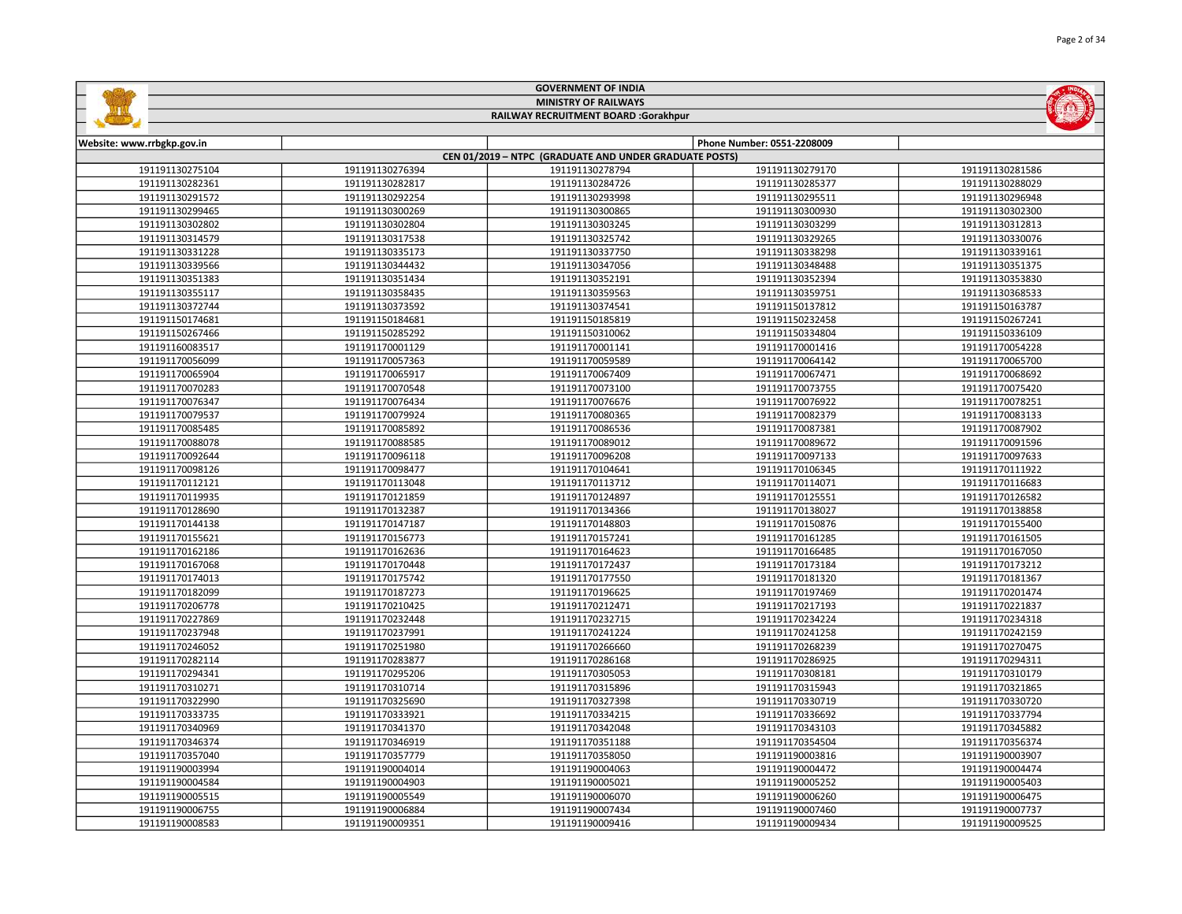# GOVERNMENT OF INDIA

## MINISTRY OF RAILWAYS

### RAILWAY RECRUITMENT BOARD :Gorakhpur

| Website: www.rrbgkp.gov.in | | | Phone Number: 0551-2208009 | |
|---|---|---|---|---|
| CEN 01/2019 – NTPC (GRADUATE AND UNDER GRADUATE POSTS) | | | | |
| 191191130275104 | 191191130276394 | 191191130278794 | 191191130279170 | 191191130281586 |
| 191191130282361 | 191191130282817 | 191191130284726 | 191191130285377 | 191191130288029 |
| 191191130291572 | 191191130292254 | 191191130293998 | 191191130295511 | 191191130296948 |
| 191191130299465 | 191191130300269 | 191191130300865 | 191191130300930 | 191191130302300 |
| 191191130302802 | 191191130302804 | 191191130303245 | 191191130303299 | 191191130312813 |
| 191191130314579 | 191191130317538 | 191191130325742 | 191191130329265 | 191191130330076 |
| 191191130331228 | 191191130335173 | 191191130337750 | 191191130338298 | 191191130339161 |
| 191191130339566 | 191191130344432 | 191191130347056 | 191191130348488 | 191191130351375 |
| 191191130351383 | 191191130351434 | 191191130352191 | 191191130352394 | 191191130353830 |
| 191191130355117 | 191191130358435 | 191191130359563 | 191191130359751 | 191191130368533 |
| 191191130372744 | 191191130373592 | 191191130374541 | 191191150137812 | 191191150163787 |
| 191191150174681 | 191191150184681 | 191191150185819 | 191191150232458 | 191191150267241 |
| 191191150267466 | 191191150285292 | 191191150310062 | 191191150334804 | 191191150336109 |
| 191191160083517 | 191191170001129 | 191191170001141 | 191191170001416 | 191191170054228 |
| 191191170056099 | 191191170057363 | 191191170059589 | 191191170064142 | 191191170065700 |
| 191191170065904 | 191191170065917 | 191191170067409 | 191191170067471 | 191191170068692 |
| 191191170070283 | 191191170070548 | 191191170073100 | 191191170073755 | 191191170075420 |
| 191191170076347 | 191191170076434 | 191191170076676 | 191191170076922 | 191191170078251 |
| 191191170079537 | 191191170079924 | 191191170080365 | 191191170082379 | 191191170083133 |
| 191191170085485 | 191191170085892 | 191191170086536 | 191191170087381 | 191191170087902 |
| 191191170088078 | 191191170088585 | 191191170089012 | 191191170089672 | 191191170091596 |
| 191191170092644 | 191191170096118 | 191191170096208 | 191191170097133 | 191191170097633 |
| 191191170098126 | 191191170098477 | 191191170104641 | 191191170106345 | 191191170111922 |
| 191191170112121 | 191191170113048 | 191191170113712 | 191191170114071 | 191191170116683 |
| 191191170119935 | 191191170121859 | 191191170124897 | 191191170125551 | 191191170126582 |
| 191191170128690 | 191191170132387 | 191191170134366 | 191191170138027 | 191191170138858 |
| 191191170144138 | 191191170147187 | 191191170148803 | 191191170150876 | 191191170155400 |
| 191191170155621 | 191191170156773 | 191191170157241 | 191191170161285 | 191191170161505 |
| 191191170162186 | 191191170162636 | 191191170164623 | 191191170166485 | 191191170167050 |
| 191191170167068 | 191191170170448 | 191191170172437 | 191191170173184 | 191191170173212 |
| 191191170174013 | 191191170175742 | 191191170177550 | 191191170181320 | 191191170181367 |
| 191191170182099 | 191191170187273 | 191191170196625 | 191191170197469 | 191191170201474 |
| 191191170206778 | 191191170210425 | 191191170212471 | 191191170217193 | 191191170221837 |
| 191191170227869 | 191191170232448 | 191191170232715 | 191191170234224 | 191191170234318 |
| 191191170237948 | 191191170237991 | 191191170241224 | 191191170241258 | 191191170242159 |
| 191191170246052 | 191191170251980 | 191191170266660 | 191191170268239 | 191191170270475 |
| 191191170282114 | 191191170283877 | 191191170286168 | 191191170286925 | 191191170294311 |
| 191191170294341 | 191191170295206 | 191191170305053 | 191191170308181 | 191191170310179 |
| 191191170310271 | 191191170310714 | 191191170315896 | 191191170315943 | 191191170321865 |
| 191191170322990 | 191191170325690 | 191191170327398 | 191191170330719 | 191191170330720 |
| 191191170333735 | 191191170333921 | 191191170334215 | 191191170336692 | 191191170337794 |
| 191191170340969 | 191191170341370 | 191191170342048 | 191191170343103 | 191191170345882 |
| 191191170346374 | 191191170346919 | 191191170351188 | 191191170354504 | 191191170356374 |
| 191191170357040 | 191191170357779 | 191191170358050 | 191191190003816 | 191191190003907 |
| 191191190003994 | 191191190004014 | 191191190004063 | 191191190004472 | 191191190004474 |
| 191191190004584 | 191191190004903 | 191191190005021 | 191191190005252 | 191191190005403 |
| 191191190005515 | 191191190005549 | 191191190006070 | 191191190006260 | 191191190006475 |
| 191191190006755 | 191191190006884 | 191191190007434 | 191191190007460 | 191191190007737 |
| 191191190008583 | 191191190009351 | 191191190009416 | 191191190009434 | 191191190009525 |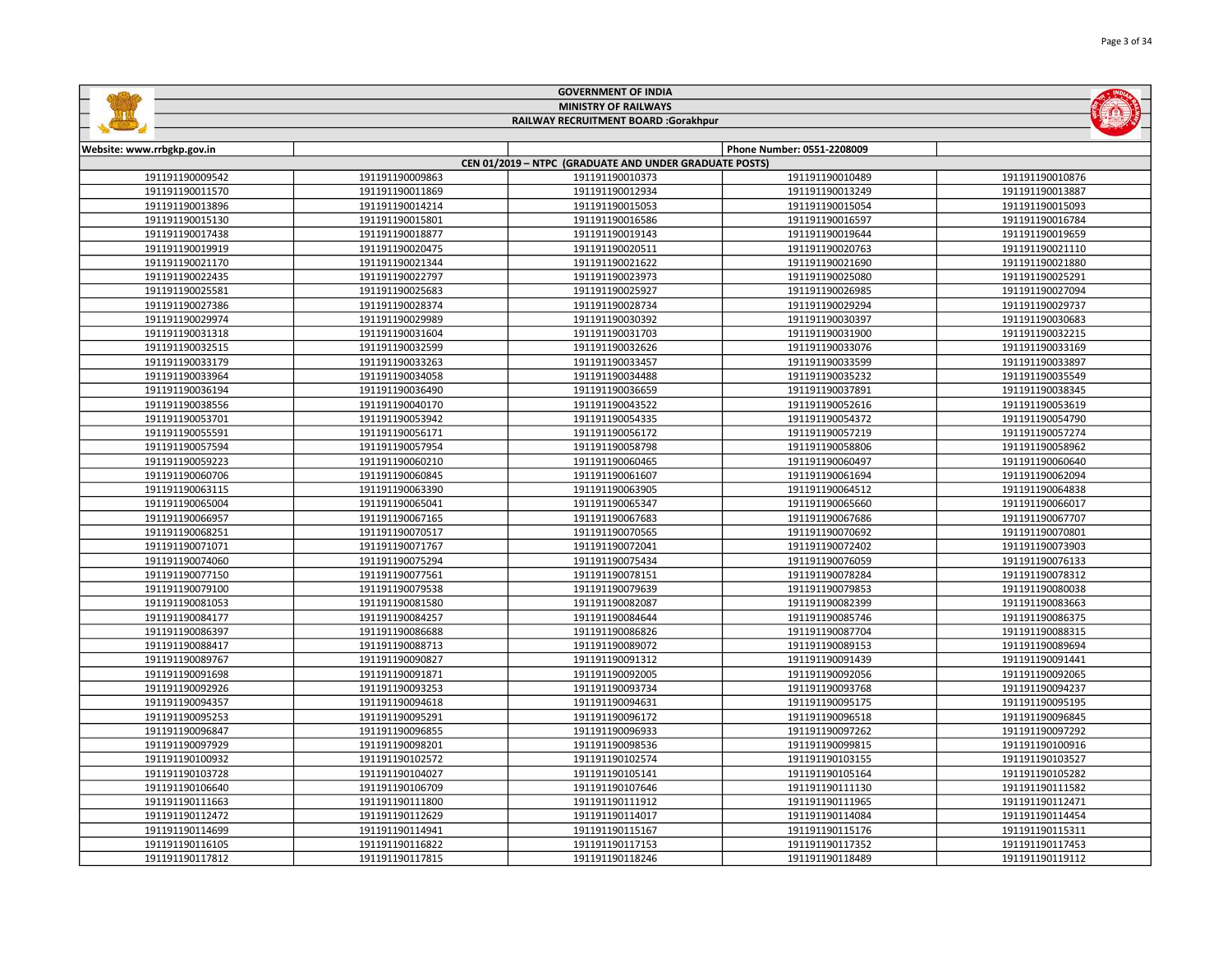# GOVERNMENT OF INDIA

## MINISTRY OF RAILWAYS

## RAILWAY RECRUITMENT BOARD :Gorakhpur

| Website: www.rrbgkp.gov.in | | | Phone Number: 0551-2208009 | |
|---|---|---|---|---|
| CEN 01/2019 – NTPC (GRADUATE AND UNDER GRADUATE POSTS) | | | | |
| 191191190009542 | 191191190009863 | 191191190010373 | 191191190010489 | 191191190010876 |
| 191191190011570 | 191191190011869 | 191191190012934 | 191191190013249 | 191191190013887 |
| 191191190013896 | 191191190014214 | 191191190015053 | 191191190015054 | 191191190015093 |
| 191191190015130 | 191191190015801 | 191191190016586 | 191191190016597 | 191191190016784 |
| 191191190017438 | 191191190018877 | 191191190019143 | 191191190019644 | 191191190019659 |
| 191191190019919 | 191191190020475 | 191191190020511 | 191191190020763 | 191191190021110 |
| 191191190021170 | 191191190021344 | 191191190021622 | 191191190021690 | 191191190021880 |
| 191191190022435 | 191191190022797 | 191191190023973 | 191191190025080 | 191191190025291 |
| 191191190025581 | 191191190025683 | 191191190025927 | 191191190026985 | 191191190027094 |
| 191191190027386 | 191191190028374 | 191191190028734 | 191191190029294 | 191191190029737 |
| 191191190029974 | 191191190029989 | 191191190030392 | 191191190030397 | 191191190030683 |
| 191191190031318 | 191191190031604 | 191191190031703 | 191191190031900 | 191191190032215 |
| 191191190032515 | 191191190032599 | 191191190032626 | 191191190033076 | 191191190033169 |
| 191191190033179 | 191191190033263 | 191191190033457 | 191191190033599 | 191191190033897 |
| 191191190033964 | 191191190034058 | 191191190034488 | 191191190035232 | 191191190035549 |
| 191191190036194 | 191191190036490 | 191191190036659 | 191191190037891 | 191191190038345 |
| 191191190038556 | 191191190040170 | 191191190043522 | 191191190052616 | 191191190053619 |
| 191191190053701 | 191191190053942 | 191191190054335 | 191191190054372 | 191191190054790 |
| 191191190055591 | 191191190056171 | 191191190056172 | 191191190057219 | 191191190057274 |
| 191191190057594 | 191191190057954 | 191191190058798 | 191191190058806 | 191191190058962 |
| 191191190059223 | 191191190060210 | 191191190060465 | 191191190060497 | 191191190060640 |
| 191191190060706 | 191191190060845 | 191191190061607 | 191191190061694 | 191191190062094 |
| 191191190063115 | 191191190063390 | 191191190063905 | 191191190064512 | 191191190064838 |
| 191191190065004 | 191191190065041 | 191191190065347 | 191191190065660 | 191191190066017 |
| 191191190066957 | 191191190067165 | 191191190067683 | 191191190067686 | 191191190067707 |
| 191191190068251 | 191191190070517 | 191191190070565 | 191191190070692 | 191191190070801 |
| 191191190071071 | 191191190071767 | 191191190072041 | 191191190072402 | 191191190073903 |
| 191191190074060 | 191191190075294 | 191191190075434 | 191191190076059 | 191191190076133 |
| 191191190077150 | 191191190077561 | 191191190078151 | 191191190078284 | 191191190078312 |
| 191191190079100 | 191191190079538 | 191191190079639 | 191191190079853 | 191191190080038 |
| 191191190081053 | 191191190081580 | 191191190082087 | 191191190082399 | 191191190083663 |
| 191191190084177 | 191191190084257 | 191191190084644 | 191191190085746 | 191191190086375 |
| 191191190086397 | 191191190086688 | 191191190086826 | 191191190087704 | 191191190088315 |
| 191191190088417 | 191191190088713 | 191191190089072 | 191191190089153 | 191191190089694 |
| 191191190089767 | 191191190090827 | 191191190091312 | 191191190091439 | 191191190091441 |
| 191191190091698 | 191191190091871 | 191191190092005 | 191191190092056 | 191191190092065 |
| 191191190092926 | 191191190093253 | 191191190093734 | 191191190093768 | 191191190094237 |
| 191191190094357 | 191191190094618 | 191191190094631 | 191191190095175 | 191191190095195 |
| 191191190095253 | 191191190095291 | 191191190096172 | 191191190096518 | 191191190096845 |
| 191191190096847 | 191191190096855 | 191191190096933 | 191191190097262 | 191191190097292 |
| 191191190097929 | 191191190098201 | 191191190098536 | 191191190099815 | 191191190100916 |
| 191191190100932 | 191191190102572 | 191191190102574 | 191191190103155 | 191191190103527 |
| 191191190103728 | 191191190104027 | 191191190105141 | 191191190105164 | 191191190105282 |
| 191191190106640 | 191191190106709 | 191191190107646 | 191191190111130 | 191191190111582 |
| 191191190111663 | 191191190111800 | 191191190111912 | 191191190111965 | 191191190112471 |
| 191191190112472 | 191191190112629 | 191191190114017 | 191191190114084 | 191191190114454 |
| 191191190114699 | 191191190114941 | 191191190115167 | 191191190115176 | 191191190115311 |
| 191191190116105 | 191191190116822 | 191191190117153 | 191191190117352 | 191191190117453 |
| 191191190117812 | 191191190117815 | 191191190118246 | 191191190118489 | 191191190119112 |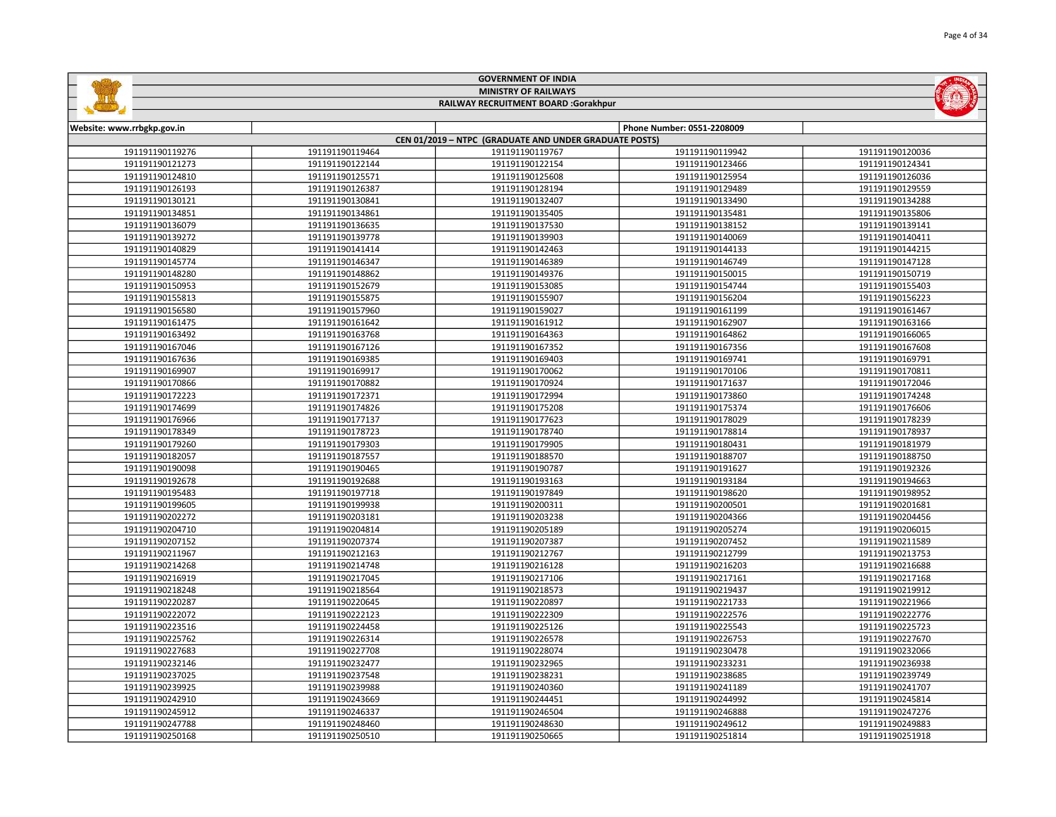# GOVERNMENT OF INDIA

## MINISTRY OF RAILWAYS

### RAILWAY RECRUITMENT BOARD :Gorakhpur

| Website: www.rrbgkp.gov.in | | | Phone Number: 0551-2208009 | |
|---|---|---|---|---|
| CEN 01/2019 – NTPC (GRADUATE AND UNDER GRADUATE POSTS) | | | | |
| 191191190119276 | 191191190119464 | 191191190119767 | 191191190119942 | 191191190120036 |
| 191191190121273 | 191191190122144 | 191191190122154 | 191191190123466 | 191191190124341 |
| 191191190124810 | 191191190125571 | 191191190125608 | 191191190125954 | 191191190126036 |
| 191191190126193 | 191191190126387 | 191191190128194 | 191191190129489 | 191191190129559 |
| 191191190130121 | 191191190130841 | 191191190132407 | 191191190133490 | 191191190134288 |
| 191191190134851 | 191191190134861 | 191191190135405 | 191191190135481 | 191191190135806 |
| 191191190136079 | 191191190136635 | 191191190137530 | 191191190138152 | 191191190139141 |
| 191191190139272 | 191191190139778 | 191191190139903 | 191191190140069 | 191191190140411 |
| 191191190140829 | 191191190141414 | 191191190142463 | 191191190144133 | 191191190144215 |
| 191191190145774 | 191191190146347 | 191191190146389 | 191191190146749 | 191191190147128 |
| 191191190148280 | 191191190148862 | 191191190149376 | 191191190150015 | 191191190150719 |
| 191191190150953 | 191191190152679 | 191191190153085 | 191191190154744 | 191191190155403 |
| 191191190155813 | 191191190155875 | 191191190155907 | 191191190156204 | 191191190156223 |
| 191191190156580 | 191191190157960 | 191191190159027 | 191191190161199 | 191191190161467 |
| 191191190161475 | 191191190161642 | 191191190161912 | 191191190162907 | 191191190163166 |
| 191191190163492 | 191191190163768 | 191191190164363 | 191191190164862 | 191191190166065 |
| 191191190167046 | 191191190167126 | 191191190167352 | 191191190167356 | 191191190167608 |
| 191191190167636 | 191191190169385 | 191191190169403 | 191191190169741 | 191191190169791 |
| 191191190169907 | 191191190169917 | 191191190170062 | 191191190170106 | 191191190170811 |
| 191191190170866 | 191191190170882 | 191191190170924 | 191191190171637 | 191191190172046 |
| 191191190172223 | 191191190172371 | 191191190172994 | 191191190173860 | 191191190174248 |
| 191191190174699 | 191191190174826 | 191191190175208 | 191191190175374 | 191191190176606 |
| 191191190176966 | 191191190177137 | 191191190177623 | 191191190178029 | 191191190178239 |
| 191191190178349 | 191191190178723 | 191191190178740 | 191191190178814 | 191191190178937 |
| 191191190179260 | 191191190179303 | 191191190179905 | 191191190180431 | 191191190181979 |
| 191191190182057 | 191191190187557 | 191191190188570 | 191191190188707 | 191191190188750 |
| 191191190190098 | 191191190190465 | 191191190190787 | 191191190191627 | 191191190192326 |
| 191191190192678 | 191191190192688 | 191191190193163 | 191191190193184 | 191191190194663 |
| 191191190195483 | 191191190197718 | 191191190197849 | 191191190198620 | 191191190198952 |
| 191191190199605 | 191191190199938 | 191191190200311 | 191191190200501 | 191191190201681 |
| 191191190202272 | 191191190203181 | 191191190203238 | 191191190204366 | 191191190204456 |
| 191191190204710 | 191191190204814 | 191191190205189 | 191191190205274 | 191191190206015 |
| 191191190207152 | 191191190207374 | 191191190207387 | 191191190207452 | 191191190211589 |
| 191191190211967 | 191191190212163 | 191191190212767 | 191191190212799 | 191191190213753 |
| 191191190214268 | 191191190214748 | 191191190216128 | 191191190216203 | 191191190216688 |
| 191191190216919 | 191191190217045 | 191191190217106 | 191191190217161 | 191191190217168 |
| 191191190218248 | 191191190218564 | 191191190218573 | 191191190219437 | 191191190219912 |
| 191191190220287 | 191191190220645 | 191191190220897 | 191191190221733 | 191191190221966 |
| 191191190222072 | 191191190222123 | 191191190222309 | 191191190222576 | 191191190222776 |
| 191191190223516 | 191191190224458 | 191191190225126 | 191191190225543 | 191191190225723 |
| 191191190225762 | 191191190226314 | 191191190226578 | 191191190226753 | 191191190227670 |
| 191191190227683 | 191191190227708 | 191191190228074 | 191191190230478 | 191191190232066 |
| 191191190232146 | 191191190232477 | 191191190232965 | 191191190233231 | 191191190236938 |
| 191191190237025 | 191191190237548 | 191191190238231 | 191191190238685 | 191191190239749 |
| 191191190239925 | 191191190239988 | 191191190240360 | 191191190241189 | 191191190241707 |
| 191191190242910 | 191191190243669 | 191191190244451 | 191191190244992 | 191191190245814 |
| 191191190245912 | 191191190246337 | 191191190246504 | 191191190246888 | 191191190247276 |
| 191191190247788 | 191191190248460 | 191191190248630 | 191191190249612 | 191191190249883 |
| 191191190250168 | 191191190250510 | 191191190250665 | 191191190251814 | 191191190251918 |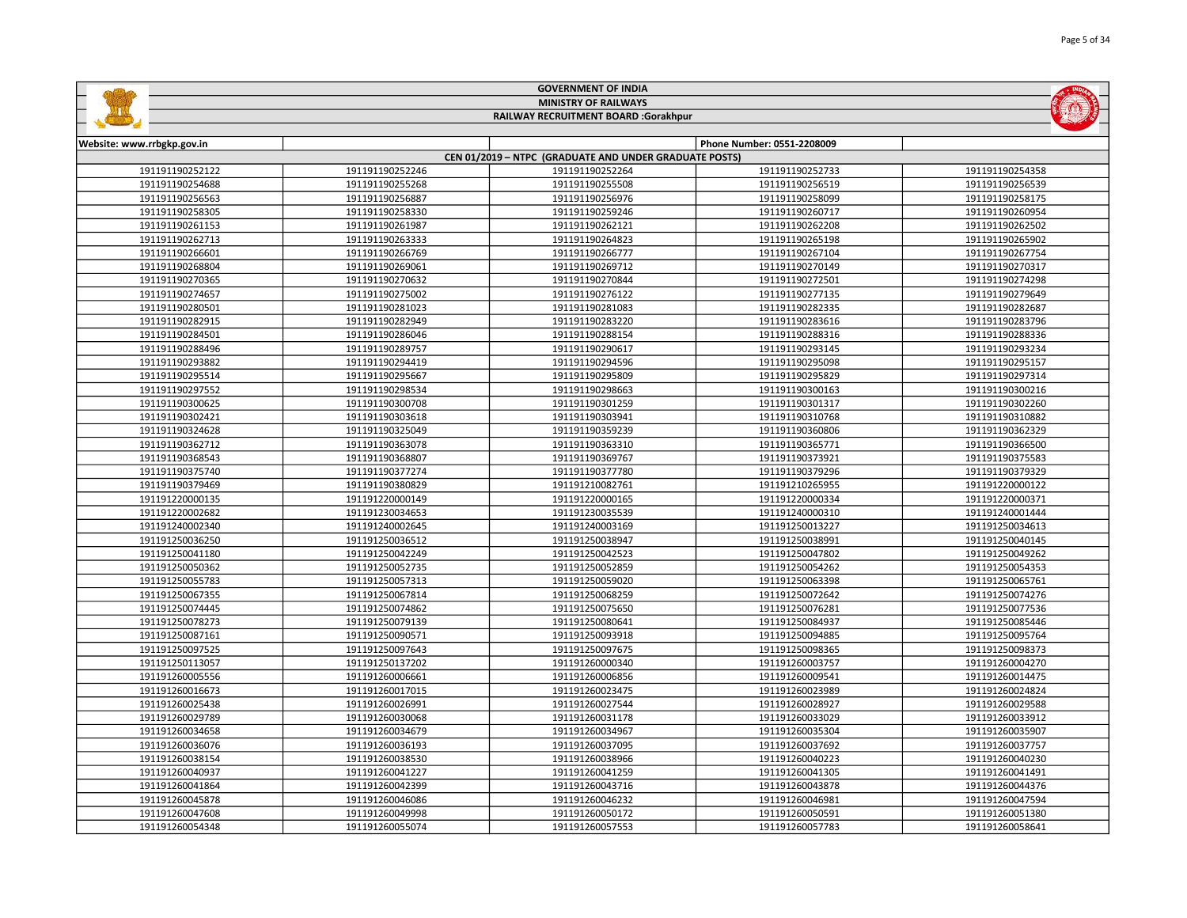# GOVERNMENT OF INDIA

## MINISTRY OF RAILWAYS

## RAILWAY RECRUITMENT BOARD :Gorakhpur

| Website: www.rrbgkp.gov.in | | | Phone Number: 0551-2208009 | |
|---|---|---|---|---|
| CEN 01/2019 – NTPC (GRADUATE AND UNDER GRADUATE POSTS) | | | | |
| 191191190252122 | 191191190252246 | 191191190252264 | 191191190252733 | 191191190254358 |
| 191191190254688 | 191191190255268 | 191191190255508 | 191191190256519 | 191191190256539 |
| 191191190256563 | 191191190256887 | 191191190256976 | 191191190258099 | 191191190258175 |
| 191191190258305 | 191191190258330 | 191191190259246 | 191191190260717 | 191191190260954 |
| 191191190261153 | 191191190261987 | 191191190262121 | 191191190262208 | 191191190262502 |
| 191191190262713 | 191191190263333 | 191191190264823 | 191191190265198 | 191191190265902 |
| 191191190266601 | 191191190266769 | 191191190266777 | 191191190267104 | 191191190267754 |
| 191191190268804 | 191191190269061 | 191191190269712 | 191191190270149 | 191191190270317 |
| 191191190270365 | 191191190270632 | 191191190270844 | 191191190272501 | 191191190274298 |
| 191191190274657 | 191191190275002 | 191191190276122 | 191191190277135 | 191191190279649 |
| 191191190280501 | 191191190281023 | 191191190281083 | 191191190282335 | 191191190282687 |
| 191191190282915 | 191191190282949 | 191191190283220 | 191191190283616 | 191191190283796 |
| 191191190284501 | 191191190286046 | 191191190288154 | 191191190288316 | 191191190288336 |
| 191191190288496 | 191191190289757 | 191191190290617 | 191191190293145 | 191191190293234 |
| 191191190293882 | 191191190294419 | 191191190294596 | 191191190295098 | 191191190295157 |
| 191191190295514 | 191191190295667 | 191191190295809 | 191191190295829 | 191191190297314 |
| 191191190297552 | 191191190298534 | 191191190298663 | 191191190300163 | 191191190300216 |
| 191191190300625 | 191191190300708 | 191191190301259 | 191191190301317 | 191191190302260 |
| 191191190302421 | 191191190303618 | 191191190303941 | 191191190310768 | 191191190310882 |
| 191191190324628 | 191191190325049 | 191191190359239 | 191191190360806 | 191191190362329 |
| 191191190362712 | 191191190363078 | 191191190363310 | 191191190365771 | 191191190366500 |
| 191191190368543 | 191191190368807 | 191191190369767 | 191191190373921 | 191191190375583 |
| 191191190375740 | 191191190377274 | 191191190377780 | 191191190379296 | 191191190379329 |
| 191191190379469 | 191191190380829 | 191191210082761 | 191191210265955 | 191191220000122 |
| 191191220000135 | 191191220000149 | 191191220000165 | 191191220000334 | 191191220000371 |
| 191191220002682 | 191191230034653 | 191191230035539 | 191191240000310 | 191191240001444 |
| 191191240002340 | 191191240002645 | 191191240003169 | 191191250013227 | 191191250034613 |
| 191191250036250 | 191191250036512 | 191191250038947 | 191191250038991 | 191191250040145 |
| 191191250041180 | 191191250042249 | 191191250042523 | 191191250047802 | 191191250049262 |
| 191191250050362 | 191191250052735 | 191191250052859 | 191191250054262 | 191191250054353 |
| 191191250055783 | 191191250057313 | 191191250059020 | 191191250063398 | 191191250065761 |
| 191191250067355 | 191191250067814 | 191191250068259 | 191191250072642 | 191191250074276 |
| 191191250074445 | 191191250074862 | 191191250075650 | 191191250076281 | 191191250077536 |
| 191191250078273 | 191191250079139 | 191191250080641 | 191191250084937 | 191191250085446 |
| 191191250087161 | 191191250090571 | 191191250093918 | 191191250094885 | 191191250095764 |
| 191191250097525 | 191191250097643 | 191191250097675 | 191191250098365 | 191191250098373 |
| 191191250113057 | 191191250137202 | 191191260000340 | 191191260003757 | 191191260004270 |
| 191191260005556 | 191191260006661 | 191191260006856 | 191191260009541 | 191191260014475 |
| 191191260016673 | 191191260017015 | 191191260023475 | 191191260023989 | 191191260024824 |
| 191191260025438 | 191191260026991 | 191191260027544 | 191191260028927 | 191191260029588 |
| 191191260029789 | 191191260030068 | 191191260031178 | 191191260033029 | 191191260033912 |
| 191191260034658 | 191191260034679 | 191191260034967 | 191191260035304 | 191191260035907 |
| 191191260036076 | 191191260036193 | 191191260037095 | 191191260037692 | 191191260037757 |
| 191191260038154 | 191191260038530 | 191191260038966 | 191191260040223 | 191191260040230 |
| 191191260040937 | 191191260041227 | 191191260041259 | 191191260041305 | 191191260041491 |
| 191191260041864 | 191191260042399 | 191191260043716 | 191191260043878 | 191191260044376 |
| 191191260045878 | 191191260046086 | 191191260046232 | 191191260046981 | 191191260047594 |
| 191191260047608 | 191191260049998 | 191191260050172 | 191191260050591 | 191191260051380 |
| 191191260054348 | 191191260055074 | 191191260057553 | 191191260057783 | 191191260058641 |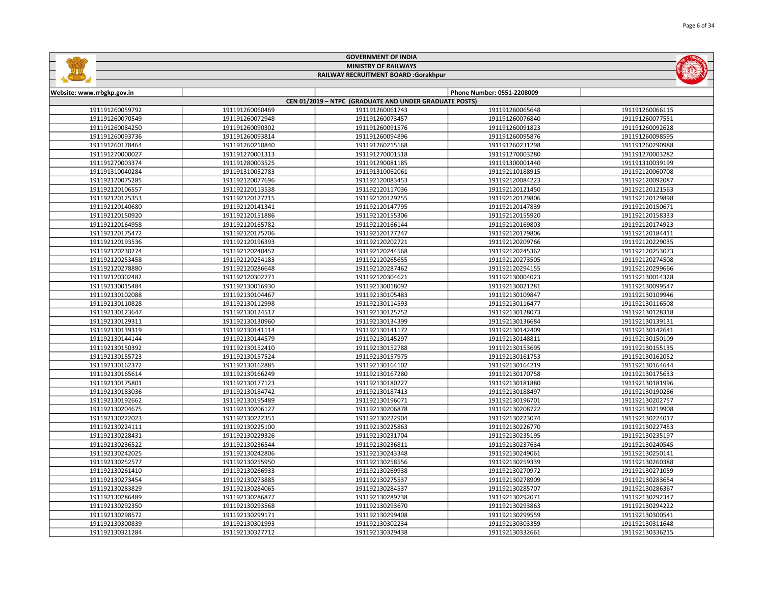# GOVERNMENT OF INDIA

## MINISTRY OF RAILWAYS

## RAILWAY RECRUITMENT BOARD :Gorakhpur

| Website: www.rrbgkp.gov.in | | | Phone Number: 0551-2208009 | |
|---|---|---|---|---|
| CEN 01/2019 – NTPC (GRADUATE AND UNDER GRADUATE POSTS) | | | | |
| 191191260059792 | 191191260060469 | 191191260061743 | 191191260065648 | 191191260066115 |
| 191191260070549 | 191191260072948 | 191191260073457 | 191191260076840 | 191191260077551 |
| 191191260084250 | 191191260090302 | 191191260091576 | 191191260091823 | 191191260092628 |
| 191191260093736 | 191191260093814 | 191191260094896 | 191191260095876 | 191191260098595 |
| 191191260178464 | 191191260210840 | 191191260215168 | 191191260231298 | 191191260290988 |
| 191191270000027 | 191191270001313 | 191191270001518 | 191191270003280 | 191191270003282 |
| 191191270003374 | 191191280003525 | 191191290001185 | 191191300001440 | 191191310039199 |
| 191191310040284 | 191191310052783 | 191191310062061 | 191192110188915 | 191192120060708 |
| 191192120075285 | 191192120077696 | 191192120083453 | 191192120084223 | 191192120092087 |
| 191192120106557 | 191192120113538 | 191192120117036 | 191192120121450 | 191192120121563 |
| 191192120125353 | 191192120127215 | 191192120129255 | 191192120129806 | 191192120129898 |
| 191192120140680 | 191192120141341 | 191192120147795 | 191192120147839 | 191192120150671 |
| 191192120150920 | 191192120151886 | 191192120155306 | 191192120155920 | 191192120158333 |
| 191192120164958 | 191192120165782 | 191192120166144 | 191192120169803 | 191192120174923 |
| 191192120175472 | 191192120175706 | 191192120177247 | 191192120179806 | 191192120184411 |
| 191192120193536 | 191192120196393 | 191192120202721 | 191192120209766 | 191192120229035 |
| 191192120230274 | 191192120240452 | 191192120244568 | 191192120245362 | 191192120253073 |
| 191192120253458 | 191192120254183 | 191192120265655 | 191192120273505 | 191192120274508 |
| 191192120278880 | 191192120286648 | 191192120287462 | 191192120294155 | 191192120299666 |
| 191192120302482 | 191192120302771 | 191192120304621 | 191192130004023 | 191192130014328 |
| 191192130015484 | 191192130016930 | 191192130018092 | 191192130021281 | 191192130099547 |
| 191192130102088 | 191192130104467 | 191192130105483 | 191192130109847 | 191192130109946 |
| 191192130110828 | 191192130112998 | 191192130114593 | 191192130116477 | 191192130116508 |
| 191192130123647 | 191192130124517 | 191192130125752 | 191192130128073 | 191192130128318 |
| 191192130129311 | 191192130130960 | 191192130134399 | 191192130136684 | 191192130139131 |
| 191192130139319 | 191192130141114 | 191192130141172 | 191192130142409 | 191192130142641 |
| 191192130144144 | 191192130144579 | 191192130145297 | 191192130148811 | 191192130150109 |
| 191192130150392 | 191192130152410 | 191192130152788 | 191192130153695 | 191192130155135 |
| 191192130155723 | 191192130157524 | 191192130157975 | 191192130161753 | 191192130162052 |
| 191192130162372 | 191192130162885 | 191192130164102 | 191192130164219 | 191192130164644 |
| 191192130165614 | 191192130166249 | 191192130167280 | 191192130170758 | 191192130175633 |
| 191192130175801 | 191192130177123 | 191192130180227 | 191192130181880 | 191192130181996 |
| 191192130183036 | 191192130184742 | 191192130187413 | 191192130188497 | 191192130190286 |
| 191192130192662 | 191192130195489 | 191192130196071 | 191192130196701 | 191192130202757 |
| 191192130204675 | 191192130206127 | 191192130206878 | 191192130208722 | 191192130219908 |
| 191192130222023 | 191192130222351 | 191192130222904 | 191192130223074 | 191192130224017 |
| 191192130224111 | 191192130225100 | 191192130225863 | 191192130226770 | 191192130227453 |
| 191192130228431 | 191192130229326 | 191192130231704 | 191192130235195 | 191192130235197 |
| 191192130236522 | 191192130236544 | 191192130236811 | 191192130237634 | 191192130240545 |
| 191192130242025 | 191192130242806 | 191192130243348 | 191192130249061 | 191192130250141 |
| 191192130252577 | 191192130255950 | 191192130258556 | 191192130259339 | 191192130260388 |
| 191192130261410 | 191192130266933 | 191192130269938 | 191192130270972 | 191192130271059 |
| 191192130273454 | 191192130273885 | 191192130275537 | 191192130278909 | 191192130283654 |
| 191192130283829 | 191192130284065 | 191192130284537 | 191192130285707 | 191192130286367 |
| 191192130286489 | 191192130286877 | 191192130289738 | 191192130292071 | 191192130292347 |
| 191192130292350 | 191192130293568 | 191192130293670 | 191192130293863 | 191192130294222 |
| 191192130298572 | 191192130299171 | 191192130299408 | 191192130299559 | 191192130300541 |
| 191192130300839 | 191192130301993 | 191192130302234 | 191192130303359 | 191192130311648 |
| 191192130321284 | 191192130327712 | 191192130329438 | 191192130332661 | 191192130336215 |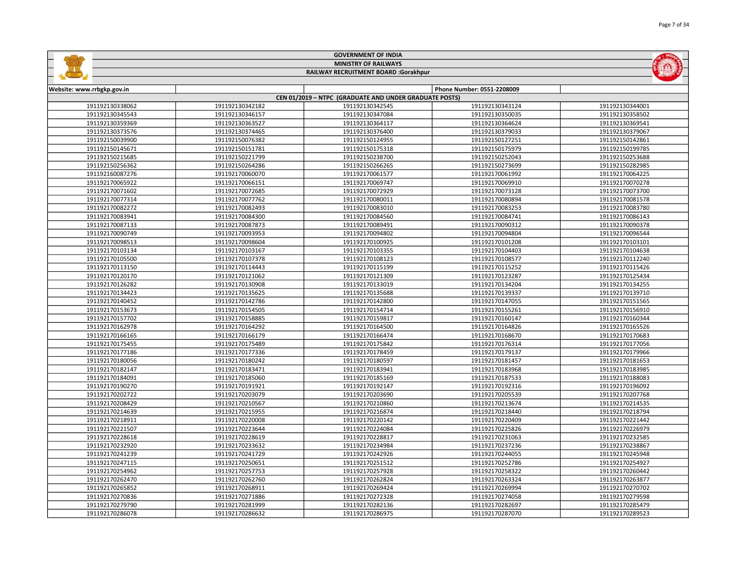# GOVERNMENT OF INDIA

## MINISTRY OF RAILWAYS

## RAILWAY RECRUITMENT BOARD :Gorakhpur

| Website: www.rrbgkp.gov.in | | | Phone Number: 0551-2208009 | |
|---|---|---|---|---|
| CEN 01/2019 – NTPC (GRADUATE AND UNDER GRADUATE POSTS) | | | | |
| 191192130338062 | 191192130342182 | 191192130342545 | 191192130343124 | 191192130344001 |
| 191192130345543 | 191192130346157 | 191192130347084 | 191192130350035 | 191192130358502 |
| 191192130359369 | 191192130363527 | 191192130364117 | 191192130364624 | 191192130369541 |
| 191192130373576 | 191192130374465 | 191192130376400 | 191192130379033 | 191192130379067 |
| 191192150039900 | 191192150076382 | 191192150124955 | 191192150127251 | 191192150142861 |
| 191192150145671 | 191192150151781 | 191192150175318 | 191192150175979 | 191192150199785 |
| 191192150215685 | 191192150221799 | 191192150238700 | 191192150252043 | 191192150253688 |
| 191192150256362 | 191192150264286 | 191192150266265 | 191192150273699 | 191192150282985 |
| 191192160087276 | 191192170060070 | 191192170061577 | 191192170061992 | 191192170064225 |
| 191192170065922 | 191192170066151 | 191192170069747 | 191192170069910 | 191192170070278 |
| 191192170071602 | 191192170072685 | 191192170072929 | 191192170073128 | 191192170073700 |
| 191192170077314 | 191192170077762 | 191192170080011 | 191192170080894 | 191192170081578 |
| 191192170082272 | 191192170082493 | 191192170083010 | 191192170083253 | 191192170083780 |
| 191192170083941 | 191192170084300 | 191192170084560 | 191192170084741 | 191192170086143 |
| 191192170087133 | 191192170087873 | 191192170089491 | 191192170090312 | 191192170090378 |
| 191192170090749 | 191192170093953 | 191192170094802 | 191192170094804 | 191192170096544 |
| 191192170098513 | 191192170098604 | 191192170100925 | 191192170101208 | 191192170103101 |
| 191192170103134 | 191192170103167 | 191192170103355 | 191192170104403 | 191192170104638 |
| 191192170105500 | 191192170107378 | 191192170108123 | 191192170108577 | 191192170112240 |
| 191192170113150 | 191192170114443 | 191192170115199 | 191192170115252 | 191192170115426 |
| 191192170120170 | 191192170121062 | 191192170121309 | 191192170123287 | 191192170125434 |
| 191192170126282 | 191192170130908 | 191192170133019 | 191192170134204 | 191192170134255 |
| 191192170134423 | 191192170135625 | 191192170135688 | 191192170139337 | 191192170139710 |
| 191192170140452 | 191192170142786 | 191192170142800 | 191192170147055 | 191192170151565 |
| 191192170153673 | 191192170154505 | 191192170154714 | 191192170155261 | 191192170156910 |
| 191192170157702 | 191192170158885 | 191192170159817 | 191192170160147 | 191192170160344 |
| 191192170162978 | 191192170164292 | 191192170164500 | 191192170164826 | 191192170165526 |
| 191192170166165 | 191192170166179 | 191192170166474 | 191192170168670 | 191192170170683 |
| 191192170175455 | 191192170175489 | 191192170175842 | 191192170176314 | 191192170177056 |
| 191192170177186 | 191192170177336 | 191192170178459 | 191192170179137 | 191192170179966 |
| 191192170180056 | 191192170180242 | 191192170180597 | 191192170181457 | 191192170181653 |
| 191192170182147 | 191192170183471 | 191192170183941 | 191192170183968 | 191192170183985 |
| 191192170184091 | 191192170185060 | 191192170185169 | 191192170187533 | 191192170188083 |
| 191192170190270 | 191192170191921 | 191192170192147 | 191192170192316 | 191192170196092 |
| 191192170202722 | 191192170203079 | 191192170203690 | 191192170205539 | 191192170207768 |
| 191192170208429 | 191192170210567 | 191192170210860 | 191192170213674 | 191192170214535 |
| 191192170214639 | 191192170215955 | 191192170216874 | 191192170218440 | 191192170218794 |
| 191192170218911 | 191192170220008 | 191192170220142 | 191192170220409 | 191192170221442 |
| 191192170221507 | 191192170223644 | 191192170224084 | 191192170225826 | 191192170226979 |
| 191192170228618 | 191192170228619 | 191192170228817 | 191192170231063 | 191192170232585 |
| 191192170232920 | 191192170233632 | 191192170234984 | 191192170237236 | 191192170238867 |
| 191192170241239 | 191192170241729 | 191192170242926 | 191192170244055 | 191192170245948 |
| 191192170247115 | 191192170250651 | 191192170251512 | 191192170252786 | 191192170254927 |
| 191192170254962 | 191192170257753 | 191192170257928 | 191192170258322 | 191192170260442 |
| 191192170262470 | 191192170262760 | 191192170262824 | 191192170263324 | 191192170263877 |
| 191192170265852 | 191192170268911 | 191192170269424 | 191192170269994 | 191192170270702 |
| 191192170270836 | 191192170271886 | 191192170272328 | 191192170274058 | 191192170279598 |
| 191192170279790 | 191192170281999 | 191192170282136 | 191192170282697 | 191192170285479 |
| 191192170286078 | 191192170286632 | 191192170286975 | 191192170287070 | 191192170289523 |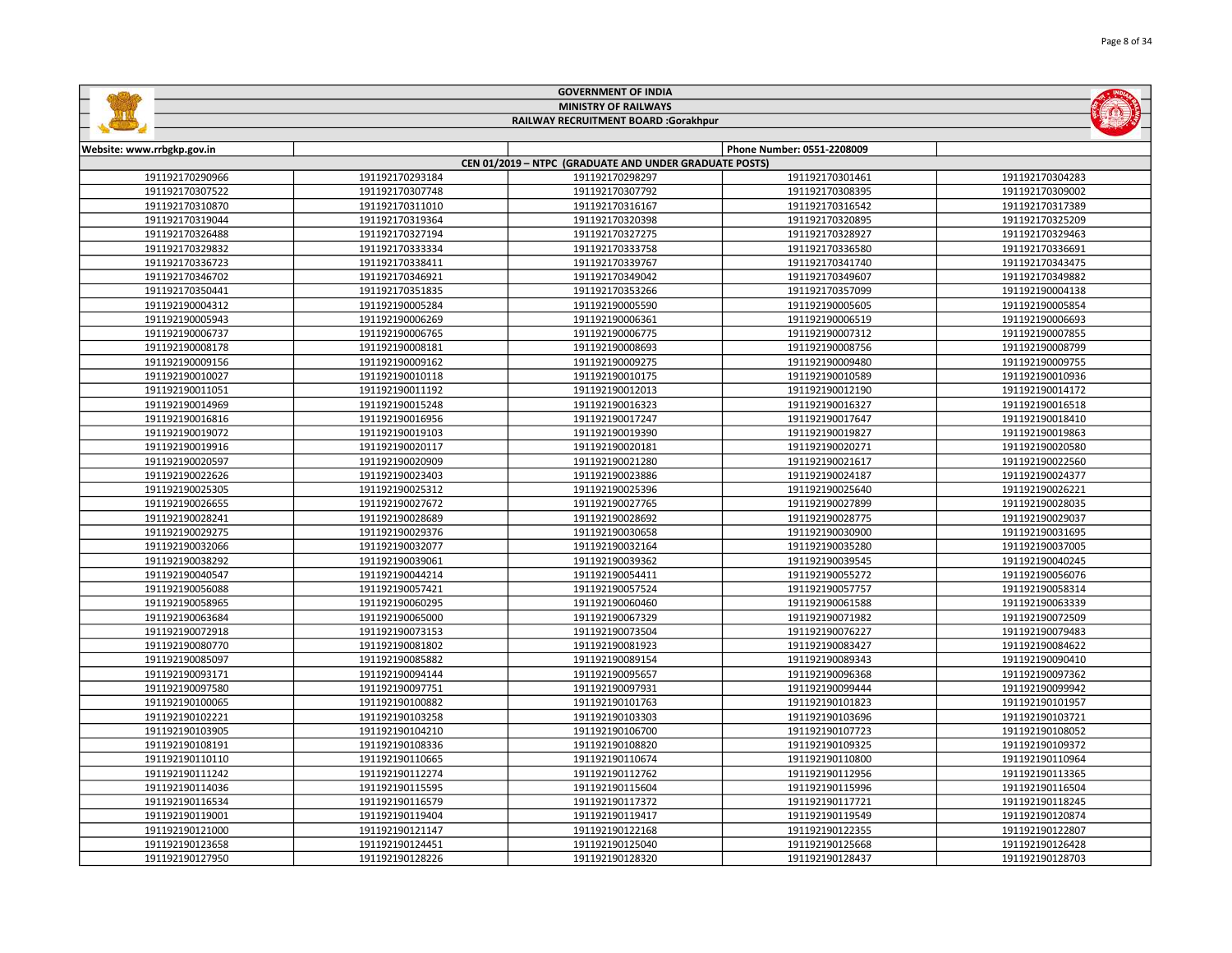# GOVERNMENT OF INDIA

## MINISTRY OF RAILWAYS

## RAILWAY RECRUITMENT BOARD :Gorakhpur

| Website: www.rrbgkp.gov.in | | | Phone Number: 0551-2208009 | |
|---|---|---|---|---|
| CEN 01/2019 – NTPC (GRADUATE AND UNDER GRADUATE POSTS) | | | | |
| 191192170290966 | 191192170293184 | 191192170298297 | 191192170301461 | 191192170304283 |
| 191192170307522 | 191192170307748 | 191192170307792 | 191192170308395 | 191192170309002 |
| 191192170310870 | 191192170311010 | 191192170316167 | 191192170316542 | 191192170317389 |
| 191192170319044 | 191192170319364 | 191192170320398 | 191192170320895 | 191192170325209 |
| 191192170326488 | 191192170327194 | 191192170327275 | 191192170328927 | 191192170329463 |
| 191192170329832 | 191192170333334 | 191192170333758 | 191192170336580 | 191192170336691 |
| 191192170336723 | 191192170338411 | 191192170339767 | 191192170341740 | 191192170343475 |
| 191192170346702 | 191192170346921 | 191192170349042 | 191192170349607 | 191192170349882 |
| 191192170350441 | 191192170351835 | 191192170353266 | 191192170357099 | 191192190004138 |
| 191192190004312 | 191192190005284 | 191192190005590 | 191192190005605 | 191192190005854 |
| 191192190005943 | 191192190006269 | 191192190006361 | 191192190006519 | 191192190006693 |
| 191192190006737 | 191192190006765 | 191192190006775 | 191192190007312 | 191192190007855 |
| 191192190008178 | 191192190008181 | 191192190008693 | 191192190008756 | 191192190008799 |
| 191192190009156 | 191192190009162 | 191192190009275 | 191192190009480 | 191192190009755 |
| 191192190010027 | 191192190010118 | 191192190010175 | 191192190010589 | 191192190010936 |
| 191192190011051 | 191192190011192 | 191192190012013 | 191192190012190 | 191192190014172 |
| 191192190014969 | 191192190015248 | 191192190016323 | 191192190016327 | 191192190016518 |
| 191192190016816 | 191192190016956 | 191192190017247 | 191192190017647 | 191192190018410 |
| 191192190019072 | 191192190019103 | 191192190019390 | 191192190019827 | 191192190019863 |
| 191192190019916 | 191192190020117 | 191192190020181 | 191192190020271 | 191192190020580 |
| 191192190020597 | 191192190020909 | 191192190021280 | 191192190021617 | 191192190022560 |
| 191192190022626 | 191192190023403 | 191192190023886 | 191192190024187 | 191192190024377 |
| 191192190025305 | 191192190025312 | 191192190025396 | 191192190025640 | 191192190026221 |
| 191192190026655 | 191192190027672 | 191192190027765 | 191192190027899 | 191192190028035 |
| 191192190028241 | 191192190028689 | 191192190028692 | 191192190028775 | 191192190029037 |
| 191192190029275 | 191192190029376 | 191192190030658 | 191192190030900 | 191192190031695 |
| 191192190032066 | 191192190032077 | 191192190032164 | 191192190035280 | 191192190037005 |
| 191192190038292 | 191192190039061 | 191192190039362 | 191192190039545 | 191192190040245 |
| 191192190040547 | 191192190044214 | 191192190054411 | 191192190055272 | 191192190056076 |
| 191192190056088 | 191192190057421 | 191192190057524 | 191192190057757 | 191192190058314 |
| 191192190058965 | 191192190060295 | 191192190060460 | 191192190061588 | 191192190063339 |
| 191192190063684 | 191192190065000 | 191192190067329 | 191192190071982 | 191192190072509 |
| 191192190072918 | 191192190073153 | 191192190073504 | 191192190076227 | 191192190079483 |
| 191192190080770 | 191192190081802 | 191192190081923 | 191192190083427 | 191192190084622 |
| 191192190085097 | 191192190085882 | 191192190089154 | 191192190089343 | 191192190090410 |
| 191192190093171 | 191192190094144 | 191192190095657 | 191192190096368 | 191192190097362 |
| 191192190097580 | 191192190097751 | 191192190097931 | 191192190099444 | 191192190099942 |
| 191192190100065 | 191192190100882 | 191192190101763 | 191192190101823 | 191192190101957 |
| 191192190102221 | 191192190103258 | 191192190103303 | 191192190103696 | 191192190103721 |
| 191192190103905 | 191192190104210 | 191192190106700 | 191192190107723 | 191192190108052 |
| 191192190108191 | 191192190108336 | 191192190108820 | 191192190109325 | 191192190109372 |
| 191192190110110 | 191192190110665 | 191192190110674 | 191192190110800 | 191192190110964 |
| 191192190111242 | 191192190112274 | 191192190112762 | 191192190112956 | 191192190113365 |
| 191192190114036 | 191192190115595 | 191192190115604 | 191192190115996 | 191192190116504 |
| 191192190116534 | 191192190116579 | 191192190117372 | 191192190117721 | 191192190118245 |
| 191192190119001 | 191192190119404 | 191192190119417 | 191192190119549 | 191192190120874 |
| 191192190121000 | 191192190121147 | 191192190122168 | 191192190122355 | 191192190122807 |
| 191192190123658 | 191192190124451 | 191192190125040 | 191192190125668 | 191192190126428 |
| 191192190127950 | 191192190128226 | 191192190128320 | 191192190128437 | 191192190128703 |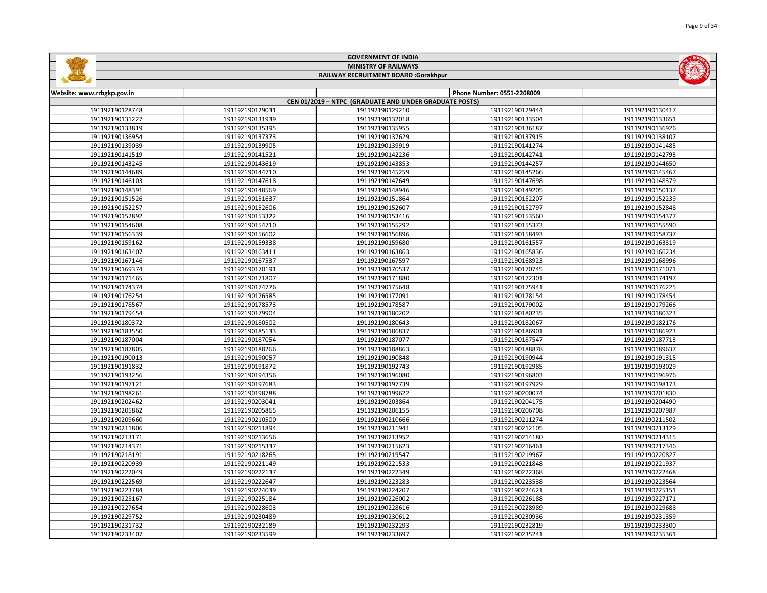**GOVERNMENT OF INDIA**

**MINISTRY OF RAILWAYS**

**RAILWAY RECRUITMENT BOARD :Gorakhpur**

| Website: www.rrbgkp.gov.in | | | Phone Number: 0551-2208009 | |
|---|---|---|---|---|
| **CEN 01/2019 – NTPC (GRADUATE AND UNDER GRADUATE POSTS)** | | | | |
| 191192190128748 | 191192190129031 | 191192190129210 | 191192190129444 | 191192190130417 |
| 191192190131227 | 191192190131939 | 191192190132018 | 191192190133504 | 191192190133651 |
| 191192190133819 | 191192190135395 | 191192190135955 | 191192190136187 | 191192190136926 |
| 191192190136954 | 191192190137373 | 191192190137629 | 191192190137915 | 191192190138107 |
| 191192190139039 | 191192190139905 | 191192190139919 | 191192190141274 | 191192190141485 |
| 191192190141519 | 191192190141521 | 191192190142236 | 191192190142741 | 191192190142793 |
| 191192190143245 | 191192190143619 | 191192190143853 | 191192190144257 | 191192190144650 |
| 191192190144689 | 191192190144710 | 191192190145259 | 191192190145266 | 191192190145467 |
| 191192190146103 | 191192190147618 | 191192190147649 | 191192190147698 | 191192190148379 |
| 191192190148391 | 191192190148569 | 191192190148946 | 191192190149205 | 191192190150137 |
| 191192190151526 | 191192190151637 | 191192190151864 | 191192190152207 | 191192190152239 |
| 191192190152257 | 191192190152606 | 191192190152607 | 191192190152797 | 191192190152848 |
| 191192190152892 | 191192190153322 | 191192190153416 | 191192190153560 | 191192190154377 |
| 191192190154608 | 191192190154710 | 191192190155292 | 191192190155373 | 191192190155590 |
| 191192190156339 | 191192190156602 | 191192190156896 | 191192190158493 | 191192190158737 |
| 191192190159162 | 191192190159338 | 191192190159680 | 191192190161557 | 191192190163319 |
| 191192190163407 | 191192190163411 | 191192190163863 | 191192190165836 | 191192190166234 |
| 191192190167146 | 191192190167537 | 191192190167597 | 191192190168923 | 191192190168996 |
| 191192190169374 | 191192190170191 | 191192190170537 | 191192190170745 | 191192190171071 |
| 191192190171465 | 191192190171807 | 191192190171880 | 191192190172301 | 191192190174197 |
| 191192190174374 | 191192190174776 | 191192190175648 | 191192190175941 | 191192190176225 |
| 191192190176254 | 191192190176585 | 191192190177091 | 191192190178154 | 191192190178454 |
| 191192190178567 | 191192190178573 | 191192190178587 | 191192190179002 | 191192190179266 |
| 191192190179454 | 191192190179904 | 191192190180202 | 191192190180235 | 191192190180323 |
| 191192190180372 | 191192190180502 | 191192190180643 | 191192190182067 | 191192190182176 |
| 191192190183550 | 191192190185133 | 191192190186837 | 191192190186901 | 191192190186923 |
| 191192190187004 | 191192190187054 | 191192190187077 | 191192190187547 | 191192190187713 |
| 191192190187805 | 191192190188266 | 191192190188863 | 191192190188878 | 191192190189637 |
| 191192190190013 | 191192190190057 | 191192190190848 | 191192190190944 | 191192190191315 |
| 191192190191832 | 191192190191872 | 191192190192743 | 191192190192985 | 191192190193029 |
| 191192190193256 | 191192190194356 | 191192190196080 | 191192190196803 | 191192190196976 |
| 191192190197121 | 191192190197683 | 191192190197739 | 191192190197929 | 191192190198173 |
| 191192190198261 | 191192190198788 | 191192190199622 | 191192190200074 | 191192190201830 |
| 191192190202462 | 191192190203041 | 191192190203864 | 191192190204175 | 191192190204490 |
| 191192190205862 | 191192190205865 | 191192190206155 | 191192190206708 | 191192190207987 |
| 191192190209660 | 191192190210500 | 191192190210666 | 191192190211274 | 191192190211502 |
| 191192190211806 | 191192190211894 | 191192190211941 | 191192190212105 | 191192190213129 |
| 191192190213171 | 191192190213656 | 191192190213952 | 191192190214180 | 191192190214315 |
| 191192190214371 | 191192190215337 | 191192190215623 | 191192190216461 | 191192190217346 |
| 191192190218191 | 191192190218265 | 191192190219547 | 191192190219967 | 191192190220827 |
| 191192190220939 | 191192190221149 | 191192190221533 | 191192190221848 | 191192190221937 |
| 191192190222049 | 191192190222137 | 191192190222349 | 191192190222368 | 191192190222468 |
| 191192190222569 | 191192190222647 | 191192190223283 | 191192190223538 | 191192190223564 |
| 191192190223784 | 191192190224039 | 191192190224207 | 191192190224621 | 191192190225151 |
| 191192190225167 | 191192190225184 | 191192190226002 | 191192190226188 | 191192190227171 |
| 191192190227654 | 191192190228603 | 191192190228616 | 191192190228989 | 191192190229688 |
| 191192190229752 | 191192190230489 | 191192190230612 | 191192190230936 | 191192190231359 |
| 191192190231732 | 191192190232189 | 191192190232293 | 191192190232819 | 191192190233300 |
| 191192190233407 | 191192190233599 | 191192190233697 | 191192190235241 | 191192190235361 |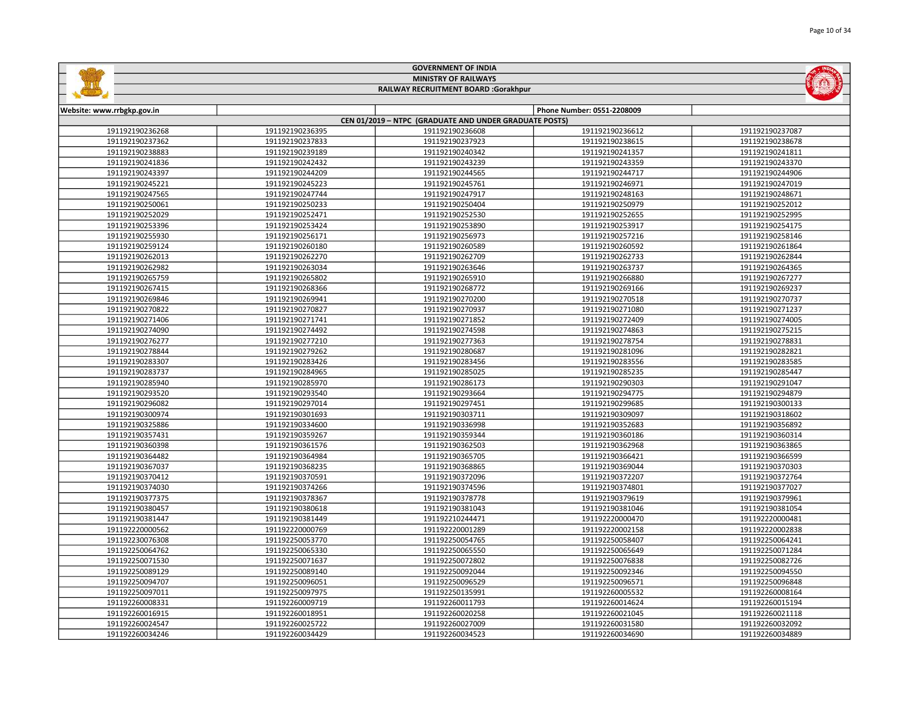# GOVERNMENT OF INDIA

## MINISTRY OF RAILWAYS

## RAILWAY RECRUITMENT BOARD :Gorakhpur

| Website: www.rrbgkp.gov.in | | | Phone Number: 0551-2208009 | |
|---|---|---|---|---|
| CEN 01/2019 – NTPC (GRADUATE AND UNDER GRADUATE POSTS) | | | | |
| 191192190236268 | 191192190236395 | 191192190236608 | 191192190236612 | 191192190237087 |
| 191192190237362 | 191192190237833 | 191192190237923 | 191192190238615 | 191192190238678 |
| 191192190238883 | 191192190239189 | 191192190240342 | 191192190241357 | 191192190241811 |
| 191192190241836 | 191192190242432 | 191192190243239 | 191192190243359 | 191192190243370 |
| 191192190243397 | 191192190244209 | 191192190244565 | 191192190244717 | 191192190244906 |
| 191192190245221 | 191192190245223 | 191192190245761 | 191192190246971 | 191192190247019 |
| 191192190247565 | 191192190247744 | 191192190247917 | 191192190248163 | 191192190248671 |
| 191192190250061 | 191192190250233 | 191192190250404 | 191192190250979 | 191192190252012 |
| 191192190252029 | 191192190252471 | 191192190252530 | 191192190252655 | 191192190252995 |
| 191192190253396 | 191192190253424 | 191192190253890 | 191192190253917 | 191192190254175 |
| 191192190255930 | 191192190256171 | 191192190256973 | 191192190257216 | 191192190258146 |
| 191192190259124 | 191192190260180 | 191192190260589 | 191192190260592 | 191192190261864 |
| 191192190262013 | 191192190262270 | 191192190262709 | 191192190262733 | 191192190262844 |
| 191192190262982 | 191192190263034 | 191192190263646 | 191192190263737 | 191192190264365 |
| 191192190265759 | 191192190265802 | 191192190265910 | 191192190266880 | 191192190267277 |
| 191192190267415 | 191192190268366 | 191192190268772 | 191192190269166 | 191192190269237 |
| 191192190269846 | 191192190269941 | 191192190270200 | 191192190270518 | 191192190270737 |
| 191192190270822 | 191192190270827 | 191192190270937 | 191192190271080 | 191192190271237 |
| 191192190271406 | 191192190271741 | 191192190271852 | 191192190272409 | 191192190274005 |
| 191192190274090 | 191192190274492 | 191192190274598 | 191192190274863 | 191192190275215 |
| 191192190276277 | 191192190277210 | 191192190277363 | 191192190278754 | 191192190278831 |
| 191192190278844 | 191192190279262 | 191192190280687 | 191192190281096 | 191192190282821 |
| 191192190283307 | 191192190283426 | 191192190283456 | 191192190283556 | 191192190283585 |
| 191192190283737 | 191192190284965 | 191192190285025 | 191192190285235 | 191192190285447 |
| 191192190285940 | 191192190285970 | 191192190286173 | 191192190290303 | 191192190291047 |
| 191192190293520 | 191192190293540 | 191192190293664 | 191192190294775 | 191192190294879 |
| 191192190296082 | 191192190297014 | 191192190297451 | 191192190299685 | 191192190300133 |
| 191192190300974 | 191192190301693 | 191192190303711 | 191192190309097 | 191192190318602 |
| 191192190325886 | 191192190334600 | 191192190336998 | 191192190352683 | 191192190356892 |
| 191192190357431 | 191192190359267 | 191192190359344 | 191192190360186 | 191192190360314 |
| 191192190360398 | 191192190361576 | 191192190362503 | 191192190362968 | 191192190363865 |
| 191192190364482 | 191192190364984 | 191192190365705 | 191192190366421 | 191192190366599 |
| 191192190367037 | 191192190368235 | 191192190368865 | 191192190369044 | 191192190370303 |
| 191192190370412 | 191192190370591 | 191192190372096 | 191192190372207 | 191192190372764 |
| 191192190374030 | 191192190374266 | 191192190374596 | 191192190374801 | 191192190377027 |
| 191192190377375 | 191192190378367 | 191192190378778 | 191192190379619 | 191192190379961 |
| 191192190380457 | 191192190380618 | 191192190381043 | 191192190381046 | 191192190381054 |
| 191192190381447 | 191192190381449 | 191192210244471 | 191192220000470 | 191192220000481 |
| 191192220000562 | 191192220000769 | 191192220001289 | 191192220002158 | 191192220002838 |
| 191192230076308 | 191192250053770 | 191192250054765 | 191192250058407 | 191192250064241 |
| 191192250064762 | 191192250065330 | 191192250065550 | 191192250065649 | 191192250071284 |
| 191192250071530 | 191192250071637 | 191192250072802 | 191192250076838 | 191192250082726 |
| 191192250089129 | 191192250089140 | 191192250092044 | 191192250092346 | 191192250094550 |
| 191192250094707 | 191192250096051 | 191192250096529 | 191192250096571 | 191192250096848 |
| 191192250097011 | 191192250097975 | 191192250135991 | 191192260005532 | 191192260008164 |
| 191192260008331 | 191192260009719 | 191192260011793 | 191192260014624 | 191192260015194 |
| 191192260016915 | 191192260018951 | 191192260020258 | 191192260021045 | 191192260021118 |
| 191192260024547 | 191192260025722 | 191192260027009 | 191192260031580 | 191192260032092 |
| 191192260034246 | 191192260034429 | 191192260034523 | 191192260034690 | 191192260034889 |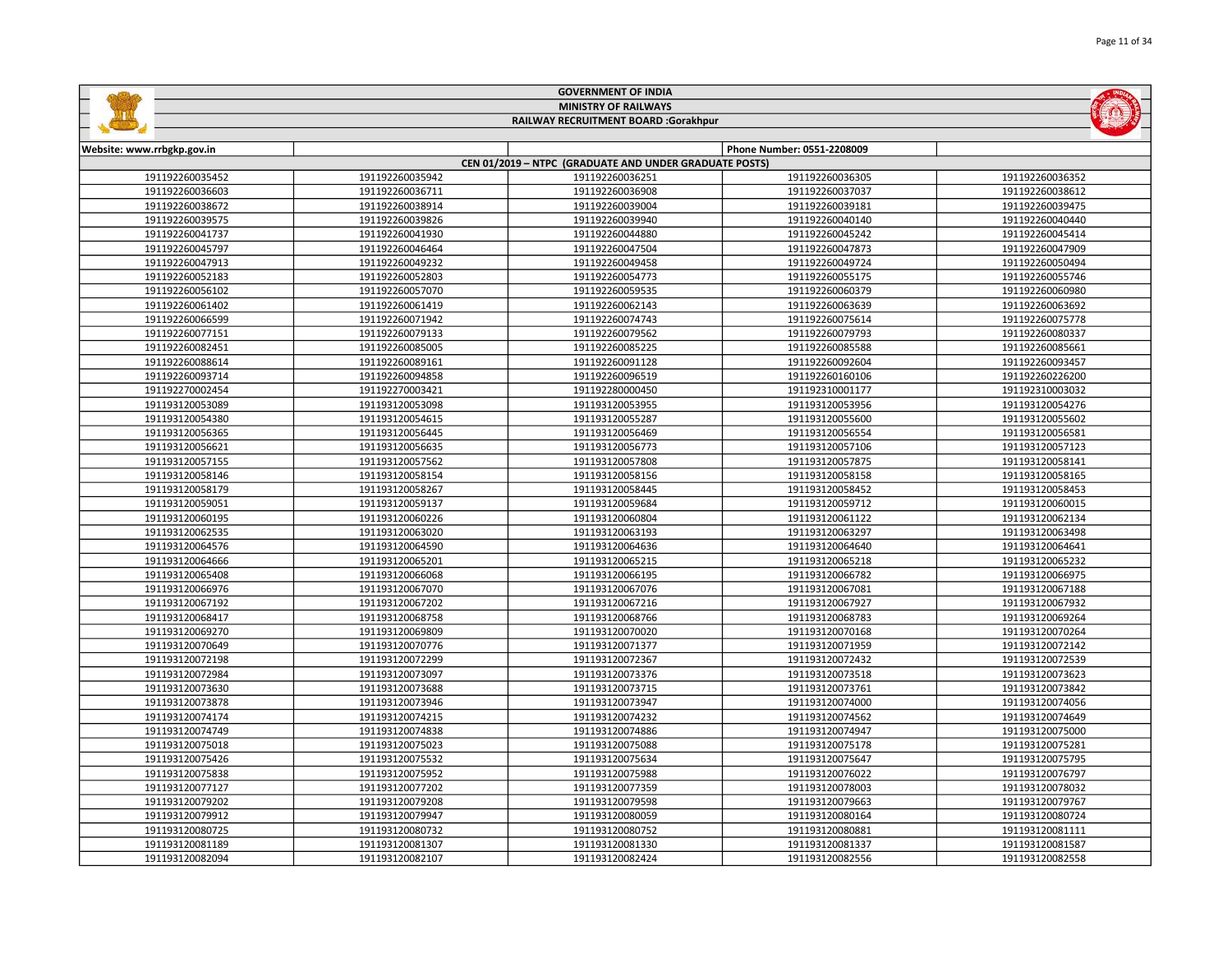GOVERNMENT OF INDIA

MINISTRY OF RAILWAYS

RAILWAY RECRUITMENT BOARD :Gorakhpur

| Website: www.rrbgkp.gov.in | | | Phone Number: 0551-2208009 | |
|---|---|---|---|---|
| CEN 01/2019 – NTPC (GRADUATE AND UNDER GRADUATE POSTS) | | | | |
| 191192260035452 | 191192260035942 | 191192260036251 | 191192260036305 | 191192260036352 |
| 191192260036603 | 191192260036711 | 191192260036908 | 191192260037037 | 191192260038612 |
| 191192260038672 | 191192260038914 | 191192260039004 | 191192260039181 | 191192260039475 |
| 191192260039575 | 191192260039826 | 191192260039940 | 191192260040140 | 191192260040440 |
| 191192260041737 | 191192260041930 | 191192260044880 | 191192260045242 | 191192260045414 |
| 191192260045797 | 191192260046464 | 191192260047504 | 191192260047873 | 191192260047909 |
| 191192260047913 | 191192260049232 | 191192260049458 | 191192260049724 | 191192260050494 |
| 191192260052183 | 191192260052803 | 191192260054773 | 191192260055175 | 191192260055746 |
| 191192260056102 | 191192260057070 | 191192260059535 | 191192260060379 | 191192260060980 |
| 191192260061402 | 191192260061419 | 191192260062143 | 191192260063639 | 191192260063692 |
| 191192260066599 | 191192260071942 | 191192260074743 | 191192260075614 | 191192260075778 |
| 191192260077151 | 191192260079133 | 191192260079562 | 191192260079793 | 191192260080337 |
| 191192260082451 | 191192260085005 | 191192260085225 | 191192260085588 | 191192260085661 |
| 191192260088614 | 191192260089161 | 191192260091128 | 191192260092604 | 191192260093457 |
| 191192260093714 | 191192260094858 | 191192260096519 | 191192260160106 | 191192260226200 |
| 191192270002454 | 191192270003421 | 191192280000450 | 191192310001177 | 191192310003032 |
| 191193120053089 | 191193120053098 | 191193120053955 | 191193120053956 | 191193120054276 |
| 191193120054380 | 191193120054615 | 191193120055287 | 191193120055600 | 191193120055602 |
| 191193120056365 | 191193120056445 | 191193120056469 | 191193120056554 | 191193120056581 |
| 191193120056621 | 191193120056635 | 191193120056773 | 191193120057106 | 191193120057123 |
| 191193120057155 | 191193120057562 | 191193120057808 | 191193120057875 | 191193120058141 |
| 191193120058146 | 191193120058154 | 191193120058156 | 191193120058158 | 191193120058165 |
| 191193120058179 | 191193120058267 | 191193120058445 | 191193120058452 | 191193120058453 |
| 191193120059051 | 191193120059137 | 191193120059684 | 191193120059712 | 191193120060015 |
| 191193120060195 | 191193120060226 | 191193120060804 | 191193120061122 | 191193120062134 |
| 191193120062535 | 191193120063020 | 191193120063193 | 191193120063297 | 191193120063498 |
| 191193120064576 | 191193120064590 | 191193120064636 | 191193120064640 | 191193120064641 |
| 191193120064666 | 191193120065201 | 191193120065215 | 191193120065218 | 191193120065232 |
| 191193120065408 | 191193120066068 | 191193120066195 | 191193120066782 | 191193120066975 |
| 191193120066976 | 191193120067070 | 191193120067076 | 191193120067081 | 191193120067188 |
| 191193120067192 | 191193120067202 | 191193120067216 | 191193120067927 | 191193120067932 |
| 191193120068417 | 191193120068758 | 191193120068766 | 191193120068783 | 191193120069264 |
| 191193120069270 | 191193120069809 | 191193120070020 | 191193120070168 | 191193120070264 |
| 191193120070649 | 191193120070776 | 191193120071377 | 191193120071959 | 191193120072142 |
| 191193120072198 | 191193120072299 | 191193120072367 | 191193120072432 | 191193120072539 |
| 191193120072984 | 191193120073097 | 191193120073376 | 191193120073518 | 191193120073623 |
| 191193120073630 | 191193120073688 | 191193120073715 | 191193120073761 | 191193120073842 |
| 191193120073878 | 191193120073946 | 191193120073947 | 191193120074000 | 191193120074056 |
| 191193120074174 | 191193120074215 | 191193120074232 | 191193120074562 | 191193120074649 |
| 191193120074749 | 191193120074838 | 191193120074886 | 191193120074947 | 191193120075000 |
| 191193120075018 | 191193120075023 | 191193120075088 | 191193120075178 | 191193120075281 |
| 191193120075426 | 191193120075532 | 191193120075634 | 191193120075647 | 191193120075795 |
| 191193120075838 | 191193120075952 | 191193120075988 | 191193120076022 | 191193120076797 |
| 191193120077127 | 191193120077202 | 191193120077359 | 191193120078003 | 191193120078032 |
| 191193120079202 | 191193120079208 | 191193120079598 | 191193120079663 | 191193120079767 |
| 191193120079912 | 191193120079947 | 191193120080059 | 191193120080164 | 191193120080724 |
| 191193120080725 | 191193120080732 | 191193120080752 | 191193120080881 | 191193120081111 |
| 191193120081189 | 191193120081307 | 191193120081330 | 191193120081337 | 191193120081587 |
| 191193120082094 | 191193120082107 | 191193120082424 | 191193120082556 | 191193120082558 |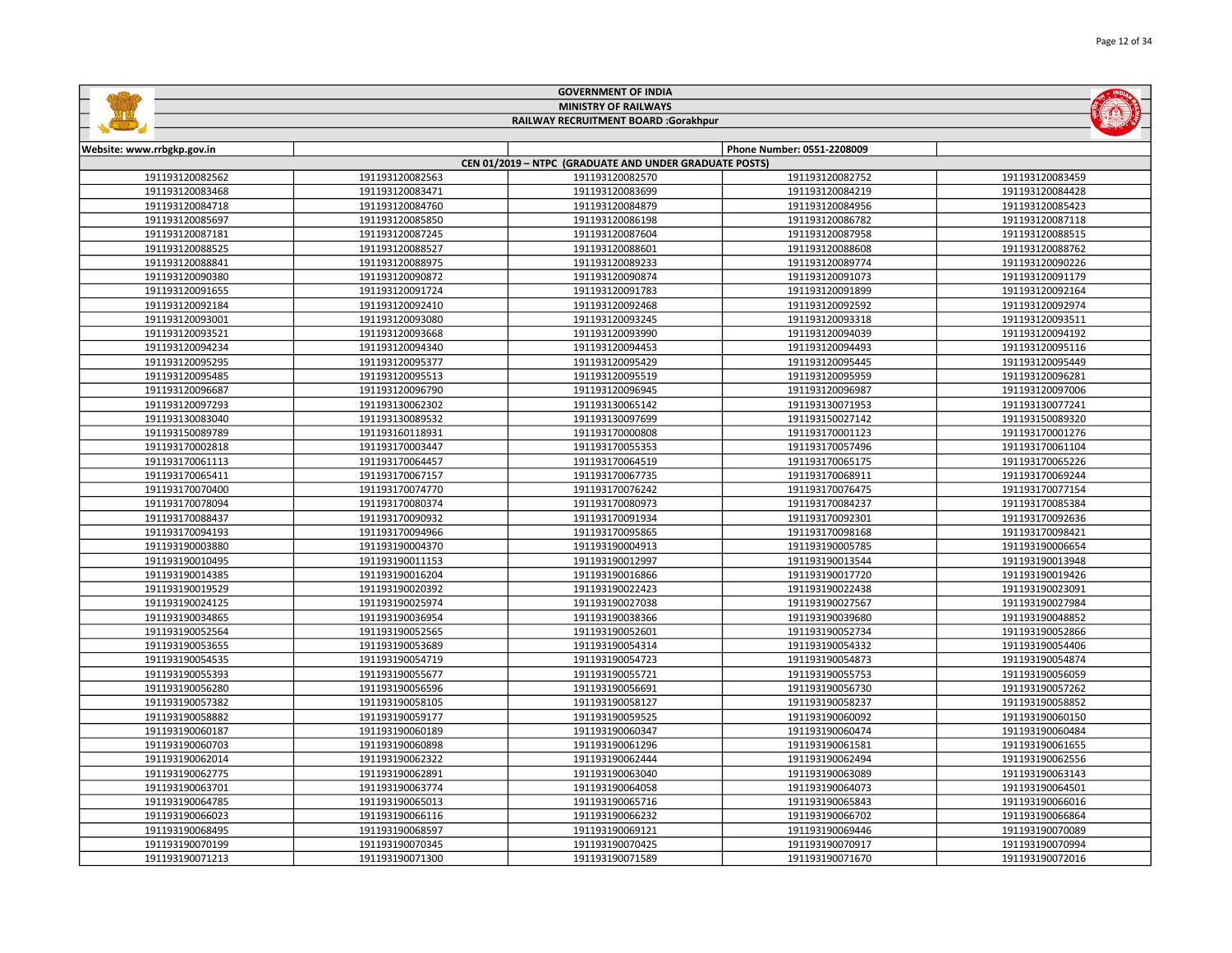# GOVERNMENT OF INDIA

## MINISTRY OF RAILWAYS

### RAILWAY RECRUITMENT BOARD :Gorakhpur

| Website: www.rrbgkp.gov.in | | | Phone Number: 0551-2208009 | |
|---|---|---|---|---|
| CEN 01/2019 – NTPC (GRADUATE AND UNDER GRADUATE POSTS) | | | | |
| 191193120082562 | 191193120082563 | 191193120082570 | 191193120082752 | 191193120083459 |
| 191193120083468 | 191193120083471 | 191193120083699 | 191193120084219 | 191193120084428 |
| 191193120084718 | 191193120084760 | 191193120084879 | 191193120084956 | 191193120085423 |
| 191193120085697 | 191193120085850 | 191193120086198 | 191193120086782 | 191193120087118 |
| 191193120087181 | 191193120087245 | 191193120087604 | 191193120087958 | 191193120088515 |
| 191193120088525 | 191193120088527 | 191193120088601 | 191193120088608 | 191193120088762 |
| 191193120088841 | 191193120088975 | 191193120089233 | 191193120089774 | 191193120090226 |
| 191193120090380 | 191193120090872 | 191193120090874 | 191193120091073 | 191193120091179 |
| 191193120091655 | 191193120091724 | 191193120091783 | 191193120091899 | 191193120092164 |
| 191193120092184 | 191193120092410 | 191193120092468 | 191193120092592 | 191193120092974 |
| 191193120093001 | 191193120093080 | 191193120093245 | 191193120093318 | 191193120093511 |
| 191193120093521 | 191193120093668 | 191193120093990 | 191193120094039 | 191193120094192 |
| 191193120094234 | 191193120094340 | 191193120094453 | 191193120094493 | 191193120095116 |
| 191193120095295 | 191193120095377 | 191193120095429 | 191193120095445 | 191193120095449 |
| 191193120095485 | 191193120095513 | 191193120095519 | 191193120095959 | 191193120096281 |
| 191193120096687 | 191193120096790 | 191193120096945 | 191193120096987 | 191193120097006 |
| 191193120097293 | 191193130062302 | 191193130065142 | 191193130071953 | 191193130077241 |
| 191193130083040 | 191193130089532 | 191193130097699 | 191193150027142 | 191193150089320 |
| 191193150089789 | 191193160118931 | 191193170000808 | 191193170001123 | 191193170001276 |
| 191193170002818 | 191193170003447 | 191193170055353 | 191193170057496 | 191193170061104 |
| 191193170061113 | 191193170064457 | 191193170064519 | 191193170065175 | 191193170065226 |
| 191193170065411 | 191193170067157 | 191193170067735 | 191193170068911 | 191193170069244 |
| 191193170070400 | 191193170074770 | 191193170076242 | 191193170076475 | 191193170077154 |
| 191193170078094 | 191193170080374 | 191193170080973 | 191193170084237 | 191193170085384 |
| 191193170088437 | 191193170090932 | 191193170091934 | 191193170092301 | 191193170092636 |
| 191193170094193 | 191193170094966 | 191193170095865 | 191193170098168 | 191193170098421 |
| 191193190003880 | 191193190004370 | 191193190004913 | 191193190005785 | 191193190006654 |
| 191193190010495 | 191193190011153 | 191193190012997 | 191193190013544 | 191193190013948 |
| 191193190014385 | 191193190016204 | 191193190016866 | 191193190017720 | 191193190019426 |
| 191193190019529 | 191193190020392 | 191193190022423 | 191193190022438 | 191193190023091 |
| 191193190024125 | 191193190025974 | 191193190027038 | 191193190027567 | 191193190027984 |
| 191193190034865 | 191193190036954 | 191193190038366 | 191193190039680 | 191193190048852 |
| 191193190052564 | 191193190052565 | 191193190052601 | 191193190052734 | 191193190052866 |
| 191193190053655 | 191193190053689 | 191193190054314 | 191193190054332 | 191193190054406 |
| 191193190054535 | 191193190054719 | 191193190054723 | 191193190054873 | 191193190054874 |
| 191193190055393 | 191193190055677 | 191193190055721 | 191193190055753 | 191193190056059 |
| 191193190056280 | 191193190056596 | 191193190056691 | 191193190056730 | 191193190057262 |
| 191193190057382 | 191193190058105 | 191193190058127 | 191193190058237 | 191193190058852 |
| 191193190058882 | 191193190059177 | 191193190059525 | 191193190060092 | 191193190060150 |
| 191193190060187 | 191193190060189 | 191193190060347 | 191193190060474 | 191193190060484 |
| 191193190060703 | 191193190060898 | 191193190061296 | 191193190061581 | 191193190061655 |
| 191193190062014 | 191193190062322 | 191193190062444 | 191193190062494 | 191193190062556 |
| 191193190062775 | 191193190062891 | 191193190063040 | 191193190063089 | 191193190063143 |
| 191193190063701 | 191193190063774 | 191193190064058 | 191193190064073 | 191193190064501 |
| 191193190064785 | 191193190065013 | 191193190065716 | 191193190065843 | 191193190066016 |
| 191193190066023 | 191193190066116 | 191193190066232 | 191193190066702 | 191193190066864 |
| 191193190068495 | 191193190068597 | 191193190069121 | 191193190069446 | 191193190070089 |
| 191193190070199 | 191193190070345 | 191193190070425 | 191193190070917 | 191193190070994 |
| 191193190071213 | 191193190071300 | 191193190071589 | 191193190071670 | 191193190072016 |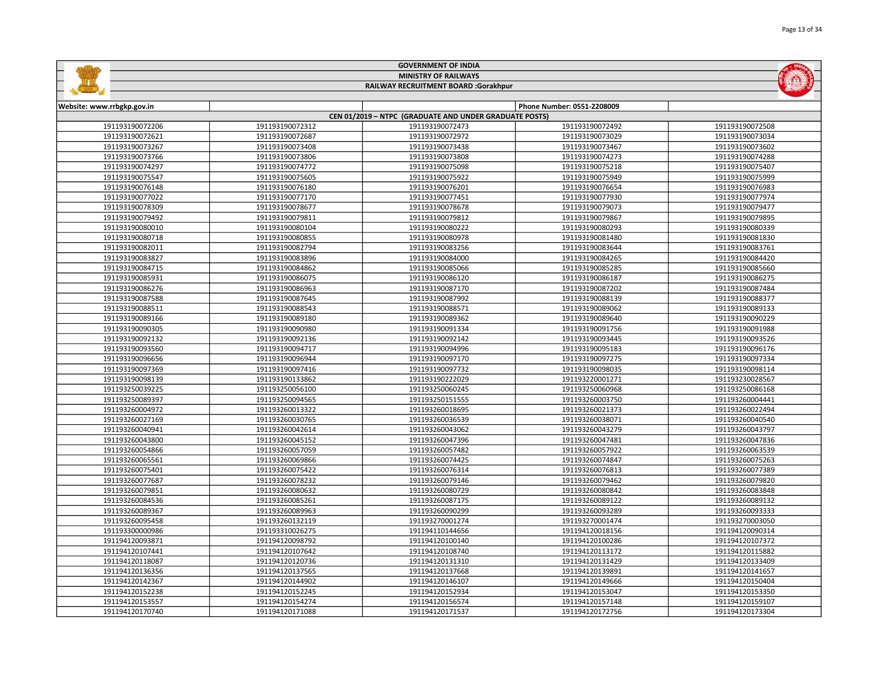# GOVERNMENT OF INDIA

## MINISTRY OF RAILWAYS

### RAILWAY RECRUITMENT BOARD :Gorakhpur

| Website: www.rrbgkp.gov.in | | | Phone Number: 0551-2208009 | |
|---|---|---|---|---|
| CEN 01/2019 – NTPC (GRADUATE AND UNDER GRADUATE POSTS) | | | | |
| 191193190072206 | 191193190072312 | 191193190072473 | 191193190072492 | 191193190072508 |
| 191193190072621 | 191193190072687 | 191193190072972 | 191193190073029 | 191193190073034 |
| 191193190073267 | 191193190073408 | 191193190073438 | 191193190073467 | 191193190073602 |
| 191193190073766 | 191193190073806 | 191193190073808 | 191193190074273 | 191193190074288 |
| 191193190074297 | 191193190074772 | 191193190075098 | 191193190075218 | 191193190075407 |
| 191193190075547 | 191193190075605 | 191193190075922 | 191193190075949 | 191193190075999 |
| 191193190076148 | 191193190076180 | 191193190076201 | 191193190076654 | 191193190076983 |
| 191193190077022 | 191193190077170 | 191193190077451 | 191193190077930 | 191193190077974 |
| 191193190078309 | 191193190078677 | 191193190078678 | 191193190079073 | 191193190079477 |
| 191193190079492 | 191193190079811 | 191193190079812 | 191193190079867 | 191193190079895 |
| 191193190080010 | 191193190080104 | 191193190080222 | 191193190080293 | 191193190080339 |
| 191193190080718 | 191193190080855 | 191193190080978 | 191193190081480 | 191193190081830 |
| 191193190082011 | 191193190082794 | 191193190083256 | 191193190083644 | 191193190083761 |
| 191193190083827 | 191193190083896 | 191193190084000 | 191193190084265 | 191193190084420 |
| 191193190084715 | 191193190084862 | 191193190085066 | 191193190085285 | 191193190085660 |
| 191193190085931 | 191193190086075 | 191193190086120 | 191193190086187 | 191193190086275 |
| 191193190086276 | 191193190086963 | 191193190087170 | 191193190087202 | 191193190087484 |
| 191193190087588 | 191193190087645 | 191193190087992 | 191193190088139 | 191193190088377 |
| 191193190088511 | 191193190088543 | 191193190088571 | 191193190089062 | 191193190089133 |
| 191193190089166 | 191193190089180 | 191193190089362 | 191193190089640 | 191193190090229 |
| 191193190090305 | 191193190090980 | 191193190091334 | 191193190091756 | 191193190091988 |
| 191193190092132 | 191193190092136 | 191193190092142 | 191193190093445 | 191193190093526 |
| 191193190093560 | 191193190094717 | 191193190094996 | 191193190095183 | 191193190096176 |
| 191193190096656 | 191193190096944 | 191193190097170 | 191193190097275 | 191193190097334 |
| 191193190097369 | 191193190097416 | 191193190097732 | 191193190098035 | 191193190098114 |
| 191193190098139 | 191193190133862 | 191193190222029 | 191193220001271 | 191193230028567 |
| 191193250039225 | 191193250056100 | 191193250060245 | 191193250060968 | 191193250086168 |
| 191193250089397 | 191193250094565 | 191193250151555 | 191193260003750 | 191193260004441 |
| 191193260004972 | 191193260013322 | 191193260018695 | 191193260021373 | 191193260022494 |
| 191193260027169 | 191193260030765 | 191193260036539 | 191193260038071 | 191193260040540 |
| 191193260040941 | 191193260042614 | 191193260043062 | 191193260043279 | 191193260043797 |
| 191193260043800 | 191193260045152 | 191193260047396 | 191193260047481 | 191193260047836 |
| 191193260054866 | 191193260057059 | 191193260057482 | 191193260057922 | 191193260063539 |
| 191193260065561 | 191193260069866 | 191193260074425 | 191193260074847 | 191193260075263 |
| 191193260075401 | 191193260075422 | 191193260076314 | 191193260076813 | 191193260077389 |
| 191193260077687 | 191193260078232 | 191193260079146 | 191193260079462 | 191193260079820 |
| 191193260079851 | 191193260080632 | 191193260080729 | 191193260080842 | 191193260083848 |
| 191193260084536 | 191193260085261 | 191193260087175 | 191193260089122 | 191193260089132 |
| 191193260089367 | 191193260089963 | 191193260090299 | 191193260093289 | 191193260093333 |
| 191193260095458 | 191193260132119 | 191193270001274 | 191193270001474 | 191193270003050 |
| 191193300000986 | 191193310026275 | 191194110144656 | 191194120018156 | 191194120090314 |
| 191194120093871 | 191194120098792 | 191194120100140 | 191194120100286 | 191194120107372 |
| 191194120107441 | 191194120107642 | 191194120108740 | 191194120113172 | 191194120115882 |
| 191194120118087 | 191194120120736 | 191194120131310 | 191194120131429 | 191194120133409 |
| 191194120136356 | 191194120137565 | 191194120137668 | 191194120139891 | 191194120141657 |
| 191194120142367 | 191194120144902 | 191194120146107 | 191194120149666 | 191194120150404 |
| 191194120152238 | 191194120152245 | 191194120152934 | 191194120153047 | 191194120153350 |
| 191194120153557 | 191194120154274 | 191194120156574 | 191194120157148 | 191194120159107 |
| 191194120170740 | 191194120171088 | 191194120171537 | 191194120172756 | 191194120173304 |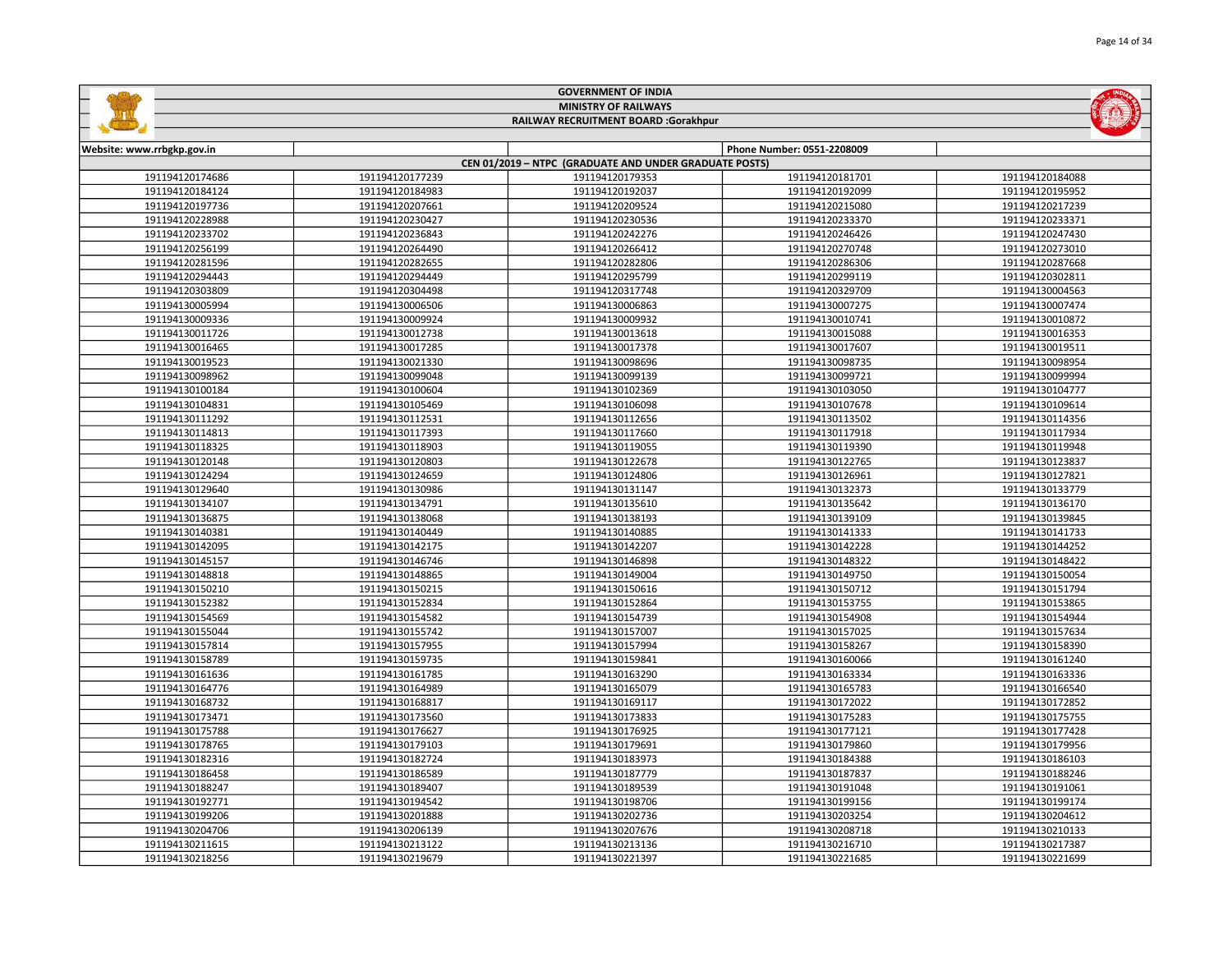# GOVERNMENT OF INDIA

## MINISTRY OF RAILWAYS

## RAILWAY RECRUITMENT BOARD :Gorakhpur

| Website: www.rrbgkp.gov.in | | | Phone Number: 0551-2208009 | |
|---|---|---|---|---|
| CEN 01/2019 – NTPC (GRADUATE AND UNDER GRADUATE POSTS) | | | | |
| 191194120174686 | 191194120177239 | 191194120179353 | 191194120181701 | 191194120184088 |
| 191194120184124 | 191194120184983 | 191194120192037 | 191194120192099 | 191194120195952 |
| 191194120197736 | 191194120207661 | 191194120209524 | 191194120215080 | 191194120217239 |
| 191194120228988 | 191194120230427 | 191194120230536 | 191194120233370 | 191194120233371 |
| 191194120233702 | 191194120236843 | 191194120242276 | 191194120246426 | 191194120247430 |
| 191194120256199 | 191194120264490 | 191194120266412 | 191194120270748 | 191194120273010 |
| 191194120281596 | 191194120282655 | 191194120282806 | 191194120286306 | 191194120287668 |
| 191194120294443 | 191194120294449 | 191194120295799 | 191194120299119 | 191194120302811 |
| 191194120303809 | 191194120304498 | 191194120317748 | 191194120329709 | 191194130004563 |
| 191194130005994 | 191194130006506 | 191194130006863 | 191194130007275 | 191194130007474 |
| 191194130009336 | 191194130009924 | 191194130009932 | 191194130010741 | 191194130010872 |
| 191194130011726 | 191194130012738 | 191194130013618 | 191194130015088 | 191194130016353 |
| 191194130016465 | 191194130017285 | 191194130017378 | 191194130017607 | 191194130019511 |
| 191194130019523 | 191194130021330 | 191194130098696 | 191194130098735 | 191194130098954 |
| 191194130098962 | 191194130099048 | 191194130099139 | 191194130099721 | 191194130099994 |
| 191194130100184 | 191194130100604 | 191194130102369 | 191194130103050 | 191194130104777 |
| 191194130104831 | 191194130105469 | 191194130106098 | 191194130107678 | 191194130109614 |
| 191194130111292 | 191194130112531 | 191194130112656 | 191194130113502 | 191194130114356 |
| 191194130114813 | 191194130117393 | 191194130117660 | 191194130117918 | 191194130117934 |
| 191194130118325 | 191194130118903 | 191194130119055 | 191194130119390 | 191194130119948 |
| 191194130120148 | 191194130120803 | 191194130122678 | 191194130122765 | 191194130123837 |
| 191194130124294 | 191194130124659 | 191194130124806 | 191194130126961 | 191194130127821 |
| 191194130129640 | 191194130130986 | 191194130131147 | 191194130132373 | 191194130133779 |
| 191194130134107 | 191194130134791 | 191194130135610 | 191194130135642 | 191194130136170 |
| 191194130136875 | 191194130138068 | 191194130138193 | 191194130139109 | 191194130139845 |
| 191194130140381 | 191194130140449 | 191194130140885 | 191194130141333 | 191194130141733 |
| 191194130142095 | 191194130142175 | 191194130142207 | 191194130142228 | 191194130144252 |
| 191194130145157 | 191194130146746 | 191194130146898 | 191194130148322 | 191194130148422 |
| 191194130148818 | 191194130148865 | 191194130149004 | 191194130149750 | 191194130150054 |
| 191194130150210 | 191194130150215 | 191194130150616 | 191194130150712 | 191194130151794 |
| 191194130152382 | 191194130152834 | 191194130152864 | 191194130153755 | 191194130153865 |
| 191194130154569 | 191194130154582 | 191194130154739 | 191194130154908 | 191194130154944 |
| 191194130155044 | 191194130155742 | 191194130157007 | 191194130157025 | 191194130157634 |
| 191194130157814 | 191194130157955 | 191194130157994 | 191194130158267 | 191194130158390 |
| 191194130158789 | 191194130159735 | 191194130159841 | 191194130160066 | 191194130161240 |
| 191194130161636 | 191194130161785 | 191194130163290 | 191194130163334 | 191194130163336 |
| 191194130164776 | 191194130164989 | 191194130165079 | 191194130165783 | 191194130166540 |
| 191194130168732 | 191194130168817 | 191194130169117 | 191194130172022 | 191194130172852 |
| 191194130173471 | 191194130173560 | 191194130173833 | 191194130175283 | 191194130175755 |
| 191194130175788 | 191194130176627 | 191194130176925 | 191194130177121 | 191194130177428 |
| 191194130178765 | 191194130179103 | 191194130179691 | 191194130179860 | 191194130179956 |
| 191194130182316 | 191194130182724 | 191194130183973 | 191194130184388 | 191194130186103 |
| 191194130186458 | 191194130186589 | 191194130187779 | 191194130187837 | 191194130188246 |
| 191194130188247 | 191194130189407 | 191194130189539 | 191194130191048 | 191194130191061 |
| 191194130192771 | 191194130194542 | 191194130198706 | 191194130199156 | 191194130199174 |
| 191194130199206 | 191194130201888 | 191194130202736 | 191194130203254 | 191194130204612 |
| 191194130204706 | 191194130206139 | 191194130207676 | 191194130208718 | 191194130210133 |
| 191194130211615 | 191194130213122 | 191194130213136 | 191194130216710 | 191194130217387 |
| 191194130218256 | 191194130219679 | 191194130221397 | 191194130221685 | 191194130221699 |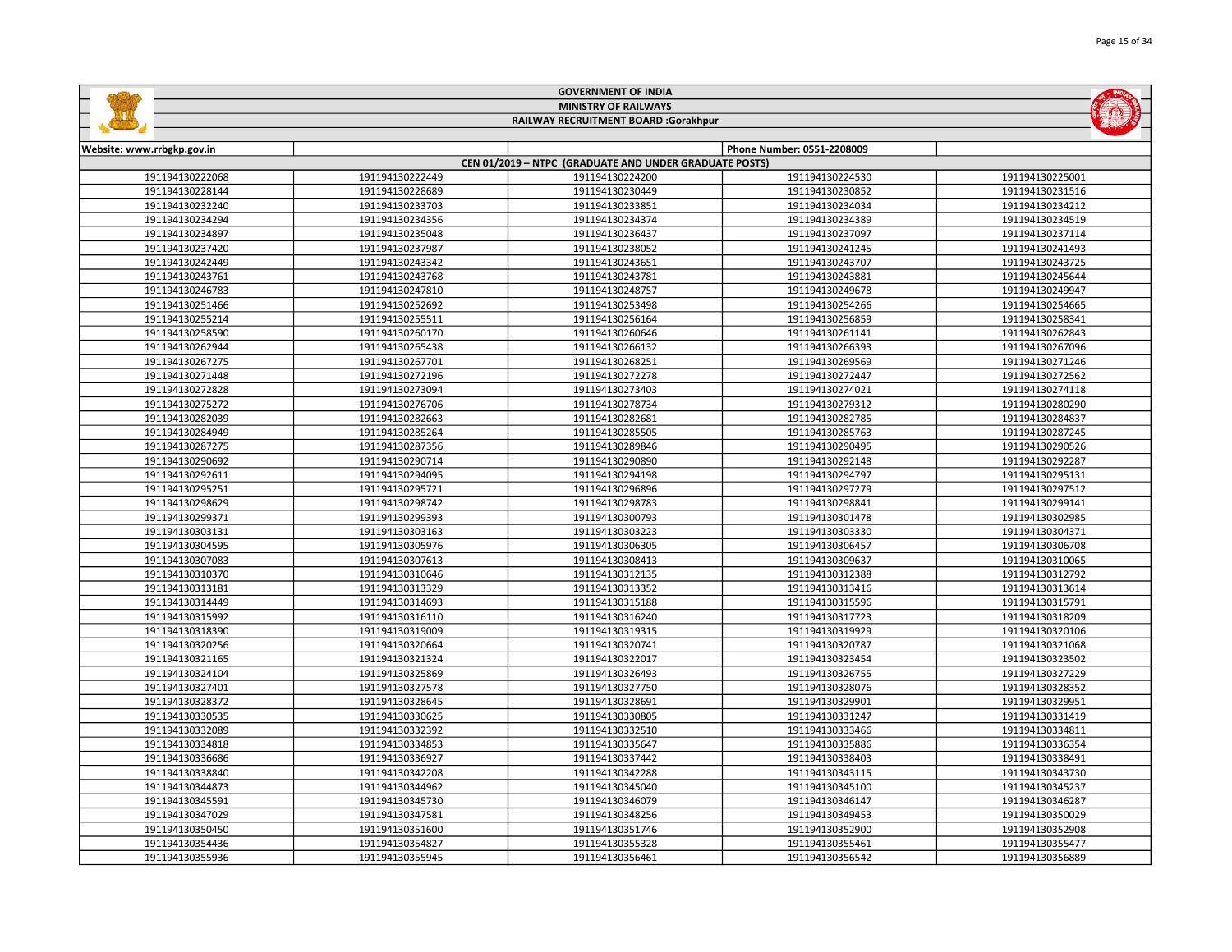**GOVERNMENT OF INDIA**

**MINISTRY OF RAILWAYS**

**RAILWAY RECRUITMENT BOARD :Gorakhpur**

| Website: www.rrbgkp.gov.in | | | Phone Number: 0551-2208009 | |
|---|---|---|---|---|
| CEN 01/2019 – NTPC (GRADUATE AND UNDER GRADUATE POSTS) | | | | |
| 191194130222068 | 191194130222449 | 191194130224200 | 191194130224530 | 191194130225001 |
| 191194130228144 | 191194130228689 | 191194130230449 | 191194130230852 | 191194130231516 |
| 191194130232240 | 191194130233703 | 191194130233851 | 191194130234034 | 191194130234212 |
| 191194130234294 | 191194130234356 | 191194130234374 | 191194130234389 | 191194130234519 |
| 191194130234897 | 191194130235048 | 191194130236437 | 191194130237097 | 191194130237114 |
| 191194130237420 | 191194130237987 | 191194130238052 | 191194130241245 | 191194130241493 |
| 191194130242449 | 191194130243342 | 191194130243651 | 191194130243707 | 191194130243725 |
| 191194130243761 | 191194130243768 | 191194130243781 | 191194130243881 | 191194130245644 |
| 191194130246783 | 191194130247810 | 191194130248757 | 191194130249678 | 191194130249947 |
| 191194130251466 | 191194130252692 | 191194130253498 | 191194130254266 | 191194130254665 |
| 191194130255214 | 191194130255511 | 191194130256164 | 191194130256859 | 191194130258341 |
| 191194130258590 | 191194130260170 | 191194130260646 | 191194130261141 | 191194130262843 |
| 191194130262944 | 191194130265438 | 191194130266132 | 191194130266393 | 191194130267096 |
| 191194130267275 | 191194130267701 | 191194130268251 | 191194130269569 | 191194130271246 |
| 191194130271448 | 191194130272196 | 191194130272278 | 191194130272447 | 191194130272562 |
| 191194130272828 | 191194130273094 | 191194130273403 | 191194130274021 | 191194130274118 |
| 191194130275272 | 191194130276706 | 191194130278734 | 191194130279312 | 191194130280290 |
| 191194130282039 | 191194130282663 | 191194130282681 | 191194130282785 | 191194130284837 |
| 191194130284949 | 191194130285264 | 191194130285505 | 191194130285763 | 191194130287245 |
| 191194130287275 | 191194130287356 | 191194130289846 | 191194130290495 | 191194130290526 |
| 191194130290692 | 191194130290714 | 191194130290890 | 191194130292148 | 191194130292287 |
| 191194130292611 | 191194130294095 | 191194130294198 | 191194130294797 | 191194130295131 |
| 191194130295251 | 191194130295721 | 191194130296896 | 191194130297279 | 191194130297512 |
| 191194130298629 | 191194130298742 | 191194130298783 | 191194130298841 | 191194130299141 |
| 191194130299371 | 191194130299393 | 191194130300793 | 191194130301478 | 191194130302985 |
| 191194130303131 | 191194130303163 | 191194130303223 | 191194130303330 | 191194130304371 |
| 191194130304595 | 191194130305976 | 191194130306305 | 191194130306457 | 191194130306708 |
| 191194130307083 | 191194130307613 | 191194130308413 | 191194130309637 | 191194130310065 |
| 191194130310370 | 191194130310646 | 191194130312135 | 191194130312388 | 191194130312792 |
| 191194130313181 | 191194130313329 | 191194130313352 | 191194130313416 | 191194130313614 |
| 191194130314449 | 191194130314693 | 191194130315188 | 191194130315596 | 191194130315791 |
| 191194130315992 | 191194130316110 | 191194130316240 | 191194130317723 | 191194130318209 |
| 191194130318390 | 191194130319009 | 191194130319315 | 191194130319929 | 191194130320106 |
| 191194130320256 | 191194130320664 | 191194130320741 | 191194130320787 | 191194130321068 |
| 191194130321165 | 191194130321324 | 191194130322017 | 191194130323454 | 191194130323502 |
| 191194130324104 | 191194130325869 | 191194130326493 | 191194130326755 | 191194130327229 |
| 191194130327401 | 191194130327578 | 191194130327750 | 191194130328076 | 191194130328352 |
| 191194130328372 | 191194130328645 | 191194130328691 | 191194130329901 | 191194130329951 |
| 191194130330535 | 191194130330625 | 191194130330805 | 191194130331247 | 191194130331419 |
| 191194130332089 | 191194130332392 | 191194130332510 | 191194130333466 | 191194130334811 |
| 191194130334818 | 191194130334853 | 191194130335647 | 191194130335886 | 191194130336354 |
| 191194130336686 | 191194130336927 | 191194130337442 | 191194130338403 | 191194130338491 |
| 191194130338840 | 191194130342208 | 191194130342288 | 191194130343115 | 191194130343730 |
| 191194130344873 | 191194130344962 | 191194130345040 | 191194130345100 | 191194130345237 |
| 191194130345591 | 191194130345730 | 191194130346079 | 191194130346147 | 191194130346287 |
| 191194130347029 | 191194130347581 | 191194130348256 | 191194130349453 | 191194130350029 |
| 191194130350450 | 191194130351600 | 191194130351746 | 191194130352900 | 191194130352908 |
| 191194130354436 | 191194130354827 | 191194130355328 | 191194130355461 | 191194130355477 |
| 191194130355936 | 191194130355945 | 191194130356461 | 191194130356542 | 191194130356889 |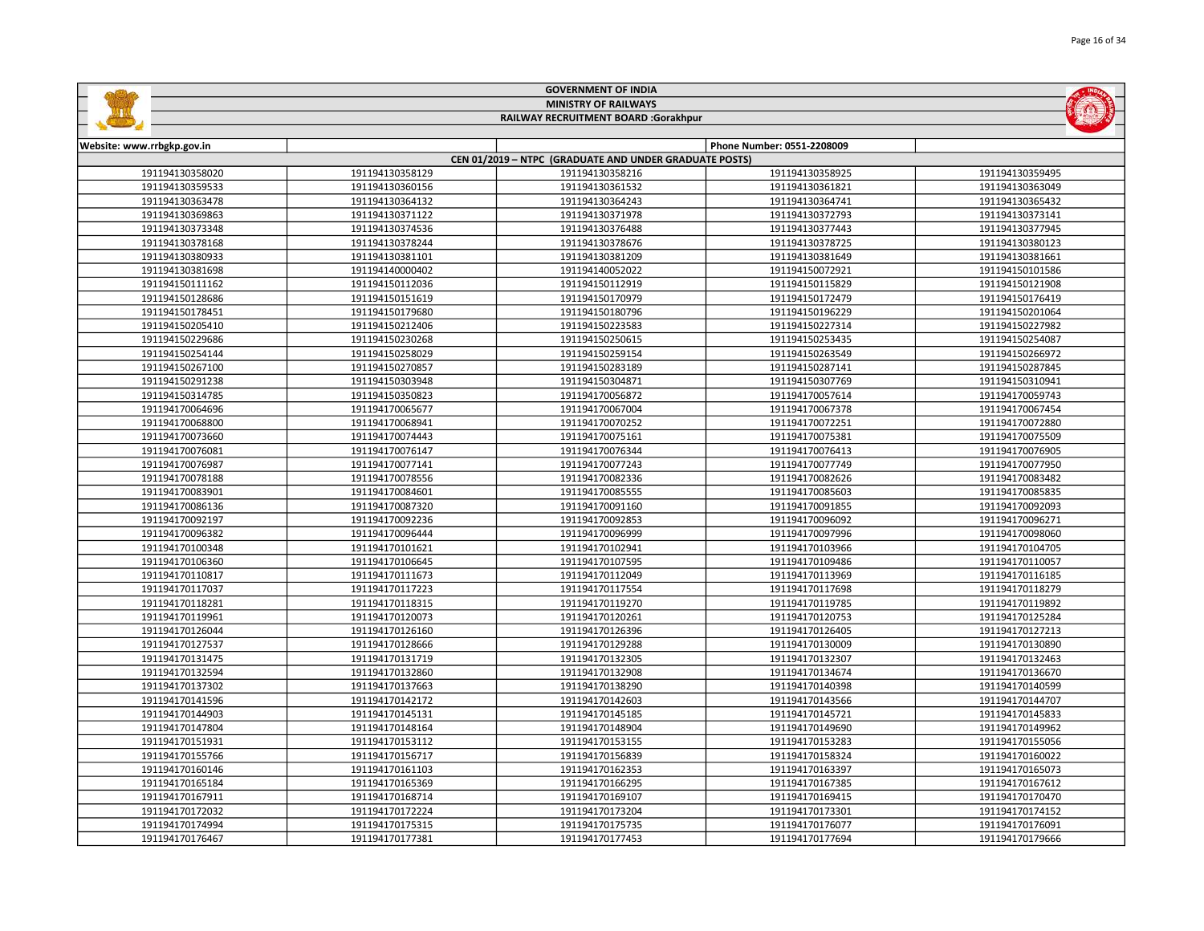# GOVERNMENT OF INDIA

## MINISTRY OF RAILWAYS

### RAILWAY RECRUITMENT BOARD :Gorakhpur

| Website: www.rrbgkp.gov.in | | | Phone Number: 0551-2208009 | |
|---|---|---|---|---|
| CEN 01/2019 – NTPC (GRADUATE AND UNDER GRADUATE POSTS) | | | | |
| 191194130358020 | 191194130358129 | 191194130358216 | 191194130358925 | 191194130359495 |
| 191194130359533 | 191194130360156 | 191194130361532 | 191194130361821 | 191194130363049 |
| 191194130363478 | 191194130364132 | 191194130364243 | 191194130364741 | 191194130365432 |
| 191194130369863 | 191194130371122 | 191194130371978 | 191194130372793 | 191194130373141 |
| 191194130373348 | 191194130374536 | 191194130376488 | 191194130377443 | 191194130377945 |
| 191194130378168 | 191194130378244 | 191194130378676 | 191194130378725 | 191194130380123 |
| 191194130380933 | 191194130381101 | 191194130381209 | 191194130381649 | 191194130381661 |
| 191194130381698 | 191194140000402 | 191194140052022 | 191194150072921 | 191194150101586 |
| 191194150111162 | 191194150112036 | 191194150112919 | 191194150115829 | 191194150121908 |
| 191194150128686 | 191194150151619 | 191194150170979 | 191194150172479 | 191194150176419 |
| 191194150178451 | 191194150179680 | 191194150180796 | 191194150196229 | 191194150201064 |
| 191194150205410 | 191194150212406 | 191194150223583 | 191194150227314 | 191194150227982 |
| 191194150229686 | 191194150230268 | 191194150250615 | 191194150253435 | 191194150254087 |
| 191194150254144 | 191194150258029 | 191194150259154 | 191194150263549 | 191194150266972 |
| 191194150267100 | 191194150270857 | 191194150283189 | 191194150287141 | 191194150287845 |
| 191194150291238 | 191194150303948 | 191194150304871 | 191194150307769 | 191194150310941 |
| 191194150314785 | 191194150350823 | 191194170056872 | 191194170057614 | 191194170059743 |
| 191194170064696 | 191194170065677 | 191194170067004 | 191194170067378 | 191194170067454 |
| 191194170068800 | 191194170068941 | 191194170070252 | 191194170072251 | 191194170072880 |
| 191194170073660 | 191194170074443 | 191194170075161 | 191194170075381 | 191194170075509 |
| 191194170076081 | 191194170076147 | 191194170076344 | 191194170076413 | 191194170076905 |
| 191194170076987 | 191194170077141 | 191194170077243 | 191194170077749 | 191194170077950 |
| 191194170078188 | 191194170078556 | 191194170082336 | 191194170082626 | 191194170083482 |
| 191194170083901 | 191194170084601 | 191194170085555 | 191194170085603 | 191194170085835 |
| 191194170086136 | 191194170087320 | 191194170091160 | 191194170091855 | 191194170092093 |
| 191194170092197 | 191194170092236 | 191194170092853 | 191194170096092 | 191194170096271 |
| 191194170096382 | 191194170096444 | 191194170096999 | 191194170097996 | 191194170098060 |
| 191194170100348 | 191194170101621 | 191194170102941 | 191194170103966 | 191194170104705 |
| 191194170106360 | 191194170106645 | 191194170107595 | 191194170109486 | 191194170110057 |
| 191194170110817 | 191194170111673 | 191194170112049 | 191194170113969 | 191194170116185 |
| 191194170117037 | 191194170117223 | 191194170117554 | 191194170117698 | 191194170118279 |
| 191194170118281 | 191194170118315 | 191194170119270 | 191194170119785 | 191194170119892 |
| 191194170119961 | 191194170120073 | 191194170120261 | 191194170120753 | 191194170125284 |
| 191194170126044 | 191194170126160 | 191194170126396 | 191194170126405 | 191194170127213 |
| 191194170127537 | 191194170128666 | 191194170129288 | 191194170130009 | 191194170130890 |
| 191194170131475 | 191194170131719 | 191194170132305 | 191194170132307 | 191194170132463 |
| 191194170132594 | 191194170132860 | 191194170132908 | 191194170134674 | 191194170136670 |
| 191194170137302 | 191194170137663 | 191194170138290 | 191194170140398 | 191194170140599 |
| 191194170141596 | 191194170142172 | 191194170142603 | 191194170143566 | 191194170144707 |
| 191194170144903 | 191194170145131 | 191194170145185 | 191194170145721 | 191194170145833 |
| 191194170147804 | 191194170148164 | 191194170148904 | 191194170149690 | 191194170149962 |
| 191194170151931 | 191194170153112 | 191194170153155 | 191194170153283 | 191194170155056 |
| 191194170155766 | 191194170156717 | 191194170156839 | 191194170158324 | 191194170160022 |
| 191194170160146 | 191194170161103 | 191194170162353 | 191194170163397 | 191194170165073 |
| 191194170165184 | 191194170165369 | 191194170166295 | 191194170167385 | 191194170167612 |
| 191194170167911 | 191194170168714 | 191194170169107 | 191194170169415 | 191194170170470 |
| 191194170172032 | 191194170172224 | 191194170173204 | 191194170173301 | 191194170174152 |
| 191194170174994 | 191194170175315 | 191194170175735 | 191194170176077 | 191194170176091 |
| 191194170176467 | 191194170177381 | 191194170177453 | 191194170177694 | 191194170179666 |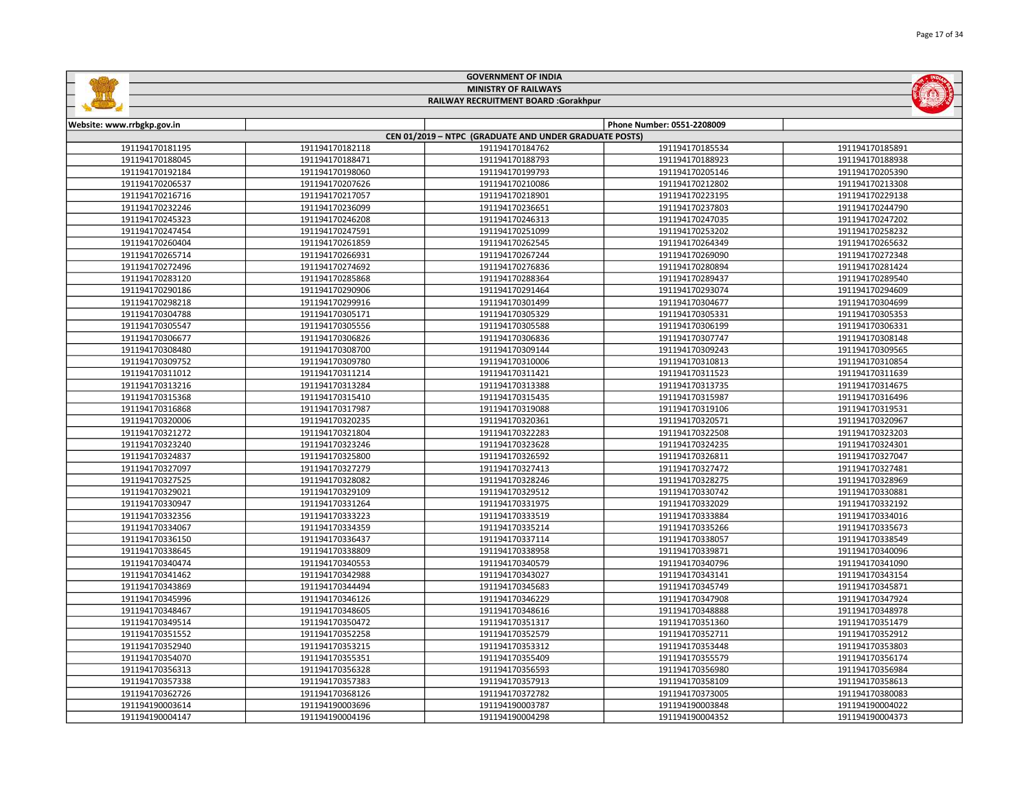# GOVERNMENT OF INDIA

## MINISTRY OF RAILWAYS

### RAILWAY RECRUITMENT BOARD :Gorakhpur

| Website: www.rrbgkp.gov.in | | | Phone Number: 0551-2208009 | |
|---|---|---|---|---|
| CEN 01/2019 – NTPC (GRADUATE AND UNDER GRADUATE POSTS) | | | | |
| 191194170181195 | 191194170182118 | 191194170184762 | 191194170185534 | 191194170185891 |
| 191194170188045 | 191194170188471 | 191194170188793 | 191194170188923 | 191194170188938 |
| 191194170192184 | 191194170198060 | 191194170199793 | 191194170205146 | 191194170205390 |
| 191194170206537 | 191194170207626 | 191194170210086 | 191194170212802 | 191194170213308 |
| 191194170216716 | 191194170217057 | 191194170218901 | 191194170223195 | 191194170229138 |
| 191194170232246 | 191194170236099 | 191194170236651 | 191194170237803 | 191194170244790 |
| 191194170245323 | 191194170246208 | 191194170246313 | 191194170247035 | 191194170247202 |
| 191194170247454 | 191194170247591 | 191194170251099 | 191194170253202 | 191194170258232 |
| 191194170260404 | 191194170261859 | 191194170262545 | 191194170264349 | 191194170265632 |
| 191194170265714 | 191194170266931 | 191194170267244 | 191194170269090 | 191194170272348 |
| 191194170272496 | 191194170274692 | 191194170276836 | 191194170280894 | 191194170281424 |
| 191194170283120 | 191194170285868 | 191194170288364 | 191194170289437 | 191194170289540 |
| 191194170290186 | 191194170290906 | 191194170291464 | 191194170293074 | 191194170294609 |
| 191194170298218 | 191194170299916 | 191194170301499 | 191194170304677 | 191194170304699 |
| 191194170304788 | 191194170305171 | 191194170305329 | 191194170305331 | 191194170305353 |
| 191194170305547 | 191194170305556 | 191194170305588 | 191194170306199 | 191194170306331 |
| 191194170306677 | 191194170306826 | 191194170306836 | 191194170307747 | 191194170308148 |
| 191194170308480 | 191194170308700 | 191194170309144 | 191194170309243 | 191194170309565 |
| 191194170309752 | 191194170309780 | 191194170310006 | 191194170310813 | 191194170310854 |
| 191194170311012 | 191194170311214 | 191194170311421 | 191194170311523 | 191194170311639 |
| 191194170313216 | 191194170313284 | 191194170313388 | 191194170313735 | 191194170314675 |
| 191194170315368 | 191194170315410 | 191194170315435 | 191194170315987 | 191194170316496 |
| 191194170316868 | 191194170317987 | 191194170319088 | 191194170319106 | 191194170319531 |
| 191194170320006 | 191194170320235 | 191194170320361 | 191194170320571 | 191194170320967 |
| 191194170321272 | 191194170321804 | 191194170322283 | 191194170322508 | 191194170323203 |
| 191194170323240 | 191194170323246 | 191194170323628 | 191194170324235 | 191194170324301 |
| 191194170324837 | 191194170325800 | 191194170326592 | 191194170326811 | 191194170327047 |
| 191194170327097 | 191194170327279 | 191194170327413 | 191194170327472 | 191194170327481 |
| 191194170327525 | 191194170328082 | 191194170328246 | 191194170328275 | 191194170328969 |
| 191194170329021 | 191194170329109 | 191194170329512 | 191194170330742 | 191194170330881 |
| 191194170330947 | 191194170331264 | 191194170331975 | 191194170332029 | 191194170332192 |
| 191194170332356 | 191194170333223 | 191194170333519 | 191194170333884 | 191194170334016 |
| 191194170334067 | 191194170334359 | 191194170335214 | 191194170335266 | 191194170335673 |
| 191194170336150 | 191194170336437 | 191194170337114 | 191194170338057 | 191194170338549 |
| 191194170338645 | 191194170338809 | 191194170338958 | 191194170339871 | 191194170340096 |
| 191194170340474 | 191194170340553 | 191194170340579 | 191194170340796 | 191194170341090 |
| 191194170341462 | 191194170342988 | 191194170343027 | 191194170343141 | 191194170343154 |
| 191194170343869 | 191194170344494 | 191194170345683 | 191194170345749 | 191194170345871 |
| 191194170345996 | 191194170346126 | 191194170346229 | 191194170347908 | 191194170347924 |
| 191194170348467 | 191194170348605 | 191194170348616 | 191194170348888 | 191194170348978 |
| 191194170349514 | 191194170350472 | 191194170351317 | 191194170351360 | 191194170351479 |
| 191194170351552 | 191194170352258 | 191194170352579 | 191194170352711 | 191194170352912 |
| 191194170352940 | 191194170353215 | 191194170353312 | 191194170353448 | 191194170353803 |
| 191194170354070 | 191194170355351 | 191194170355409 | 191194170355579 | 191194170356174 |
| 191194170356313 | 191194170356328 | 191194170356593 | 191194170356980 | 191194170356984 |
| 191194170357338 | 191194170357383 | 191194170357913 | 191194170358109 | 191194170358613 |
| 191194170362726 | 191194170368126 | 191194170372782 | 191194170373005 | 191194170380083 |
| 191194190003614 | 191194190003696 | 191194190003787 | 191194190003848 | 191194190004022 |
| 191194190004147 | 191194190004196 | 191194190004298 | 191194190004352 | 191194190004373 |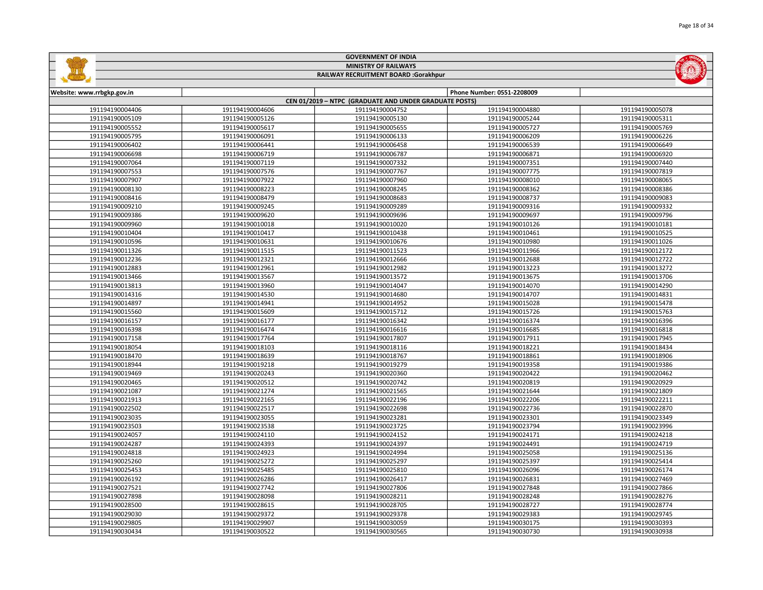# GOVERNMENT OF INDIA

## MINISTRY OF RAILWAYS

## RAILWAY RECRUITMENT BOARD :Gorakhpur

| Website: www.rrbgkp.gov.in | | | Phone Number: 0551-2208009 | |
|---|---|---|---|---|
| CEN 01/2019 – NTPC (GRADUATE AND UNDER GRADUATE POSTS) | | | | |
| 191194190004406 | 191194190004606 | 191194190004752 | 191194190004880 | 191194190005078 |
| 191194190005109 | 191194190005126 | 191194190005130 | 191194190005244 | 191194190005311 |
| 191194190005552 | 191194190005617 | 191194190005655 | 191194190005727 | 191194190005769 |
| 191194190005795 | 191194190006091 | 191194190006133 | 191194190006209 | 191194190006226 |
| 191194190006402 | 191194190006441 | 191194190006458 | 191194190006539 | 191194190006649 |
| 191194190006698 | 191194190006719 | 191194190006787 | 191194190006871 | 191194190006920 |
| 191194190007064 | 191194190007119 | 191194190007332 | 191194190007351 | 191194190007440 |
| 191194190007553 | 191194190007576 | 191194190007767 | 191194190007775 | 191194190007819 |
| 191194190007907 | 191194190007922 | 191194190007960 | 191194190008010 | 191194190008065 |
| 191194190008130 | 191194190008223 | 191194190008245 | 191194190008362 | 191194190008386 |
| 191194190008416 | 191194190008479 | 191194190008683 | 191194190008737 | 191194190009083 |
| 191194190009210 | 191194190009245 | 191194190009289 | 191194190009316 | 191194190009332 |
| 191194190009386 | 191194190009620 | 191194190009696 | 191194190009697 | 191194190009796 |
| 191194190009960 | 191194190010018 | 191194190010020 | 191194190010126 | 191194190010181 |
| 191194190010404 | 191194190010417 | 191194190010438 | 191194190010461 | 191194190010525 |
| 191194190010596 | 191194190010631 | 191194190010676 | 191194190010980 | 191194190011026 |
| 191194190011326 | 191194190011515 | 191194190011523 | 191194190011966 | 191194190012172 |
| 191194190012236 | 191194190012321 | 191194190012666 | 191194190012688 | 191194190012722 |
| 191194190012883 | 191194190012961 | 191194190012982 | 191194190013223 | 191194190013272 |
| 191194190013466 | 191194190013567 | 191194190013572 | 191194190013675 | 191194190013706 |
| 191194190013813 | 191194190013960 | 191194190014047 | 191194190014070 | 191194190014290 |
| 191194190014316 | 191194190014530 | 191194190014680 | 191194190014707 | 191194190014831 |
| 191194190014897 | 191194190014941 | 191194190014952 | 191194190015028 | 191194190015478 |
| 191194190015560 | 191194190015609 | 191194190015712 | 191194190015726 | 191194190015763 |
| 191194190016157 | 191194190016177 | 191194190016342 | 191194190016374 | 191194190016396 |
| 191194190016398 | 191194190016474 | 191194190016616 | 191194190016685 | 191194190016818 |
| 191194190017158 | 191194190017764 | 191194190017807 | 191194190017911 | 191194190017945 |
| 191194190018054 | 191194190018103 | 191194190018116 | 191194190018221 | 191194190018434 |
| 191194190018470 | 191194190018639 | 191194190018767 | 191194190018861 | 191194190018906 |
| 191194190018944 | 191194190019218 | 191194190019279 | 191194190019358 | 191194190019386 |
| 191194190019469 | 191194190020243 | 191194190020360 | 191194190020422 | 191194190020462 |
| 191194190020465 | 191194190020512 | 191194190020742 | 191194190020819 | 191194190020929 |
| 191194190021087 | 191194190021274 | 191194190021565 | 191194190021644 | 191194190021809 |
| 191194190021913 | 191194190022165 | 191194190022196 | 191194190022206 | 191194190022211 |
| 191194190022502 | 191194190022517 | 191194190022698 | 191194190022736 | 191194190022870 |
| 191194190023035 | 191194190023055 | 191194190023281 | 191194190023301 | 191194190023349 |
| 191194190023503 | 191194190023538 | 191194190023725 | 191194190023794 | 191194190023996 |
| 191194190024057 | 191194190024110 | 191194190024152 | 191194190024171 | 191194190024218 |
| 191194190024287 | 191194190024393 | 191194190024397 | 191194190024491 | 191194190024719 |
| 191194190024818 | 191194190024923 | 191194190024994 | 191194190025058 | 191194190025136 |
| 191194190025260 | 191194190025272 | 191194190025297 | 191194190025397 | 191194190025414 |
| 191194190025453 | 191194190025485 | 191194190025810 | 191194190026096 | 191194190026174 |
| 191194190026192 | 191194190026286 | 191194190026417 | 191194190026831 | 191194190027469 |
| 191194190027521 | 191194190027742 | 191194190027806 | 191194190027848 | 191194190027866 |
| 191194190027898 | 191194190028098 | 191194190028211 | 191194190028248 | 191194190028276 |
| 191194190028500 | 191194190028615 | 191194190028705 | 191194190028727 | 191194190028774 |
| 191194190029030 | 191194190029372 | 191194190029378 | 191194190029383 | 191194190029745 |
| 191194190029805 | 191194190029907 | 191194190030059 | 191194190030175 | 191194190030393 |
| 191194190030434 | 191194190030522 | 191194190030565 | 191194190030730 | 191194190030938 |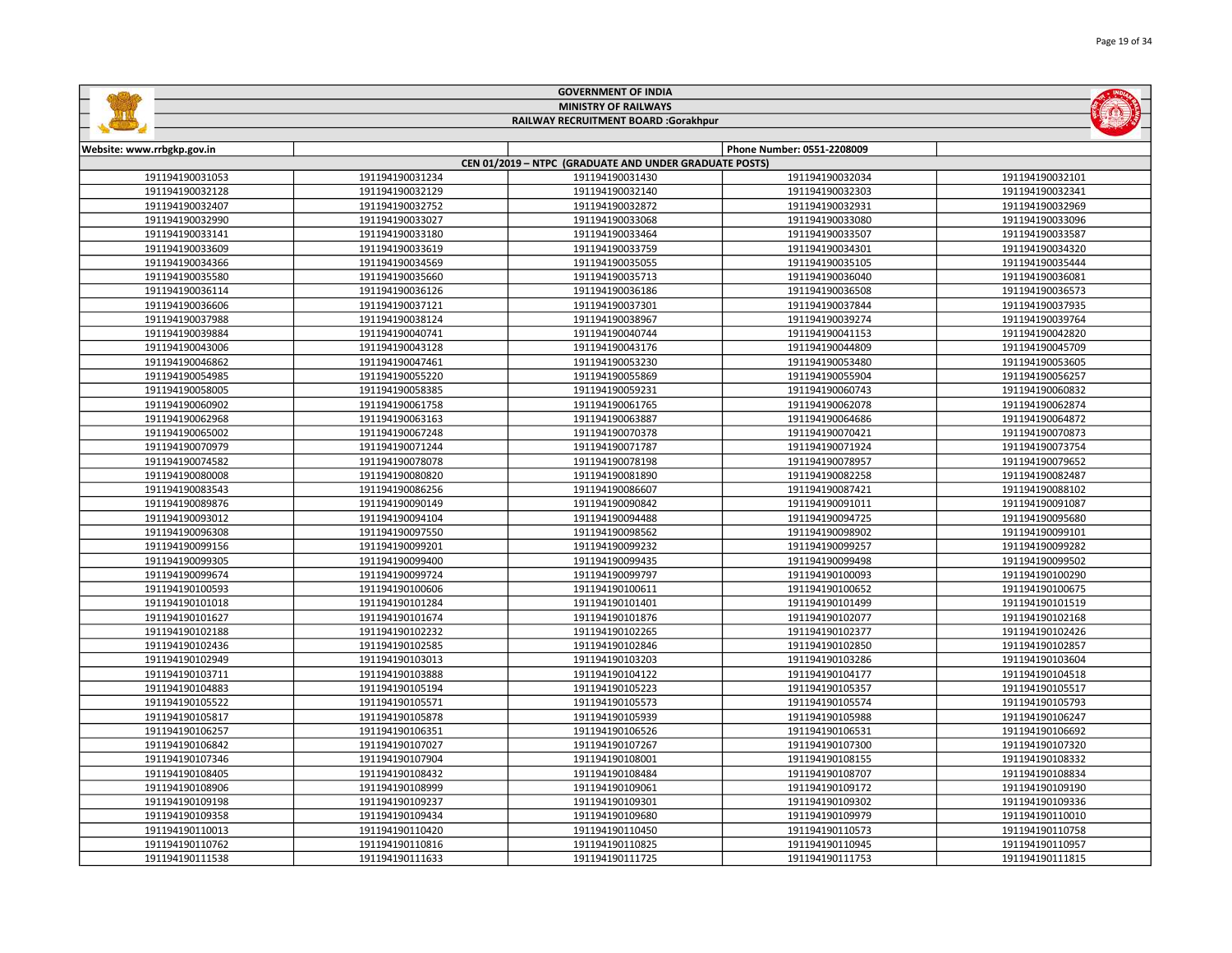# GOVERNMENT OF INDIA

## MINISTRY OF RAILWAYS

### RAILWAY RECRUITMENT BOARD :Gorakhpur

| Website: www.rrbgkp.gov.in | | | Phone Number: 0551-2208009 | |
|---|---|---|---|---|
| CEN 01/2019 – NTPC (GRADUATE AND UNDER GRADUATE POSTS) | | | | |
| 191194190031053 | 191194190031234 | 191194190031430 | 191194190032034 | 191194190032101 |
| 191194190032128 | 191194190032129 | 191194190032140 | 191194190032303 | 191194190032341 |
| 191194190032407 | 191194190032752 | 191194190032872 | 191194190032931 | 191194190032969 |
| 191194190032990 | 191194190033027 | 191194190033068 | 191194190033080 | 191194190033096 |
| 191194190033141 | 191194190033180 | 191194190033464 | 191194190033507 | 191194190033587 |
| 191194190033609 | 191194190033619 | 191194190033759 | 191194190034301 | 191194190034320 |
| 191194190034366 | 191194190034569 | 191194190035055 | 191194190035105 | 191194190035444 |
| 191194190035580 | 191194190035660 | 191194190035713 | 191194190036040 | 191194190036081 |
| 191194190036114 | 191194190036126 | 191194190036186 | 191194190036508 | 191194190036573 |
| 191194190036606 | 191194190037121 | 191194190037301 | 191194190037844 | 191194190037935 |
| 191194190037988 | 191194190038124 | 191194190038967 | 191194190039274 | 191194190039764 |
| 191194190039884 | 191194190040741 | 191194190040744 | 191194190041153 | 191194190042820 |
| 191194190043006 | 191194190043128 | 191194190043176 | 191194190044809 | 191194190045709 |
| 191194190046862 | 191194190047461 | 191194190053230 | 191194190053480 | 191194190053605 |
| 191194190054985 | 191194190055220 | 191194190055869 | 191194190055904 | 191194190056257 |
| 191194190058005 | 191194190058385 | 191194190059231 | 191194190060743 | 191194190060832 |
| 191194190060902 | 191194190061758 | 191194190061765 | 191194190062078 | 191194190062874 |
| 191194190062968 | 191194190063163 | 191194190063887 | 191194190064686 | 191194190064872 |
| 191194190065002 | 191194190067248 | 191194190070378 | 191194190070421 | 191194190070873 |
| 191194190070979 | 191194190071244 | 191194190071787 | 191194190071924 | 191194190073754 |
| 191194190074582 | 191194190078078 | 191194190078198 | 191194190078957 | 191194190079652 |
| 191194190080008 | 191194190080820 | 191194190081890 | 191194190082258 | 191194190082487 |
| 191194190083543 | 191194190086256 | 191194190086607 | 191194190087421 | 191194190088102 |
| 191194190089876 | 191194190090149 | 191194190090842 | 191194190091011 | 191194190091087 |
| 191194190093012 | 191194190094104 | 191194190094488 | 191194190094725 | 191194190095680 |
| 191194190096308 | 191194190097550 | 191194190098562 | 191194190098902 | 191194190099101 |
| 191194190099156 | 191194190099201 | 191194190099232 | 191194190099257 | 191194190099282 |
| 191194190099305 | 191194190099400 | 191194190099435 | 191194190099498 | 191194190099502 |
| 191194190099674 | 191194190099724 | 191194190099797 | 191194190100093 | 191194190100290 |
| 191194190100593 | 191194190100606 | 191194190100611 | 191194190100652 | 191194190100675 |
| 191194190101018 | 191194190101284 | 191194190101401 | 191194190101499 | 191194190101519 |
| 191194190101627 | 191194190101674 | 191194190101876 | 191194190102077 | 191194190102168 |
| 191194190102188 | 191194190102232 | 191194190102265 | 191194190102377 | 191194190102426 |
| 191194190102436 | 191194190102585 | 191194190102846 | 191194190102850 | 191194190102857 |
| 191194190102949 | 191194190103013 | 191194190103203 | 191194190103286 | 191194190103604 |
| 191194190103711 | 191194190103888 | 191194190104122 | 191194190104177 | 191194190104518 |
| 191194190104883 | 191194190105194 | 191194190105223 | 191194190105357 | 191194190105517 |
| 191194190105522 | 191194190105571 | 191194190105573 | 191194190105574 | 191194190105793 |
| 191194190105817 | 191194190105878 | 191194190105939 | 191194190105988 | 191194190106247 |
| 191194190106257 | 191194190106351 | 191194190106526 | 191194190106531 | 191194190106692 |
| 191194190106842 | 191194190107027 | 191194190107267 | 191194190107300 | 191194190107320 |
| 191194190107346 | 191194190107904 | 191194190108001 | 191194190108155 | 191194190108332 |
| 191194190108405 | 191194190108432 | 191194190108484 | 191194190108707 | 191194190108834 |
| 191194190108906 | 191194190108999 | 191194190109061 | 191194190109172 | 191194190109190 |
| 191194190109198 | 191194190109237 | 191194190109301 | 191194190109302 | 191194190109336 |
| 191194190109358 | 191194190109434 | 191194190109680 | 191194190109979 | 191194190110010 |
| 191194190110013 | 191194190110420 | 191194190110450 | 191194190110573 | 191194190110758 |
| 191194190110762 | 191194190110816 | 191194190110825 | 191194190110945 | 191194190110957 |
| 191194190111538 | 191194190111633 | 191194190111725 | 191194190111753 | 191194190111815 |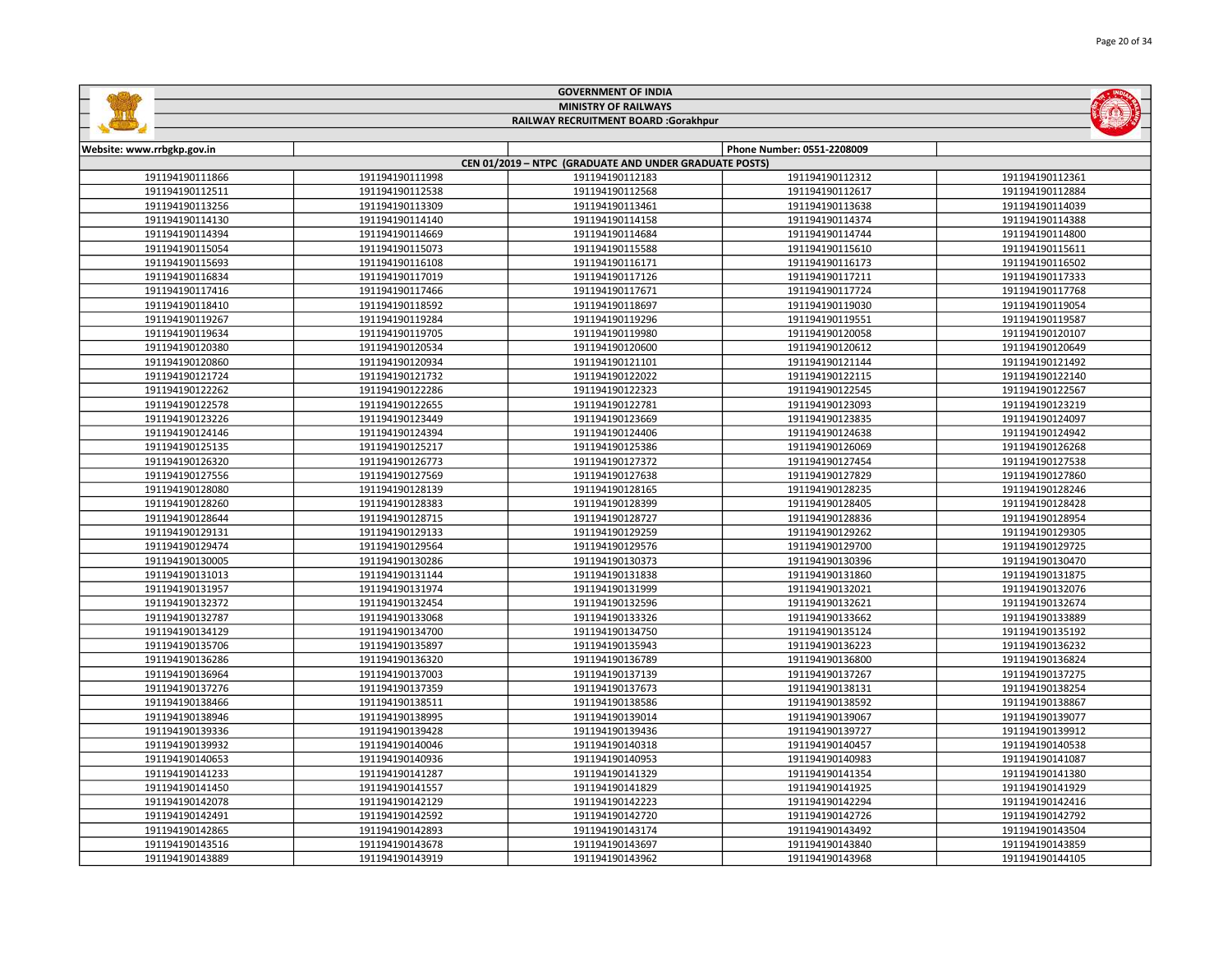# GOVERNMENT OF INDIA

## MINISTRY OF RAILWAYS

## RAILWAY RECRUITMENT BOARD :Gorakhpur

| Website: www.rrbgkp.gov.in | | | Phone Number: 0551-2208009 | |
|---|---|---|---|---|
| CEN 01/2019 – NTPC (GRADUATE AND UNDER GRADUATE POSTS) | | | | |
| 191194190111866 | 191194190111998 | 191194190112183 | 191194190112312 | 191194190112361 |
| 191194190112511 | 191194190112538 | 191194190112568 | 191194190112617 | 191194190112884 |
| 191194190113256 | 191194190113309 | 191194190113461 | 191194190113638 | 191194190114039 |
| 191194190114130 | 191194190114140 | 191194190114158 | 191194190114374 | 191194190114388 |
| 191194190114394 | 191194190114669 | 191194190114684 | 191194190114744 | 191194190114800 |
| 191194190115054 | 191194190115073 | 191194190115588 | 191194190115610 | 191194190115611 |
| 191194190115693 | 191194190116108 | 191194190116171 | 191194190116173 | 191194190116502 |
| 191194190116834 | 191194190117019 | 191194190117126 | 191194190117211 | 191194190117333 |
| 191194190117416 | 191194190117466 | 191194190117671 | 191194190117724 | 191194190117768 |
| 191194190118410 | 191194190118592 | 191194190118697 | 191194190119030 | 191194190119054 |
| 191194190119267 | 191194190119284 | 191194190119296 | 191194190119551 | 191194190119587 |
| 191194190119634 | 191194190119705 | 191194190119980 | 191194190120058 | 191194190120107 |
| 191194190120380 | 191194190120534 | 191194190120600 | 191194190120612 | 191194190120649 |
| 191194190120860 | 191194190120934 | 191194190121101 | 191194190121144 | 191194190121492 |
| 191194190121724 | 191194190121732 | 191194190122022 | 191194190122115 | 191194190122140 |
| 191194190122262 | 191194190122286 | 191194190122323 | 191194190122545 | 191194190122567 |
| 191194190122578 | 191194190122655 | 191194190122781 | 191194190123093 | 191194190123219 |
| 191194190123226 | 191194190123449 | 191194190123669 | 191194190123835 | 191194190124097 |
| 191194190124146 | 191194190124394 | 191194190124406 | 191194190124638 | 191194190124942 |
| 191194190125135 | 191194190125217 | 191194190125386 | 191194190126069 | 191194190126268 |
| 191194190126320 | 191194190126773 | 191194190127372 | 191194190127454 | 191194190127538 |
| 191194190127556 | 191194190127569 | 191194190127638 | 191194190127829 | 191194190127860 |
| 191194190128080 | 191194190128139 | 191194190128165 | 191194190128235 | 191194190128246 |
| 191194190128260 | 191194190128383 | 191194190128399 | 191194190128405 | 191194190128428 |
| 191194190128644 | 191194190128715 | 191194190128727 | 191194190128836 | 191194190128954 |
| 191194190129131 | 191194190129133 | 191194190129259 | 191194190129262 | 191194190129305 |
| 191194190129474 | 191194190129564 | 191194190129576 | 191194190129700 | 191194190129725 |
| 191194190130005 | 191194190130286 | 191194190130373 | 191194190130396 | 191194190130470 |
| 191194190131013 | 191194190131144 | 191194190131838 | 191194190131860 | 191194190131875 |
| 191194190131957 | 191194190131974 | 191194190131999 | 191194190132021 | 191194190132076 |
| 191194190132372 | 191194190132454 | 191194190132596 | 191194190132621 | 191194190132674 |
| 191194190132787 | 191194190133068 | 191194190133326 | 191194190133662 | 191194190133889 |
| 191194190134129 | 191194190134700 | 191194190134750 | 191194190135124 | 191194190135192 |
| 191194190135706 | 191194190135897 | 191194190135943 | 191194190136223 | 191194190136232 |
| 191194190136286 | 191194190136320 | 191194190136789 | 191194190136800 | 191194190136824 |
| 191194190136964 | 191194190137003 | 191194190137139 | 191194190137267 | 191194190137275 |
| 191194190137276 | 191194190137359 | 191194190137673 | 191194190138131 | 191194190138254 |
| 191194190138466 | 191194190138511 | 191194190138586 | 191194190138592 | 191194190138867 |
| 191194190138946 | 191194190138995 | 191194190139014 | 191194190139067 | 191194190139077 |
| 191194190139336 | 191194190139428 | 191194190139436 | 191194190139727 | 191194190139912 |
| 191194190139932 | 191194190140046 | 191194190140318 | 191194190140457 | 191194190140538 |
| 191194190140653 | 191194190140936 | 191194190140953 | 191194190140983 | 191194190141087 |
| 191194190141233 | 191194190141287 | 191194190141329 | 191194190141354 | 191194190141380 |
| 191194190141450 | 191194190141557 | 191194190141829 | 191194190141925 | 191194190141929 |
| 191194190142078 | 191194190142129 | 191194190142223 | 191194190142294 | 191194190142416 |
| 191194190142491 | 191194190142592 | 191194190142720 | 191194190142726 | 191194190142792 |
| 191194190142865 | 191194190142893 | 191194190143174 | 191194190143492 | 191194190143504 |
| 191194190143516 | 191194190143678 | 191194190143697 | 191194190143840 | 191194190143859 |
| 191194190143889 | 191194190143919 | 191194190143962 | 191194190143968 | 191194190144105 |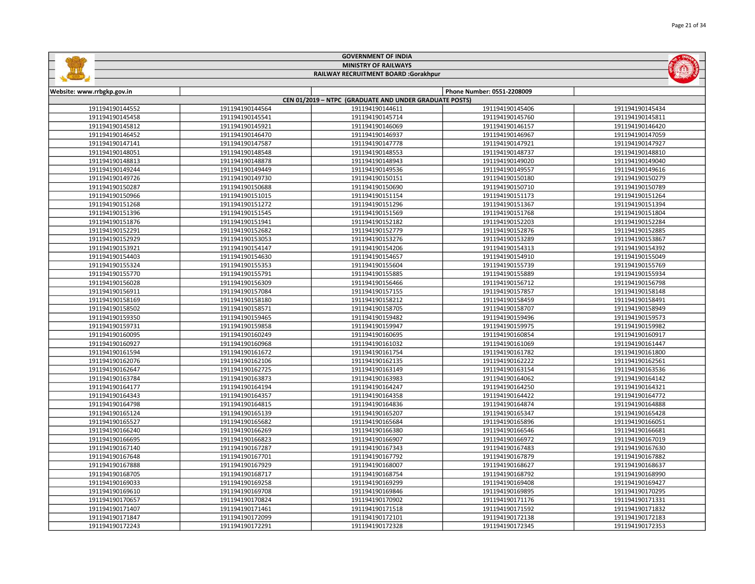# GOVERNMENT OF INDIA

## MINISTRY OF RAILWAYS

## RAILWAY RECRUITMENT BOARD :Gorakhpur

Website: www.rrbgkp.gov.in | Phone Number: 0551-2208009

### CEN 01/2019 – NTPC (GRADUATE AND UNDER GRADUATE POSTS)

| | | | | |
|---|---|---|---|---|
| 191194190144552 | 191194190144564 | 191194190144611 | 191194190145406 | 191194190145434 |
| 191194190145458 | 191194190145541 | 191194190145714 | 191194190145760 | 191194190145811 |
| 191194190145812 | 191194190145921 | 191194190146069 | 191194190146157 | 191194190146420 |
| 191194190146452 | 191194190146470 | 191194190146937 | 191194190146967 | 191194190147059 |
| 191194190147141 | 191194190147587 | 191194190147778 | 191194190147921 | 191194190147927 |
| 191194190148051 | 191194190148548 | 191194190148553 | 191194190148737 | 191194190148810 |
| 191194190148813 | 191194190148878 | 191194190148943 | 191194190149020 | 191194190149040 |
| 191194190149244 | 191194190149449 | 191194190149536 | 191194190149557 | 191194190149616 |
| 191194190149726 | 191194190149730 | 191194190150151 | 191194190150180 | 191194190150279 |
| 191194190150287 | 191194190150688 | 191194190150690 | 191194190150710 | 191194190150789 |
| 191194190150966 | 191194190151015 | 191194190151154 | 191194190151173 | 191194190151264 |
| 191194190151268 | 191194190151272 | 191194190151296 | 191194190151367 | 191194190151394 |
| 191194190151396 | 191194190151545 | 191194190151569 | 191194190151768 | 191194190151804 |
| 191194190151876 | 191194190151941 | 191194190152182 | 191194190152203 | 191194190152284 |
| 191194190152291 | 191194190152682 | 191194190152779 | 191194190152876 | 191194190152885 |
| 191194190152929 | 191194190153053 | 191194190153276 | 191194190153289 | 191194190153867 |
| 191194190153921 | 191194190154147 | 191194190154206 | 191194190154313 | 191194190154392 |
| 191194190154403 | 191194190154630 | 191194190154657 | 191194190154910 | 191194190155049 |
| 191194190155324 | 191194190155353 | 191194190155604 | 191194190155739 | 191194190155769 |
| 191194190155770 | 191194190155791 | 191194190155885 | 191194190155889 | 191194190155934 |
| 191194190156028 | 191194190156309 | 191194190156466 | 191194190156712 | 191194190156798 |
| 191194190156911 | 191194190157084 | 191194190157155 | 191194190157857 | 191194190158148 |
| 191194190158169 | 191194190158180 | 191194190158212 | 191194190158459 | 191194190158491 |
| 191194190158502 | 191194190158571 | 191194190158705 | 191194190158707 | 191194190158949 |
| 191194190159350 | 191194190159465 | 191194190159482 | 191194190159496 | 191194190159573 |
| 191194190159731 | 191194190159858 | 191194190159947 | 191194190159975 | 191194190159982 |
| 191194190160095 | 191194190160249 | 191194190160695 | 191194190160854 | 191194190160917 |
| 191194190160927 | 191194190160968 | 191194190161032 | 191194190161069 | 191194190161447 |
| 191194190161594 | 191194190161672 | 191194190161754 | 191194190161782 | 191194190161800 |
| 191194190162076 | 191194190162106 | 191194190162135 | 191194190162222 | 191194190162561 |
| 191194190162647 | 191194190162725 | 191194190163149 | 191194190163154 | 191194190163536 |
| 191194190163784 | 191194190163873 | 191194190163983 | 191194190164062 | 191194190164142 |
| 191194190164177 | 191194190164194 | 191194190164247 | 191194190164250 | 191194190164321 |
| 191194190164343 | 191194190164357 | 191194190164358 | 191194190164422 | 191194190164772 |
| 191194190164798 | 191194190164815 | 191194190164836 | 191194190164874 | 191194190164888 |
| 191194190165124 | 191194190165139 | 191194190165207 | 191194190165347 | 191194190165428 |
| 191194190165527 | 191194190165682 | 191194190165684 | 191194190165896 | 191194190166051 |
| 191194190166240 | 191194190166269 | 191194190166380 | 191194190166546 | 191194190166681 |
| 191194190166695 | 191194190166823 | 191194190166907 | 191194190166972 | 191194190167019 |
| 191194190167140 | 191194190167287 | 191194190167343 | 191194190167483 | 191194190167630 |
| 191194190167648 | 191194190167701 | 191194190167792 | 191194190167879 | 191194190167882 |
| 191194190167888 | 191194190167929 | 191194190168007 | 191194190168627 | 191194190168637 |
| 191194190168705 | 191194190168717 | 191194190168754 | 191194190168792 | 191194190168990 |
| 191194190169033 | 191194190169258 | 191194190169299 | 191194190169408 | 191194190169427 |
| 191194190169610 | 191194190169708 | 191194190169846 | 191194190169895 | 191194190170295 |
| 191194190170657 | 191194190170824 | 191194190170902 | 191194190171176 | 191194190171331 |
| 191194190171407 | 191194190171461 | 191194190171518 | 191194190171592 | 191194190171832 |
| 191194190171847 | 191194190172099 | 191194190172101 | 191194190172138 | 191194190172183 |
| 191194190172243 | 191194190172291 | 191194190172328 | 191194190172345 | 191194190172353 |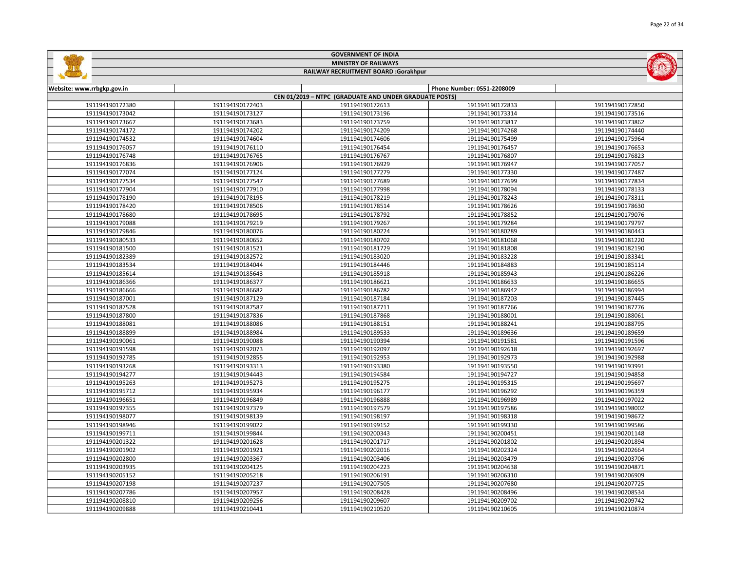GOVERNMENT OF INDIA

MINISTRY OF RAILWAYS

RAILWAY RECRUITMENT BOARD :Gorakhpur

| Website: www.rrbgkp.gov.in | | | Phone Number: 0551-2208009 | |
|---|---|---|---|---|
| CEN 01/2019 – NTPC (GRADUATE AND UNDER GRADUATE POSTS) | | | | |
| 191194190172380 | 191194190172403 | 191194190172613 | 191194190172833 | 191194190172850 |
| 191194190173042 | 191194190173127 | 191194190173196 | 191194190173314 | 191194190173516 |
| 191194190173667 | 191194190173683 | 191194190173759 | 191194190173817 | 191194190173862 |
| 191194190174172 | 191194190174202 | 191194190174209 | 191194190174268 | 191194190174440 |
| 191194190174532 | 191194190174604 | 191194190174606 | 191194190175499 | 191194190175964 |
| 191194190176057 | 191194190176110 | 191194190176454 | 191194190176457 | 191194190176653 |
| 191194190176748 | 191194190176765 | 191194190176767 | 191194190176807 | 191194190176823 |
| 191194190176836 | 191194190176906 | 191194190176929 | 191194190176947 | 191194190177057 |
| 191194190177074 | 191194190177124 | 191194190177279 | 191194190177330 | 191194190177487 |
| 191194190177534 | 191194190177547 | 191194190177689 | 191194190177699 | 191194190177834 |
| 191194190177904 | 191194190177910 | 191194190177998 | 191194190178094 | 191194190178133 |
| 191194190178190 | 191194190178195 | 191194190178219 | 191194190178243 | 191194190178311 |
| 191194190178420 | 191194190178506 | 191194190178514 | 191194190178626 | 191194190178630 |
| 191194190178680 | 191194190178695 | 191194190178792 | 191194190178852 | 191194190179076 |
| 191194190179088 | 191194190179219 | 191194190179267 | 191194190179284 | 191194190179797 |
| 191194190179846 | 191194190180076 | 191194190180224 | 191194190180289 | 191194190180443 |
| 191194190180533 | 191194190180652 | 191194190180702 | 191194190181068 | 191194190181220 |
| 191194190181500 | 191194190181521 | 191194190181729 | 191194190181808 | 191194190182190 |
| 191194190182389 | 191194190182572 | 191194190183020 | 191194190183228 | 191194190183341 |
| 191194190183534 | 191194190184044 | 191194190184446 | 191194190184883 | 191194190185114 |
| 191194190185614 | 191194190185643 | 191194190185918 | 191194190185943 | 191194190186226 |
| 191194190186366 | 191194190186377 | 191194190186621 | 191194190186633 | 191194190186655 |
| 191194190186666 | 191194190186682 | 191194190186782 | 191194190186942 | 191194190186994 |
| 191194190187001 | 191194190187129 | 191194190187184 | 191194190187203 | 191194190187445 |
| 191194190187528 | 191194190187587 | 191194190187711 | 191194190187766 | 191194190187776 |
| 191194190187800 | 191194190187836 | 191194190187868 | 191194190188001 | 191194190188061 |
| 191194190188081 | 191194190188086 | 191194190188151 | 191194190188241 | 191194190188795 |
| 191194190188899 | 191194190188984 | 191194190189533 | 191194190189636 | 191194190189659 |
| 191194190190061 | 191194190190088 | 191194190190394 | 191194190191581 | 191194190191596 |
| 191194190191598 | 191194190192073 | 191194190192097 | 191194190192618 | 191194190192697 |
| 191194190192785 | 191194190192855 | 191194190192953 | 191194190192973 | 191194190192988 |
| 191194190193268 | 191194190193313 | 191194190193380 | 191194190193550 | 191194190193991 |
| 191194190194277 | 191194190194443 | 191194190194584 | 191194190194727 | 191194190194858 |
| 191194190195263 | 191194190195273 | 191194190195275 | 191194190195315 | 191194190195697 |
| 191194190195712 | 191194190195934 | 191194190196177 | 191194190196292 | 191194190196359 |
| 191194190196651 | 191194190196849 | 191194190196888 | 191194190196989 | 191194190197022 |
| 191194190197355 | 191194190197379 | 191194190197579 | 191194190197586 | 191194190198002 |
| 191194190198077 | 191194190198139 | 191194190198197 | 191194190198318 | 191194190198672 |
| 191194190198946 | 191194190199022 | 191194190199152 | 191194190199330 | 191194190199586 |
| 191194190199711 | 191194190199844 | 191194190200343 | 191194190200451 | 191194190201148 |
| 191194190201322 | 191194190201628 | 191194190201717 | 191194190201802 | 191194190201894 |
| 191194190201902 | 191194190201921 | 191194190202016 | 191194190202324 | 191194190202664 |
| 191194190202800 | 191194190203367 | 191194190203406 | 191194190203479 | 191194190203706 |
| 191194190203935 | 191194190204125 | 191194190204223 | 191194190204638 | 191194190204871 |
| 191194190205152 | 191194190205218 | 191194190206191 | 191194190206310 | 191194190206909 |
| 191194190207198 | 191194190207237 | 191194190207505 | 191194190207680 | 191194190207725 |
| 191194190207786 | 191194190207957 | 191194190208428 | 191194190208496 | 191194190208534 |
| 191194190208810 | 191194190209256 | 191194190209607 | 191194190209702 | 191194190209742 |
| 191194190209888 | 191194190210441 | 191194190210520 | 191194190210605 | 191194190210874 |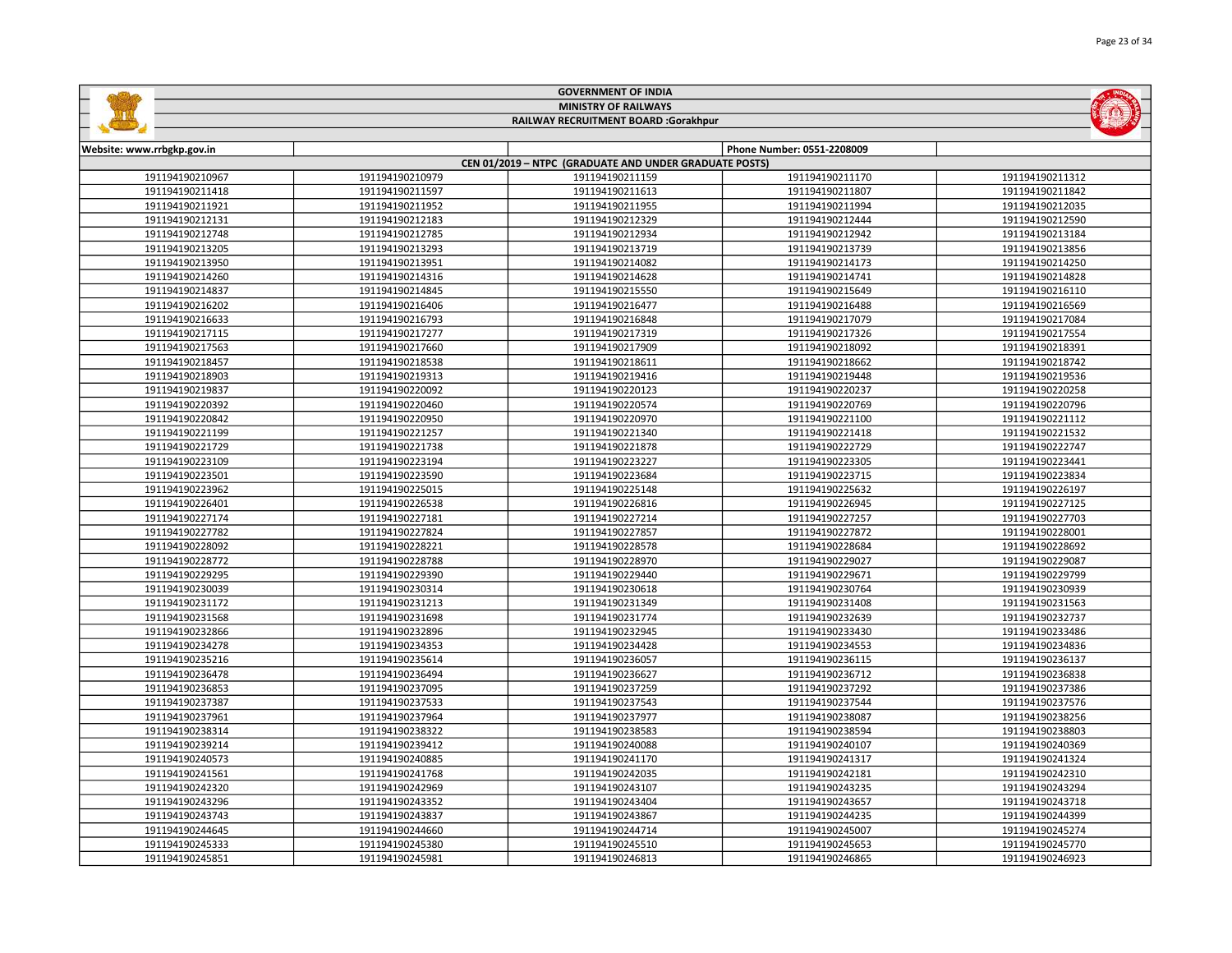# GOVERNMENT OF INDIA

## MINISTRY OF RAILWAYS

## RAILWAY RECRUITMENT BOARD :Gorakhpur

Website: www.rrbgkp.gov.in | Phone Number: 0551-2208009

### CEN 01/2019 – NTPC (GRADUATE AND UNDER GRADUATE POSTS)

| | | | | |
|---|---|---|---|---|
| 191194190210967 | 191194190210979 | 191194190211159 | 191194190211170 | 191194190211312 |
| 191194190211418 | 191194190211597 | 191194190211613 | 191194190211807 | 191194190211842 |
| 191194190211921 | 191194190211952 | 191194190211955 | 191194190211994 | 191194190212035 |
| 191194190212131 | 191194190212183 | 191194190212329 | 191194190212444 | 191194190212590 |
| 191194190212748 | 191194190212785 | 191194190212934 | 191194190212942 | 191194190213184 |
| 191194190213205 | 191194190213293 | 191194190213719 | 191194190213739 | 191194190213856 |
| 191194190213950 | 191194190213951 | 191194190214082 | 191194190214173 | 191194190214250 |
| 191194190214260 | 191194190214316 | 191194190214628 | 191194190214741 | 191194190214828 |
| 191194190214837 | 191194190214845 | 191194190215550 | 191194190215649 | 191194190216110 |
| 191194190216202 | 191194190216406 | 191194190216477 | 191194190216488 | 191194190216569 |
| 191194190216633 | 191194190216793 | 191194190216848 | 191194190217079 | 191194190217084 |
| 191194190217115 | 191194190217277 | 191194190217319 | 191194190217326 | 191194190217554 |
| 191194190217563 | 191194190217660 | 191194190217909 | 191194190218092 | 191194190218391 |
| 191194190218457 | 191194190218538 | 191194190218611 | 191194190218662 | 191194190218742 |
| 191194190218903 | 191194190219313 | 191194190219416 | 191194190219448 | 191194190219536 |
| 191194190219837 | 191194190220092 | 191194190220123 | 191194190220237 | 191194190220258 |
| 191194190220392 | 191194190220460 | 191194190220574 | 191194190220769 | 191194190220796 |
| 191194190220842 | 191194190220950 | 191194190220970 | 191194190221100 | 191194190221112 |
| 191194190221199 | 191194190221257 | 191194190221340 | 191194190221418 | 191194190221532 |
| 191194190221729 | 191194190221738 | 191194190221878 | 191194190222729 | 191194190222747 |
| 191194190223109 | 191194190223194 | 191194190223227 | 191194190223305 | 191194190223441 |
| 191194190223501 | 191194190223590 | 191194190223684 | 191194190223715 | 191194190223834 |
| 191194190223962 | 191194190225015 | 191194190225148 | 191194190225632 | 191194190226197 |
| 191194190226401 | 191194190226538 | 191194190226816 | 191194190226945 | 191194190227125 |
| 191194190227174 | 191194190227181 | 191194190227214 | 191194190227257 | 191194190227703 |
| 191194190227782 | 191194190227824 | 191194190227857 | 191194190227872 | 191194190228001 |
| 191194190228092 | 191194190228221 | 191194190228578 | 191194190228684 | 191194190228692 |
| 191194190228772 | 191194190228788 | 191194190228970 | 191194190229027 | 191194190229087 |
| 191194190229295 | 191194190229390 | 191194190229440 | 191194190229671 | 191194190229799 |
| 191194190230039 | 191194190230314 | 191194190230618 | 191194190230764 | 191194190230939 |
| 191194190231172 | 191194190231213 | 191194190231349 | 191194190231408 | 191194190231563 |
| 191194190231568 | 191194190231698 | 191194190231774 | 191194190232639 | 191194190232737 |
| 191194190232866 | 191194190232896 | 191194190232945 | 191194190233430 | 191194190233486 |
| 191194190234278 | 191194190234353 | 191194190234428 | 191194190234553 | 191194190234836 |
| 191194190235216 | 191194190235614 | 191194190236057 | 191194190236115 | 191194190236137 |
| 191194190236478 | 191194190236494 | 191194190236627 | 191194190236712 | 191194190236838 |
| 191194190236853 | 191194190237095 | 191194190237259 | 191194190237292 | 191194190237386 |
| 191194190237387 | 191194190237533 | 191194190237543 | 191194190237544 | 191194190237576 |
| 191194190237961 | 191194190237964 | 191194190237977 | 191194190238087 | 191194190238256 |
| 191194190238314 | 191194190238322 | 191194190238583 | 191194190238594 | 191194190238803 |
| 191194190239214 | 191194190239412 | 191194190240088 | 191194190240107 | 191194190240369 |
| 191194190240573 | 191194190240885 | 191194190241170 | 191194190241317 | 191194190241324 |
| 191194190241561 | 191194190241768 | 191194190242035 | 191194190242181 | 191194190242310 |
| 191194190242320 | 191194190242969 | 191194190243107 | 191194190243235 | 191194190243294 |
| 191194190243296 | 191194190243352 | 191194190243404 | 191194190243657 | 191194190243718 |
| 191194190243743 | 191194190243837 | 191194190243867 | 191194190244235 | 191194190244399 |
| 191194190244645 | 191194190244660 | 191194190244714 | 191194190245007 | 191194190245274 |
| 191194190245333 | 191194190245380 | 191194190245510 | 191194190245653 | 191194190245770 |
| 191194190245851 | 191194190245981 | 191194190246813 | 191194190246865 | 191194190246923 |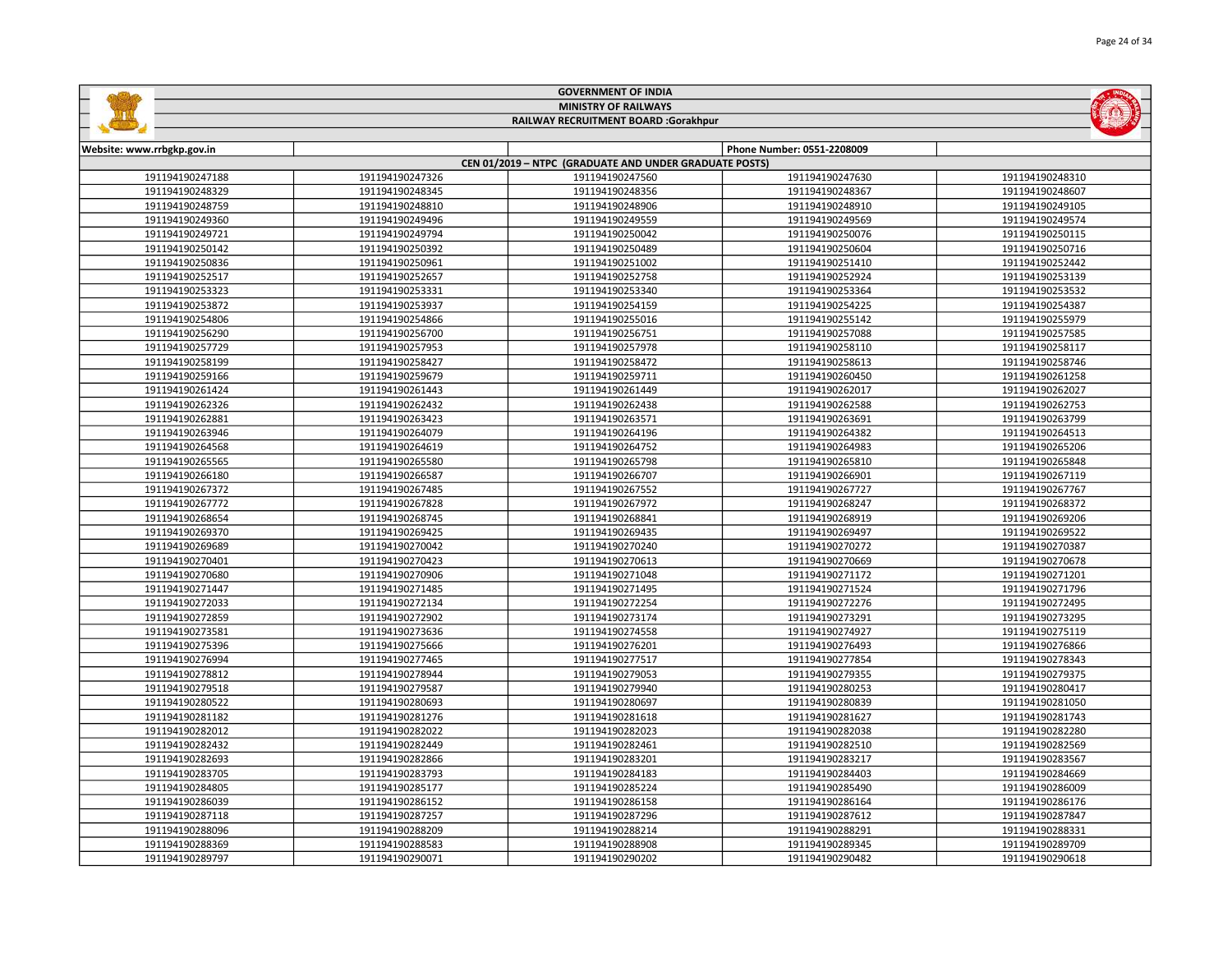GOVERNMENT OF INDIA

MINISTRY OF RAILWAYS

RAILWAY RECRUITMENT BOARD :Gorakhpur

| Website: www.rrbgkp.gov.in | | | Phone Number: 0551-2208009 | |
|---|---|---|---|---|
| CEN 01/2019 – NTPC (GRADUATE AND UNDER GRADUATE POSTS) | | | | |
| 191194190247188 | 191194190247326 | 191194190247560 | 191194190247630 | 191194190248310 |
| 191194190248329 | 191194190248345 | 191194190248356 | 191194190248367 | 191194190248607 |
| 191194190248759 | 191194190248810 | 191194190248906 | 191194190248910 | 191194190249105 |
| 191194190249360 | 191194190249496 | 191194190249559 | 191194190249569 | 191194190249574 |
| 191194190249721 | 191194190249794 | 191194190250042 | 191194190250076 | 191194190250115 |
| 191194190250142 | 191194190250392 | 191194190250489 | 191194190250604 | 191194190250716 |
| 191194190250836 | 191194190250961 | 191194190251002 | 191194190251410 | 191194190252442 |
| 191194190252517 | 191194190252657 | 191194190252758 | 191194190252924 | 191194190253139 |
| 191194190253323 | 191194190253331 | 191194190253340 | 191194190253364 | 191194190253532 |
| 191194190253872 | 191194190253937 | 191194190254159 | 191194190254225 | 191194190254387 |
| 191194190254806 | 191194190254866 | 191194190255016 | 191194190255142 | 191194190255979 |
| 191194190256290 | 191194190256700 | 191194190256751 | 191194190257088 | 191194190257585 |
| 191194190257729 | 191194190257953 | 191194190257978 | 191194190258110 | 191194190258117 |
| 191194190258199 | 191194190258427 | 191194190258472 | 191194190258613 | 191194190258746 |
| 191194190259166 | 191194190259679 | 191194190259711 | 191194190260450 | 191194190261258 |
| 191194190261424 | 191194190261443 | 191194190261449 | 191194190262017 | 191194190262027 |
| 191194190262326 | 191194190262432 | 191194190262438 | 191194190262588 | 191194190262753 |
| 191194190262881 | 191194190263423 | 191194190263571 | 191194190263691 | 191194190263799 |
| 191194190263946 | 191194190264079 | 191194190264196 | 191194190264382 | 191194190264513 |
| 191194190264568 | 191194190264619 | 191194190264752 | 191194190264983 | 191194190265206 |
| 191194190265565 | 191194190265580 | 191194190265798 | 191194190265810 | 191194190265848 |
| 191194190266180 | 191194190266587 | 191194190266707 | 191194190266901 | 191194190267119 |
| 191194190267372 | 191194190267485 | 191194190267552 | 191194190267727 | 191194190267767 |
| 191194190267772 | 191194190267828 | 191194190267972 | 191194190268247 | 191194190268372 |
| 191194190268654 | 191194190268745 | 191194190268841 | 191194190268919 | 191194190269206 |
| 191194190269370 | 191194190269425 | 191194190269435 | 191194190269497 | 191194190269522 |
| 191194190269689 | 191194190270042 | 191194190270240 | 191194190270272 | 191194190270387 |
| 191194190270401 | 191194190270423 | 191194190270613 | 191194190270669 | 191194190270678 |
| 191194190270680 | 191194190270906 | 191194190271048 | 191194190271172 | 191194190271201 |
| 191194190271447 | 191194190271485 | 191194190271495 | 191194190271524 | 191194190271796 |
| 191194190272033 | 191194190272134 | 191194190272254 | 191194190272276 | 191194190272495 |
| 191194190272859 | 191194190272902 | 191194190273174 | 191194190273291 | 191194190273295 |
| 191194190273581 | 191194190273636 | 191194190274558 | 191194190274927 | 191194190275119 |
| 191194190275396 | 191194190275666 | 191194190276201 | 191194190276493 | 191194190276866 |
| 191194190276994 | 191194190277465 | 191194190277517 | 191194190277854 | 191194190278343 |
| 191194190278812 | 191194190278944 | 191194190279053 | 191194190279355 | 191194190279375 |
| 191194190279518 | 191194190279587 | 191194190279940 | 191194190280253 | 191194190280417 |
| 191194190280522 | 191194190280693 | 191194190280697 | 191194190280839 | 191194190281050 |
| 191194190281182 | 191194190281276 | 191194190281618 | 191194190281627 | 191194190281743 |
| 191194190282012 | 191194190282022 | 191194190282023 | 191194190282038 | 191194190282280 |
| 191194190282432 | 191194190282449 | 191194190282461 | 191194190282510 | 191194190282569 |
| 191194190282693 | 191194190282866 | 191194190283201 | 191194190283217 | 191194190283567 |
| 191194190283705 | 191194190283793 | 191194190284183 | 191194190284403 | 191194190284669 |
| 191194190284805 | 191194190285177 | 191194190285224 | 191194190285490 | 191194190286009 |
| 191194190286039 | 191194190286152 | 191194190286158 | 191194190286164 | 191194190286176 |
| 191194190287118 | 191194190287257 | 191194190287296 | 191194190287612 | 191194190287847 |
| 191194190288096 | 191194190288209 | 191194190288214 | 191194190288291 | 191194190288331 |
| 191194190288369 | 191194190288583 | 191194190288908 | 191194190289345 | 191194190289709 |
| 191194190289797 | 191194190290071 | 191194190290202 | 191194190290482 | 191194190290618 |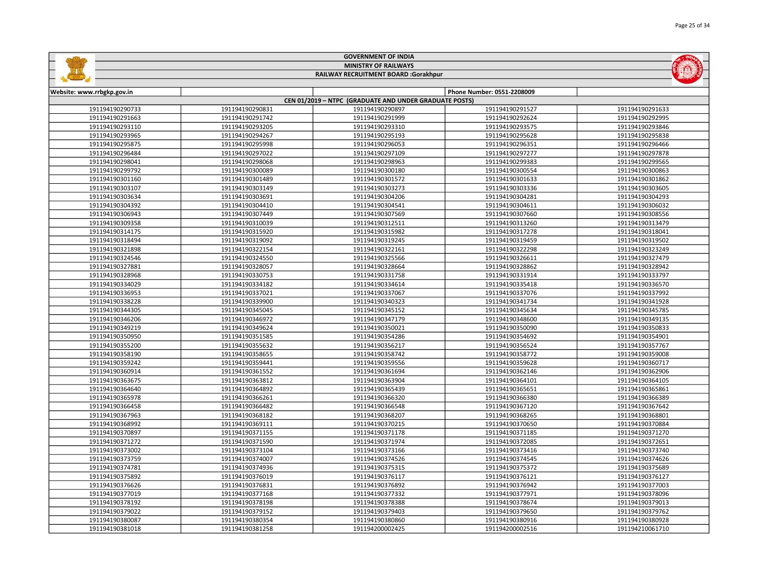GOVERNMENT OF INDIA

MINISTRY OF RAILWAYS

RAILWAY RECRUITMENT BOARD :Gorakhpur

| Website: www.rrbgkp.gov.in | | | Phone Number: 0551-2208009 | |
|---|---|---|---|---|
| CEN 01/2019 – NTPC (GRADUATE AND UNDER GRADUATE POSTS) | | | | |
| 191194190290733 | 191194190290831 | 191194190290897 | 191194190291527 | 191194190291633 |
| 191194190291663 | 191194190291742 | 191194190291999 | 191194190292624 | 191194190292995 |
| 191194190293110 | 191194190293205 | 191194190293310 | 191194190293575 | 191194190293846 |
| 191194190293965 | 191194190294267 | 191194190295193 | 191194190295628 | 191194190295838 |
| 191194190295875 | 191194190295998 | 191194190296053 | 191194190296351 | 191194190296466 |
| 191194190296484 | 191194190297022 | 191194190297109 | 191194190297277 | 191194190297878 |
| 191194190298041 | 191194190298068 | 191194190298963 | 191194190299383 | 191194190299565 |
| 191194190299792 | 191194190300089 | 191194190300180 | 191194190300554 | 191194190300863 |
| 191194190301160 | 191194190301489 | 191194190301572 | 191194190301633 | 191194190301862 |
| 191194190303107 | 191194190303149 | 191194190303273 | 191194190303336 | 191194190303605 |
| 191194190303634 | 191194190303691 | 191194190304206 | 191194190304281 | 191194190304293 |
| 191194190304392 | 191194190304410 | 191194190304541 | 191194190304611 | 191194190306032 |
| 191194190306943 | 191194190307449 | 191194190307569 | 191194190307660 | 191194190308556 |
| 191194190309358 | 191194190310039 | 191194190312511 | 191194190313260 | 191194190313479 |
| 191194190314175 | 191194190315920 | 191194190315982 | 191194190317278 | 191194190318041 |
| 191194190318494 | 191194190319092 | 191194190319245 | 191194190319459 | 191194190319502 |
| 191194190321898 | 191194190322154 | 191194190322161 | 191194190322298 | 191194190323249 |
| 191194190324546 | 191194190324550 | 191194190325566 | 191194190326611 | 191194190327479 |
| 191194190327881 | 191194190328057 | 191194190328664 | 191194190328862 | 191194190328942 |
| 191194190328968 | 191194190330753 | 191194190331758 | 191194190331914 | 191194190333797 |
| 191194190334029 | 191194190334182 | 191194190334614 | 191194190335418 | 191194190336570 |
| 191194190336953 | 191194190337021 | 191194190337067 | 191194190337076 | 191194190337992 |
| 191194190338228 | 191194190339900 | 191194190340323 | 191194190341734 | 191194190341928 |
| 191194190344305 | 191194190345045 | 191194190345152 | 191194190345634 | 191194190345785 |
| 191194190346206 | 191194190346972 | 191194190347179 | 191194190348600 | 191194190349135 |
| 191194190349219 | 191194190349624 | 191194190350021 | 191194190350090 | 191194190350833 |
| 191194190350950 | 191194190351585 | 191194190354286 | 191194190354692 | 191194190354901 |
| 191194190355200 | 191194190355632 | 191194190356217 | 191194190356524 | 191194190357767 |
| 191194190358190 | 191194190358655 | 191194190358742 | 191194190358772 | 191194190359008 |
| 191194190359242 | 191194190359441 | 191194190359556 | 191194190359628 | 191194190360717 |
| 191194190360914 | 191194190361552 | 191194190361694 | 191194190362146 | 191194190362906 |
| 191194190363675 | 191194190363812 | 191194190363904 | 191194190364101 | 191194190364105 |
| 191194190364640 | 191194190364892 | 191194190365439 | 191194190365651 | 191194190365861 |
| 191194190365978 | 191194190366261 | 191194190366320 | 191194190366380 | 191194190366389 |
| 191194190366458 | 191194190366482 | 191194190366548 | 191194190367120 | 191194190367642 |
| 191194190367963 | 191194190368182 | 191194190368207 | 191194190368265 | 191194190368801 |
| 191194190368992 | 191194190369111 | 191194190370215 | 191194190370650 | 191194190370884 |
| 191194190370897 | 191194190371155 | 191194190371178 | 191194190371185 | 191194190371270 |
| 191194190371272 | 191194190371590 | 191194190371974 | 191194190372085 | 191194190372651 |
| 191194190373002 | 191194190373104 | 191194190373166 | 191194190373416 | 191194190373740 |
| 191194190373759 | 191194190374007 | 191194190374526 | 191194190374545 | 191194190374626 |
| 191194190374781 | 191194190374936 | 191194190375315 | 191194190375372 | 191194190375689 |
| 191194190375892 | 191194190376019 | 191194190376117 | 191194190376121 | 191194190376127 |
| 191194190376626 | 191194190376831 | 191194190376892 | 191194190376942 | 191194190377003 |
| 191194190377019 | 191194190377168 | 191194190377332 | 191194190377971 | 191194190378096 |
| 191194190378192 | 191194190378198 | 191194190378388 | 191194190378674 | 191194190379013 |
| 191194190379022 | 191194190379152 | 191194190379403 | 191194190379650 | 191194190379762 |
| 191194190380087 | 191194190380354 | 191194190380860 | 191194190380916 | 191194190380928 |
| 191194190381018 | 191194190381258 | 191194200002425 | 191194200002516 | 191194210061710 |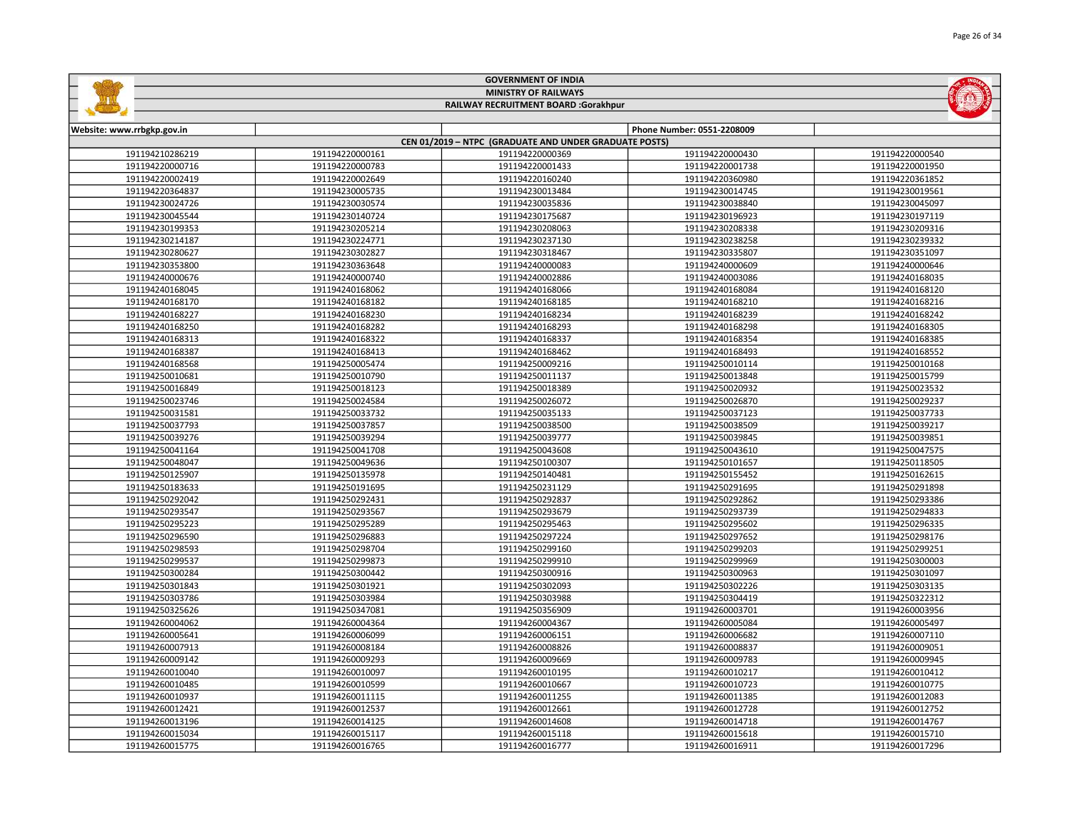# GOVERNMENT OF INDIA

## MINISTRY OF RAILWAYS

### RAILWAY RECRUITMENT BOARD :Gorakhpur

| Website: www.rrbgkp.gov.in | | | Phone Number: 0551-2208009 | |
|---|---|---|---|---|
| CEN 01/2019 – NTPC (GRADUATE AND UNDER GRADUATE POSTS) | | | | |
| 191194210286219 | 191194220000161 | 191194220000369 | 191194220000430 | 191194220000540 |
| 191194220000716 | 191194220000783 | 191194220001433 | 191194220001738 | 191194220001950 |
| 191194220002419 | 191194220002649 | 191194220160240 | 191194220360980 | 191194220361852 |
| 191194220364837 | 191194230005735 | 191194230013484 | 191194230014745 | 191194230019561 |
| 191194230024726 | 191194230030574 | 191194230035836 | 191194230038840 | 191194230045097 |
| 191194230045544 | 191194230140724 | 191194230175687 | 191194230196923 | 191194230197119 |
| 191194230199353 | 191194230205214 | 191194230208063 | 191194230208338 | 191194230209316 |
| 191194230214187 | 191194230224771 | 191194230237130 | 191194230238258 | 191194230239332 |
| 191194230280627 | 191194230302827 | 191194230318467 | 191194230335807 | 191194230351097 |
| 191194230353800 | 191194230363648 | 191194240000083 | 191194240000609 | 191194240000646 |
| 191194240000676 | 191194240000740 | 191194240002886 | 191194240003086 | 191194240168035 |
| 191194240168045 | 191194240168062 | 191194240168066 | 191194240168084 | 191194240168120 |
| 191194240168170 | 191194240168182 | 191194240168185 | 191194240168210 | 191194240168216 |
| 191194240168227 | 191194240168230 | 191194240168234 | 191194240168239 | 191194240168242 |
| 191194240168250 | 191194240168282 | 191194240168293 | 191194240168298 | 191194240168305 |
| 191194240168313 | 191194240168322 | 191194240168337 | 191194240168354 | 191194240168385 |
| 191194240168387 | 191194240168413 | 191194240168462 | 191194240168493 | 191194240168552 |
| 191194240168568 | 191194250005474 | 191194250009216 | 191194250010114 | 191194250010168 |
| 191194250010681 | 191194250010790 | 191194250011137 | 191194250013848 | 191194250015799 |
| 191194250016849 | 191194250018123 | 191194250018389 | 191194250020932 | 191194250023532 |
| 191194250023746 | 191194250024584 | 191194250026072 | 191194250026870 | 191194250029237 |
| 191194250031581 | 191194250033732 | 191194250035133 | 191194250037123 | 191194250037733 |
| 191194250037793 | 191194250037857 | 191194250038500 | 191194250038509 | 191194250039217 |
| 191194250039276 | 191194250039294 | 191194250039777 | 191194250039845 | 191194250039851 |
| 191194250041164 | 191194250041708 | 191194250043608 | 191194250043610 | 191194250047575 |
| 191194250048047 | 191194250049636 | 191194250100307 | 191194250101657 | 191194250118505 |
| 191194250125907 | 191194250135978 | 191194250140481 | 191194250155452 | 191194250162615 |
| 191194250183633 | 191194250191695 | 191194250231129 | 191194250291695 | 191194250291898 |
| 191194250292042 | 191194250292431 | 191194250292837 | 191194250292862 | 191194250293386 |
| 191194250293547 | 191194250293567 | 191194250293679 | 191194250293739 | 191194250294833 |
| 191194250295223 | 191194250295289 | 191194250295463 | 191194250295602 | 191194250296335 |
| 191194250296590 | 191194250296883 | 191194250297224 | 191194250297652 | 191194250298176 |
| 191194250298593 | 191194250298704 | 191194250299160 | 191194250299203 | 191194250299251 |
| 191194250299537 | 191194250299873 | 191194250299910 | 191194250299969 | 191194250300003 |
| 191194250300284 | 191194250300442 | 191194250300916 | 191194250300963 | 191194250301097 |
| 191194250301843 | 191194250301921 | 191194250302093 | 191194250302226 | 191194250303135 |
| 191194250303786 | 191194250303984 | 191194250303988 | 191194250304419 | 191194250322312 |
| 191194250325626 | 191194250347081 | 191194250356909 | 191194260003701 | 191194260003956 |
| 191194260004062 | 191194260004364 | 191194260004367 | 191194260005084 | 191194260005497 |
| 191194260005641 | 191194260006099 | 191194260006151 | 191194260006682 | 191194260007110 |
| 191194260007913 | 191194260008184 | 191194260008826 | 191194260008837 | 191194260009051 |
| 191194260009142 | 191194260009293 | 191194260009669 | 191194260009783 | 191194260009945 |
| 191194260010040 | 191194260010097 | 191194260010195 | 191194260010217 | 191194260010412 |
| 191194260010485 | 191194260010599 | 191194260010667 | 191194260010723 | 191194260010775 |
| 191194260010937 | 191194260011115 | 191194260011255 | 191194260011385 | 191194260012083 |
| 191194260012421 | 191194260012537 | 191194260012661 | 191194260012728 | 191194260012752 |
| 191194260013196 | 191194260014125 | 191194260014608 | 191194260014718 | 191194260014767 |
| 191194260015034 | 191194260015117 | 191194260015118 | 191194260015618 | 191194260015710 |
| 191194260015775 | 191194260016765 | 191194260016777 | 191194260016911 | 191194260017296 |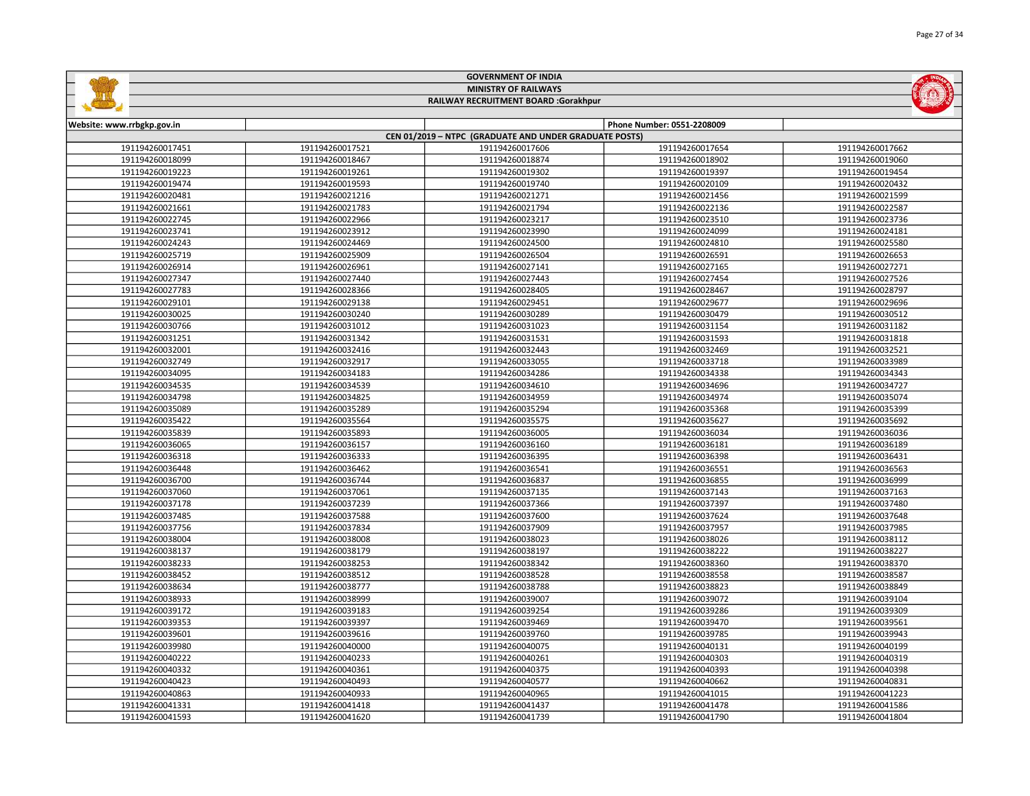# GOVERNMENT OF INDIA

## MINISTRY OF RAILWAYS

### RAILWAY RECRUITMENT BOARD :Gorakhpur

| Website: www.rrbgkp.gov.in | | | Phone Number: 0551-2208009 | |
|---|---|---|---|---|
| CEN 01/2019 – NTPC (GRADUATE AND UNDER GRADUATE POSTS) | | | | |
| 191194260017451 | 191194260017521 | 191194260017606 | 191194260017654 | 191194260017662 |
| 191194260018099 | 191194260018467 | 191194260018874 | 191194260018902 | 191194260019060 |
| 191194260019223 | 191194260019261 | 191194260019302 | 191194260019397 | 191194260019454 |
| 191194260019474 | 191194260019593 | 191194260019740 | 191194260020109 | 191194260020432 |
| 191194260020481 | 191194260021216 | 191194260021271 | 191194260021456 | 191194260021599 |
| 191194260021661 | 191194260021783 | 191194260021794 | 191194260022136 | 191194260022587 |
| 191194260022745 | 191194260022966 | 191194260023217 | 191194260023510 | 191194260023736 |
| 191194260023741 | 191194260023912 | 191194260023990 | 191194260024099 | 191194260024181 |
| 191194260024243 | 191194260024469 | 191194260024500 | 191194260024810 | 191194260025580 |
| 191194260025719 | 191194260025909 | 191194260026504 | 191194260026591 | 191194260026653 |
| 191194260026914 | 191194260026961 | 191194260027141 | 191194260027165 | 191194260027271 |
| 191194260027347 | 191194260027440 | 191194260027443 | 191194260027454 | 191194260027526 |
| 191194260027783 | 191194260028366 | 191194260028405 | 191194260028467 | 191194260028797 |
| 191194260029101 | 191194260029138 | 191194260029451 | 191194260029677 | 191194260029696 |
| 191194260030025 | 191194260030240 | 191194260030289 | 191194260030479 | 191194260030512 |
| 191194260030766 | 191194260031012 | 191194260031023 | 191194260031154 | 191194260031182 |
| 191194260031251 | 191194260031342 | 191194260031531 | 191194260031593 | 191194260031818 |
| 191194260032001 | 191194260032416 | 191194260032443 | 191194260032469 | 191194260032521 |
| 191194260032749 | 191194260032917 | 191194260033055 | 191194260033718 | 191194260033989 |
| 191194260034095 | 191194260034183 | 191194260034286 | 191194260034338 | 191194260034343 |
| 191194260034535 | 191194260034539 | 191194260034610 | 191194260034696 | 191194260034727 |
| 191194260034798 | 191194260034825 | 191194260034959 | 191194260034974 | 191194260035074 |
| 191194260035089 | 191194260035289 | 191194260035294 | 191194260035368 | 191194260035399 |
| 191194260035422 | 191194260035564 | 191194260035575 | 191194260035627 | 191194260035692 |
| 191194260035839 | 191194260035893 | 191194260036005 | 191194260036034 | 191194260036036 |
| 191194260036065 | 191194260036157 | 191194260036160 | 191194260036181 | 191194260036189 |
| 191194260036318 | 191194260036333 | 191194260036395 | 191194260036398 | 191194260036431 |
| 191194260036448 | 191194260036462 | 191194260036541 | 191194260036551 | 191194260036563 |
| 191194260036700 | 191194260036744 | 191194260036837 | 191194260036855 | 191194260036999 |
| 191194260037060 | 191194260037061 | 191194260037135 | 191194260037143 | 191194260037163 |
| 191194260037178 | 191194260037239 | 191194260037366 | 191194260037397 | 191194260037480 |
| 191194260037485 | 191194260037588 | 191194260037600 | 191194260037624 | 191194260037648 |
| 191194260037756 | 191194260037834 | 191194260037909 | 191194260037957 | 191194260037985 |
| 191194260038004 | 191194260038008 | 191194260038023 | 191194260038026 | 191194260038112 |
| 191194260038137 | 191194260038179 | 191194260038197 | 191194260038222 | 191194260038227 |
| 191194260038233 | 191194260038253 | 191194260038342 | 191194260038360 | 191194260038370 |
| 191194260038452 | 191194260038512 | 191194260038528 | 191194260038558 | 191194260038587 |
| 191194260038634 | 191194260038777 | 191194260038788 | 191194260038823 | 191194260038849 |
| 191194260038933 | 191194260038999 | 191194260039007 | 191194260039072 | 191194260039104 |
| 191194260039172 | 191194260039183 | 191194260039254 | 191194260039286 | 191194260039309 |
| 191194260039353 | 191194260039397 | 191194260039469 | 191194260039470 | 191194260039561 |
| 191194260039601 | 191194260039616 | 191194260039760 | 191194260039785 | 191194260039943 |
| 191194260039980 | 191194260040000 | 191194260040075 | 191194260040131 | 191194260040199 |
| 191194260040222 | 191194260040233 | 191194260040261 | 191194260040303 | 191194260040319 |
| 191194260040332 | 191194260040361 | 191194260040375 | 191194260040393 | 191194260040398 |
| 191194260040423 | 191194260040493 | 191194260040577 | 191194260040662 | 191194260040831 |
| 191194260040863 | 191194260040933 | 191194260040965 | 191194260041015 | 191194260041223 |
| 191194260041331 | 191194260041418 | 191194260041437 | 191194260041478 | 191194260041586 |
| 191194260041593 | 191194260041620 | 191194260041739 | 191194260041790 | 191194260041804 |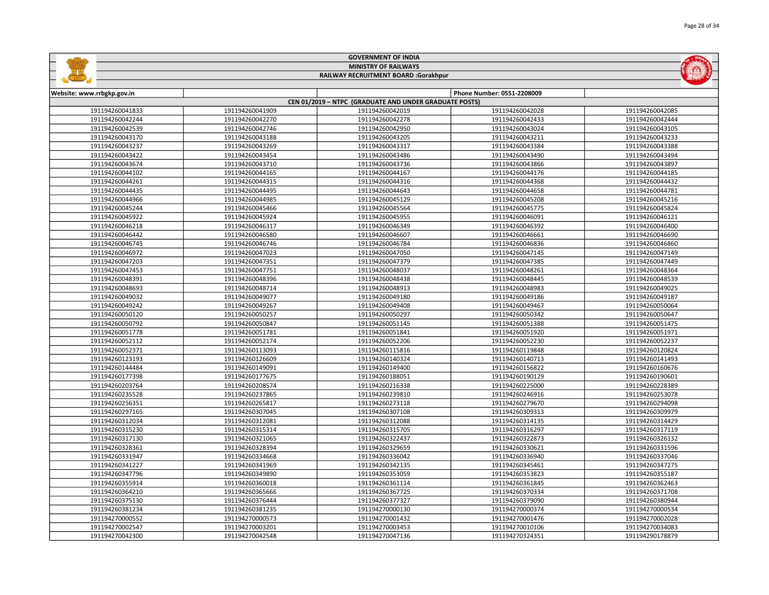GOVERNMENT OF INDIA

MINISTRY OF RAILWAYS

RAILWAY RECRUITMENT BOARD :Gorakhpur

| Website: www.rrbgkp.gov.in | | | Phone Number: 0551-2208009 | |
|---|---|---|---|---|
| CEN 01/2019 – NTPC (GRADUATE AND UNDER GRADUATE POSTS) | | | | |
| 191194260041833 | 191194260041909 | 191194260042019 | 191194260042028 | 191194260042085 |
| 191194260042244 | 191194260042270 | 191194260042278 | 191194260042433 | 191194260042444 |
| 191194260042539 | 191194260042746 | 191194260042950 | 191194260043024 | 191194260043105 |
| 191194260043170 | 191194260043188 | 191194260043205 | 191194260043211 | 191194260043233 |
| 191194260043237 | 191194260043269 | 191194260043317 | 191194260043384 | 191194260043388 |
| 191194260043422 | 191194260043454 | 191194260043486 | 191194260043490 | 191194260043494 |
| 191194260043674 | 191194260043710 | 191194260043736 | 191194260043866 | 191194260043897 |
| 191194260044102 | 191194260044165 | 191194260044167 | 191194260044176 | 191194260044185 |
| 191194260044261 | 191194260044315 | 191194260044316 | 191194260044368 | 191194260044432 |
| 191194260044435 | 191194260044495 | 191194260044643 | 191194260044658 | 191194260044781 |
| 191194260044966 | 191194260044985 | 191194260045129 | 191194260045208 | 191194260045216 |
| 191194260045244 | 191194260045466 | 191194260045564 | 191194260045775 | 191194260045824 |
| 191194260045922 | 191194260045924 | 191194260045955 | 191194260046091 | 191194260046121 |
| 191194260046218 | 191194260046317 | 191194260046349 | 191194260046392 | 191194260046400 |
| 191194260046442 | 191194260046580 | 191194260046607 | 191194260046661 | 191194260046690 |
| 191194260046745 | 191194260046746 | 191194260046784 | 191194260046836 | 191194260046860 |
| 191194260046972 | 191194260047023 | 191194260047050 | 191194260047145 | 191194260047149 |
| 191194260047203 | 191194260047351 | 191194260047379 | 191194260047385 | 191194260047449 |
| 191194260047453 | 191194260047751 | 191194260048037 | 191194260048261 | 191194260048364 |
| 191194260048391 | 191194260048396 | 191194260048438 | 191194260048445 | 191194260048539 |
| 191194260048693 | 191194260048714 | 191194260048913 | 191194260048983 | 191194260049025 |
| 191194260049032 | 191194260049077 | 191194260049180 | 191194260049186 | 191194260049187 |
| 191194260049242 | 191194260049267 | 191194260049408 | 191194260049467 | 191194260050064 |
| 191194260050120 | 191194260050257 | 191194260050297 | 191194260050342 | 191194260050647 |
| 191194260050792 | 191194260050847 | 191194260051145 | 191194260051388 | 191194260051475 |
| 191194260051778 | 191194260051781 | 191194260051841 | 191194260051920 | 191194260051971 |
| 191194260052112 | 191194260052174 | 191194260052206 | 191194260052230 | 191194260052237 |
| 191194260052371 | 191194260113093 | 191194260115816 | 191194260119848 | 191194260120824 |
| 191194260123193 | 191194260126609 | 191194260140324 | 191194260140713 | 191194260141493 |
| 191194260144484 | 191194260149091 | 191194260149400 | 191194260156822 | 191194260160676 |
| 191194260177398 | 191194260177675 | 191194260188051 | 191194260190129 | 191194260190601 |
| 191194260203764 | 191194260208574 | 191194260216338 | 191194260225000 | 191194260228389 |
| 191194260235528 | 191194260237865 | 191194260239810 | 191194260246916 | 191194260253078 |
| 191194260256351 | 191194260265817 | 191194260273118 | 191194260279670 | 191194260294098 |
| 191194260297165 | 191194260307045 | 191194260307108 | 191194260309313 | 191194260309979 |
| 191194260312034 | 191194260312081 | 191194260312088 | 191194260314135 | 191194260314429 |
| 191194260315230 | 191194260315314 | 191194260315705 | 191194260316297 | 191194260317119 |
| 191194260317130 | 191194260321065 | 191194260322437 | 191194260322873 | 191194260326132 |
| 191194260328361 | 191194260328394 | 191194260329659 | 191194260330621 | 191194260331596 |
| 191194260331947 | 191194260334668 | 191194260336042 | 191194260336940 | 191194260337046 |
| 191194260341227 | 191194260341969 | 191194260342135 | 191194260345461 | 191194260347275 |
| 191194260347796 | 191194260349890 | 191194260353059 | 191194260353823 | 191194260355187 |
| 191194260355914 | 191194260360018 | 191194260361114 | 191194260361845 | 191194260362463 |
| 191194260364210 | 191194260365666 | 191194260367725 | 191194260370334 | 191194260371708 |
| 191194260375130 | 191194260376444 | 191194260377327 | 191194260379090 | 191194260380944 |
| 191194260381234 | 191194260381235 | 191194270000130 | 191194270000374 | 191194270000534 |
| 191194270000552 | 191194270000573 | 191194270001432 | 191194270001476 | 191194270002028 |
| 191194270002547 | 191194270003201 | 191194270003453 | 191194270010106 | 191194270034083 |
| 191194270042300 | 191194270042548 | 191194270047136 | 191194270324351 | 191194290178879 |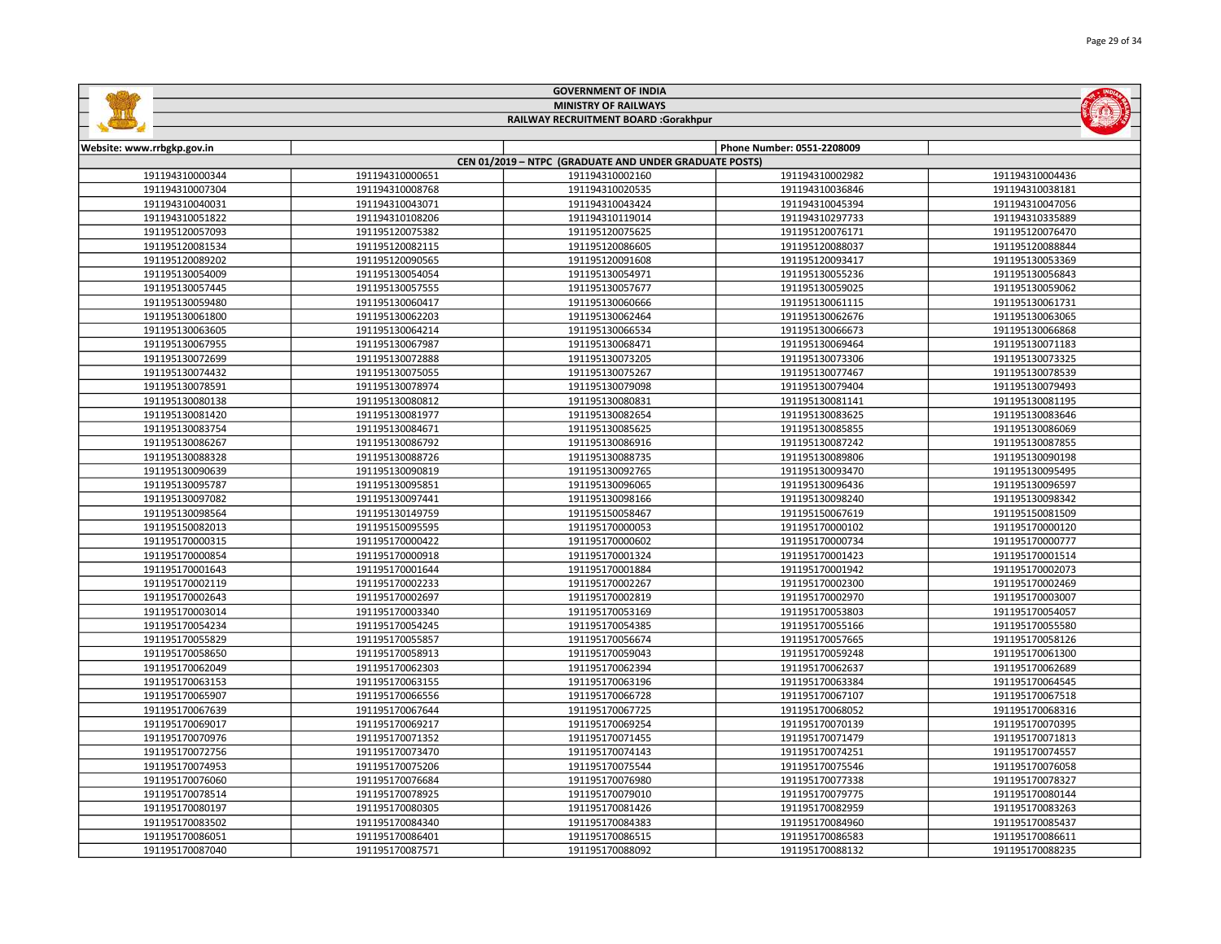# GOVERNMENT OF INDIA

## MINISTRY OF RAILWAYS

### RAILWAY RECRUITMENT BOARD :Gorakhpur

| Website: www.rrbgkp.gov.in | | | Phone Number: 0551-2208009 | |
|---|---|---|---|---|
| CEN 01/2019 – NTPC (GRADUATE AND UNDER GRADUATE POSTS) | | | | |
| 191194310000344 | 191194310000651 | 191194310002160 | 191194310002982 | 191194310004436 |
| 191194310007304 | 191194310008768 | 191194310020535 | 191194310036846 | 191194310038181 |
| 191194310040031 | 191194310043071 | 191194310043424 | 191194310045394 | 191194310047056 |
| 191194310051822 | 191194310108206 | 191194310119014 | 191194310297733 | 191194310335889 |
| 191195120057093 | 191195120075382 | 191195120075625 | 191195120076171 | 191195120076470 |
| 191195120081534 | 191195120082115 | 191195120086605 | 191195120088037 | 191195120088844 |
| 191195120089202 | 191195120090565 | 191195120091608 | 191195120093417 | 191195130053369 |
| 191195130054009 | 191195130054054 | 191195130054971 | 191195130055236 | 191195130056843 |
| 191195130057445 | 191195130057555 | 191195130057677 | 191195130059025 | 191195130059062 |
| 191195130059480 | 191195130060417 | 191195130060666 | 191195130061115 | 191195130061731 |
| 191195130061800 | 191195130062203 | 191195130062464 | 191195130062676 | 191195130063065 |
| 191195130063605 | 191195130064214 | 191195130066534 | 191195130066673 | 191195130066868 |
| 191195130067955 | 191195130067987 | 191195130068471 | 191195130069464 | 191195130071183 |
| 191195130072699 | 191195130072888 | 191195130073205 | 191195130073306 | 191195130073325 |
| 191195130074432 | 191195130075055 | 191195130075267 | 191195130077467 | 191195130078539 |
| 191195130078591 | 191195130078974 | 191195130079098 | 191195130079404 | 191195130079493 |
| 191195130080138 | 191195130080812 | 191195130080831 | 191195130081141 | 191195130081195 |
| 191195130081420 | 191195130081977 | 191195130082654 | 191195130083625 | 191195130083646 |
| 191195130083754 | 191195130084671 | 191195130085625 | 191195130085855 | 191195130086069 |
| 191195130086267 | 191195130086792 | 191195130086916 | 191195130087242 | 191195130087855 |
| 191195130088328 | 191195130088726 | 191195130088735 | 191195130089806 | 191195130090198 |
| 191195130090639 | 191195130090819 | 191195130092765 | 191195130093470 | 191195130095495 |
| 191195130095787 | 191195130095851 | 191195130096065 | 191195130096436 | 191195130096597 |
| 191195130097082 | 191195130097441 | 191195130098166 | 191195130098240 | 191195130098342 |
| 191195130098564 | 191195130149759 | 191195150058467 | 191195150067619 | 191195150081509 |
| 191195150082013 | 191195150095595 | 191195170000053 | 191195170000102 | 191195170000120 |
| 191195170000315 | 191195170000422 | 191195170000602 | 191195170000734 | 191195170000777 |
| 191195170000854 | 191195170000918 | 191195170001324 | 191195170001423 | 191195170001514 |
| 191195170001643 | 191195170001644 | 191195170001884 | 191195170001942 | 191195170002073 |
| 191195170002119 | 191195170002233 | 191195170002267 | 191195170002300 | 191195170002469 |
| 191195170002643 | 191195170002697 | 191195170002819 | 191195170002970 | 191195170003007 |
| 191195170003014 | 191195170003340 | 191195170053169 | 191195170053803 | 191195170054057 |
| 191195170054234 | 191195170054245 | 191195170054385 | 191195170055166 | 191195170055580 |
| 191195170055829 | 191195170055857 | 191195170056674 | 191195170057665 | 191195170058126 |
| 191195170058650 | 191195170058913 | 191195170059043 | 191195170059248 | 191195170061300 |
| 191195170062049 | 191195170062303 | 191195170062394 | 191195170062637 | 191195170062689 |
| 191195170063153 | 191195170063155 | 191195170063196 | 191195170063384 | 191195170064545 |
| 191195170065907 | 191195170066556 | 191195170066728 | 191195170067107 | 191195170067518 |
| 191195170067639 | 191195170067644 | 191195170067725 | 191195170068052 | 191195170068316 |
| 191195170069017 | 191195170069217 | 191195170069254 | 191195170070139 | 191195170070395 |
| 191195170070976 | 191195170071352 | 191195170071455 | 191195170071479 | 191195170071813 |
| 191195170072756 | 191195170073470 | 191195170074143 | 191195170074251 | 191195170074557 |
| 191195170074953 | 191195170075206 | 191195170075544 | 191195170075546 | 191195170076058 |
| 191195170076060 | 191195170076684 | 191195170076980 | 191195170077338 | 191195170078327 |
| 191195170078514 | 191195170078925 | 191195170079010 | 191195170079775 | 191195170080144 |
| 191195170080197 | 191195170080305 | 191195170081426 | 191195170082959 | 191195170083263 |
| 191195170083502 | 191195170084340 | 191195170084383 | 191195170084960 | 191195170085437 |
| 191195170086051 | 191195170086401 | 191195170086515 | 191195170086583 | 191195170086611 |
| 191195170087040 | 191195170087571 | 191195170088092 | 191195170088132 | 191195170088235 |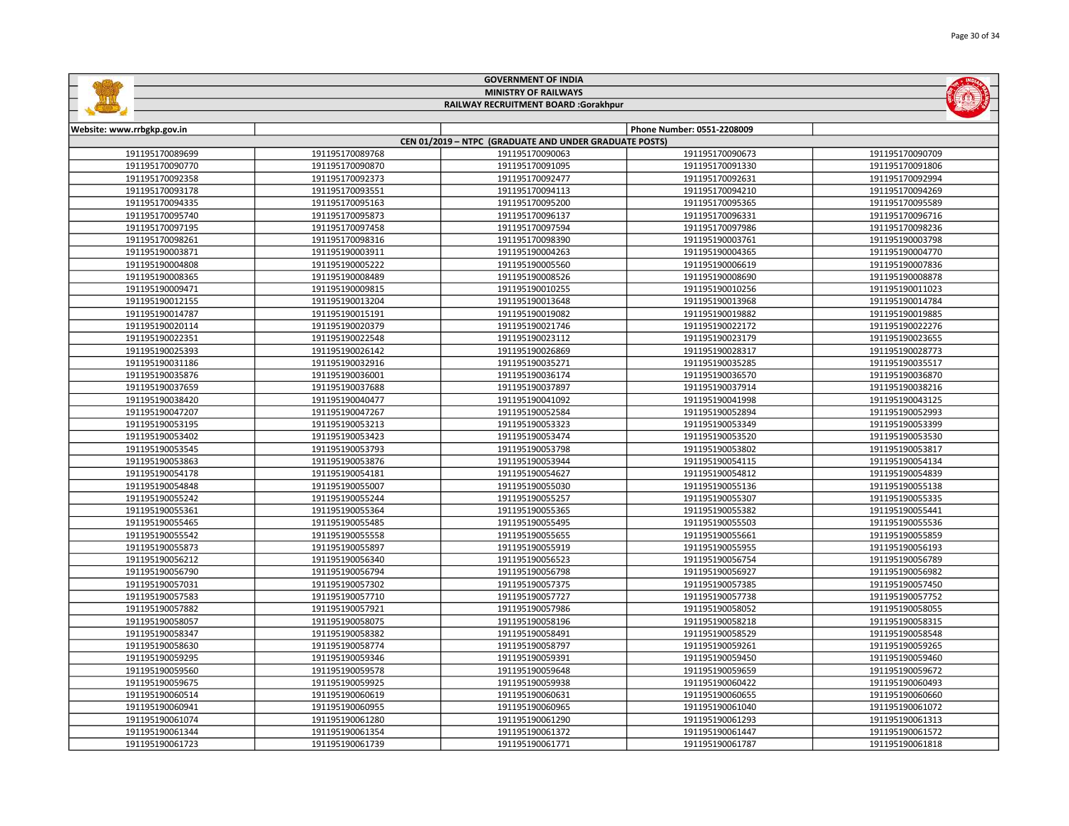# GOVERNMENT OF INDIA

## MINISTRY OF RAILWAYS

## RAILWAY RECRUITMENT BOARD :Gorakhpur

| Website: www.rrbgkp.gov.in | | | Phone Number: 0551-2208009 | |
|---|---|---|---|---|
| CEN 01/2019 – NTPC (GRADUATE AND UNDER GRADUATE POSTS) | | | | |
| 191195170089699 | 191195170089768 | 191195170090063 | 191195170090673 | 191195170090709 |
| 191195170090770 | 191195170090870 | 191195170091095 | 191195170091330 | 191195170091806 |
| 191195170092358 | 191195170092373 | 191195170092477 | 191195170092631 | 191195170092994 |
| 191195170093178 | 191195170093551 | 191195170094113 | 191195170094210 | 191195170094269 |
| 191195170094335 | 191195170095163 | 191195170095200 | 191195170095365 | 191195170095589 |
| 191195170095740 | 191195170095873 | 191195170096137 | 191195170096331 | 191195170096716 |
| 191195170097195 | 191195170097458 | 191195170097594 | 191195170097986 | 191195170098236 |
| 191195170098261 | 191195170098316 | 191195170098390 | 191195190003761 | 191195190003798 |
| 191195190003871 | 191195190003911 | 191195190004263 | 191195190004365 | 191195190004770 |
| 191195190004808 | 191195190005222 | 191195190005560 | 191195190006619 | 191195190007836 |
| 191195190008365 | 191195190008489 | 191195190008526 | 191195190008690 | 191195190008878 |
| 191195190009471 | 191195190009815 | 191195190010255 | 191195190010256 | 191195190011023 |
| 191195190012155 | 191195190013204 | 191195190013648 | 191195190013968 | 191195190014784 |
| 191195190014787 | 191195190015191 | 191195190019082 | 191195190019882 | 191195190019885 |
| 191195190020114 | 191195190020379 | 191195190021746 | 191195190022172 | 191195190022276 |
| 191195190022351 | 191195190022548 | 191195190023112 | 191195190023179 | 191195190023655 |
| 191195190025393 | 191195190026142 | 191195190026869 | 191195190028317 | 191195190028773 |
| 191195190031186 | 191195190032916 | 191195190035271 | 191195190035285 | 191195190035517 |
| 191195190035876 | 191195190036001 | 191195190036174 | 191195190036570 | 191195190036870 |
| 191195190037659 | 191195190037688 | 191195190037897 | 191195190037914 | 191195190038216 |
| 191195190038420 | 191195190040477 | 191195190041092 | 191195190041998 | 191195190043125 |
| 191195190047207 | 191195190047267 | 191195190052584 | 191195190052894 | 191195190052993 |
| 191195190053195 | 191195190053213 | 191195190053323 | 191195190053349 | 191195190053399 |
| 191195190053402 | 191195190053423 | 191195190053474 | 191195190053520 | 191195190053530 |
| 191195190053545 | 191195190053793 | 191195190053798 | 191195190053802 | 191195190053817 |
| 191195190053863 | 191195190053876 | 191195190053944 | 191195190054115 | 191195190054134 |
| 191195190054178 | 191195190054181 | 191195190054627 | 191195190054812 | 191195190054839 |
| 191195190054848 | 191195190055007 | 191195190055030 | 191195190055136 | 191195190055138 |
| 191195190055242 | 191195190055244 | 191195190055257 | 191195190055307 | 191195190055335 |
| 191195190055361 | 191195190055364 | 191195190055365 | 191195190055382 | 191195190055441 |
| 191195190055465 | 191195190055485 | 191195190055495 | 191195190055503 | 191195190055536 |
| 191195190055542 | 191195190055558 | 191195190055655 | 191195190055661 | 191195190055859 |
| 191195190055873 | 191195190055897 | 191195190055919 | 191195190055955 | 191195190056193 |
| 191195190056212 | 191195190056340 | 191195190056523 | 191195190056754 | 191195190056789 |
| 191195190056790 | 191195190056794 | 191195190056798 | 191195190056927 | 191195190056982 |
| 191195190057031 | 191195190057302 | 191195190057375 | 191195190057385 | 191195190057450 |
| 191195190057583 | 191195190057710 | 191195190057727 | 191195190057738 | 191195190057752 |
| 191195190057882 | 191195190057921 | 191195190057986 | 191195190058052 | 191195190058055 |
| 191195190058057 | 191195190058075 | 191195190058196 | 191195190058218 | 191195190058315 |
| 191195190058347 | 191195190058382 | 191195190058491 | 191195190058529 | 191195190058548 |
| 191195190058630 | 191195190058774 | 191195190058797 | 191195190059261 | 191195190059265 |
| 191195190059295 | 191195190059346 | 191195190059391 | 191195190059450 | 191195190059460 |
| 191195190059560 | 191195190059578 | 191195190059648 | 191195190059659 | 191195190059672 |
| 191195190059675 | 191195190059925 | 191195190059938 | 191195190060422 | 191195190060493 |
| 191195190060514 | 191195190060619 | 191195190060631 | 191195190060655 | 191195190060660 |
| 191195190060941 | 191195190060955 | 191195190060965 | 191195190061040 | 191195190061072 |
| 191195190061074 | 191195190061280 | 191195190061290 | 191195190061293 | 191195190061313 |
| 191195190061344 | 191195190061354 | 191195190061372 | 191195190061447 | 191195190061572 |
| 191195190061723 | 191195190061739 | 191195190061771 | 191195190061787 | 191195190061818 |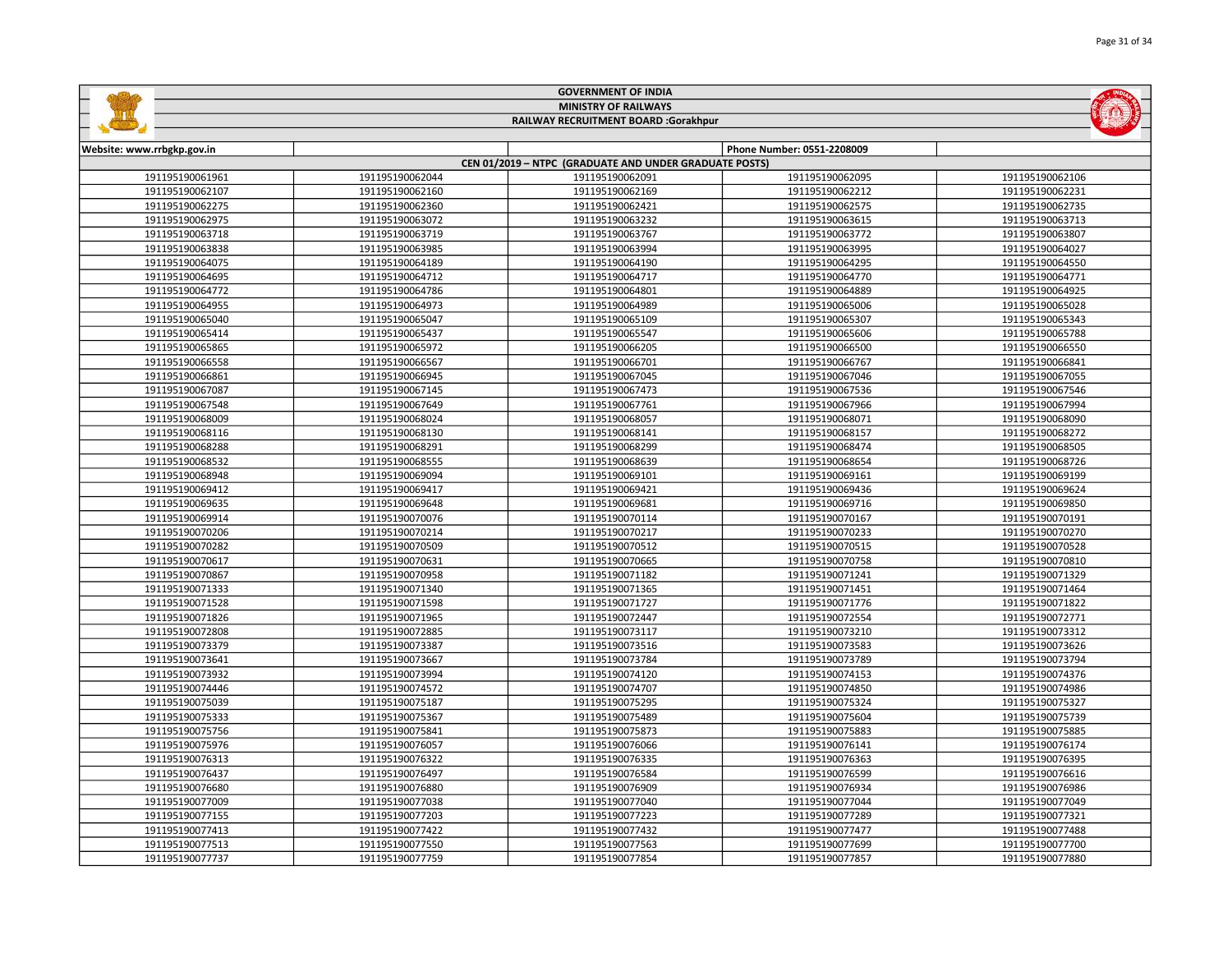GOVERNMENT OF INDIA

MINISTRY OF RAILWAYS

RAILWAY RECRUITMENT BOARD :Gorakhpur

| Website: www.rrbgkp.gov.in | | | Phone Number: 0551-2208009 | |
|---|---|---|---|---|
| CEN 01/2019 – NTPC (GRADUATE AND UNDER GRADUATE POSTS) | | | | |
| 191195190061961 | 191195190062044 | 191195190062091 | 191195190062095 | 191195190062106 |
| 191195190062107 | 191195190062160 | 191195190062169 | 191195190062212 | 191195190062231 |
| 191195190062275 | 191195190062360 | 191195190062421 | 191195190062575 | 191195190062735 |
| 191195190062975 | 191195190063072 | 191195190063232 | 191195190063615 | 191195190063713 |
| 191195190063718 | 191195190063719 | 191195190063767 | 191195190063772 | 191195190063807 |
| 191195190063838 | 191195190063985 | 191195190063994 | 191195190063995 | 191195190064027 |
| 191195190064075 | 191195190064189 | 191195190064190 | 191195190064295 | 191195190064550 |
| 191195190064695 | 191195190064712 | 191195190064717 | 191195190064770 | 191195190064771 |
| 191195190064772 | 191195190064786 | 191195190064801 | 191195190064889 | 191195190064925 |
| 191195190064955 | 191195190064973 | 191195190064989 | 191195190065006 | 191195190065028 |
| 191195190065040 | 191195190065047 | 191195190065109 | 191195190065307 | 191195190065343 |
| 191195190065414 | 191195190065437 | 191195190065547 | 191195190065606 | 191195190065788 |
| 191195190065865 | 191195190065972 | 191195190066205 | 191195190066500 | 191195190066550 |
| 191195190066558 | 191195190066567 | 191195190066701 | 191195190066767 | 191195190066841 |
| 191195190066861 | 191195190066945 | 191195190067045 | 191195190067046 | 191195190067055 |
| 191195190067087 | 191195190067145 | 191195190067473 | 191195190067536 | 191195190067546 |
| 191195190067548 | 191195190067649 | 191195190067761 | 191195190067966 | 191195190067994 |
| 191195190068009 | 191195190068024 | 191195190068057 | 191195190068071 | 191195190068090 |
| 191195190068116 | 191195190068130 | 191195190068141 | 191195190068157 | 191195190068272 |
| 191195190068288 | 191195190068291 | 191195190068299 | 191195190068474 | 191195190068505 |
| 191195190068532 | 191195190068555 | 191195190068639 | 191195190068654 | 191195190068726 |
| 191195190068948 | 191195190069094 | 191195190069101 | 191195190069161 | 191195190069199 |
| 191195190069412 | 191195190069417 | 191195190069421 | 191195190069436 | 191195190069624 |
| 191195190069635 | 191195190069648 | 191195190069681 | 191195190069716 | 191195190069850 |
| 191195190069914 | 191195190070076 | 191195190070114 | 191195190070167 | 191195190070191 |
| 191195190070206 | 191195190070214 | 191195190070217 | 191195190070233 | 191195190070270 |
| 191195190070282 | 191195190070509 | 191195190070512 | 191195190070515 | 191195190070528 |
| 191195190070617 | 191195190070631 | 191195190070665 | 191195190070758 | 191195190070810 |
| 191195190070867 | 191195190070958 | 191195190071182 | 191195190071241 | 191195190071329 |
| 191195190071333 | 191195190071340 | 191195190071365 | 191195190071451 | 191195190071464 |
| 191195190071528 | 191195190071598 | 191195190071727 | 191195190071776 | 191195190071822 |
| 191195190071826 | 191195190071965 | 191195190072447 | 191195190072554 | 191195190072771 |
| 191195190072808 | 191195190072885 | 191195190073117 | 191195190073210 | 191195190073312 |
| 191195190073379 | 191195190073387 | 191195190073516 | 191195190073583 | 191195190073626 |
| 191195190073641 | 191195190073667 | 191195190073784 | 191195190073789 | 191195190073794 |
| 191195190073932 | 191195190073994 | 191195190074120 | 191195190074153 | 191195190074376 |
| 191195190074446 | 191195190074572 | 191195190074707 | 191195190074850 | 191195190074986 |
| 191195190075039 | 191195190075187 | 191195190075295 | 191195190075324 | 191195190075327 |
| 191195190075333 | 191195190075367 | 191195190075489 | 191195190075604 | 191195190075739 |
| 191195190075756 | 191195190075841 | 191195190075873 | 191195190075883 | 191195190075885 |
| 191195190075976 | 191195190076057 | 191195190076066 | 191195190076141 | 191195190076174 |
| 191195190076313 | 191195190076322 | 191195190076335 | 191195190076363 | 191195190076395 |
| 191195190076437 | 191195190076497 | 191195190076584 | 191195190076599 | 191195190076616 |
| 191195190076680 | 191195190076880 | 191195190076909 | 191195190076934 | 191195190076986 |
| 191195190077009 | 191195190077038 | 191195190077040 | 191195190077044 | 191195190077049 |
| 191195190077155 | 191195190077203 | 191195190077223 | 191195190077289 | 191195190077321 |
| 191195190077413 | 191195190077422 | 191195190077432 | 191195190077477 | 191195190077488 |
| 191195190077513 | 191195190077550 | 191195190077563 | 191195190077699 | 191195190077700 |
| 191195190077737 | 191195190077759 | 191195190077854 | 191195190077857 | 191195190077880 |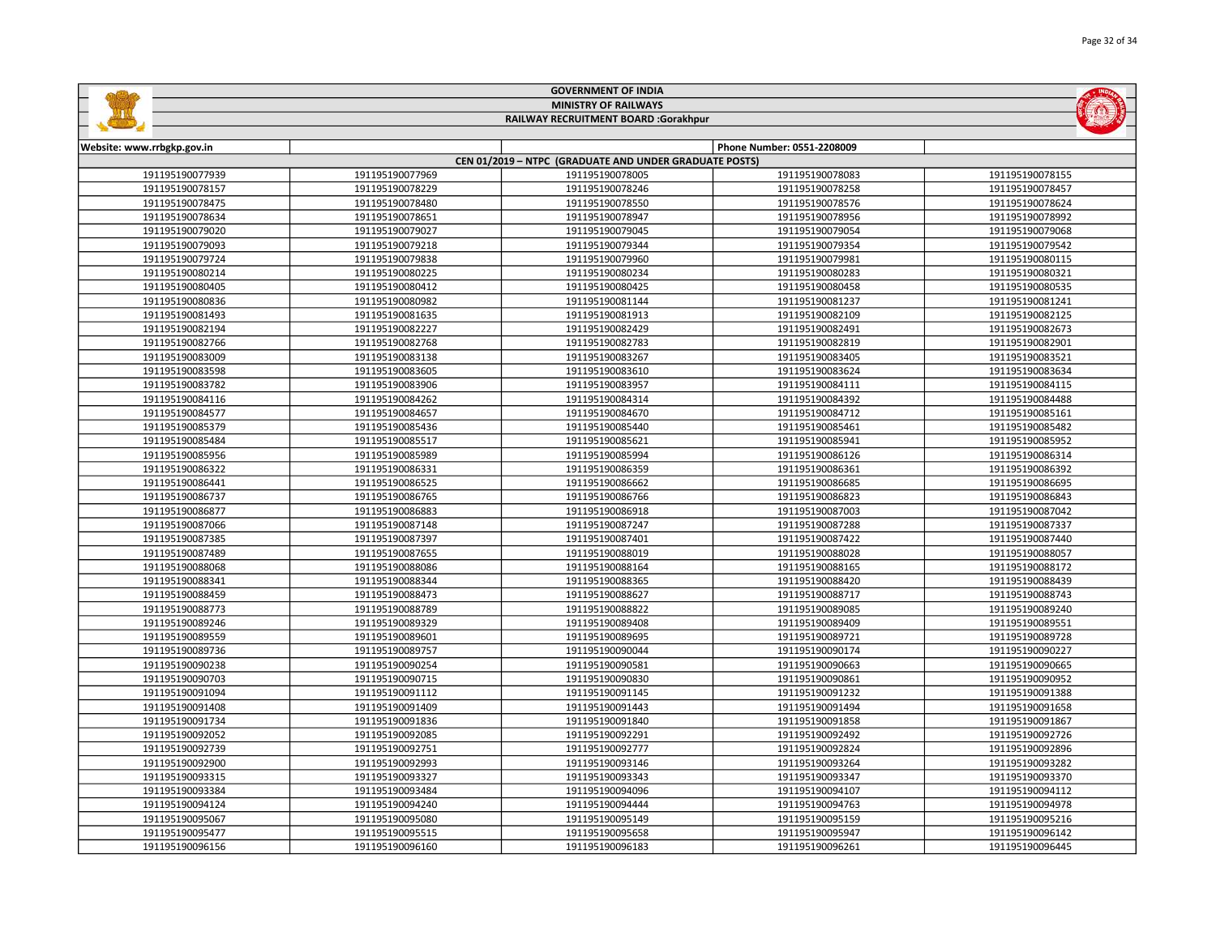| GOVERNMENT OF INDIA | | | | |
|---|---|---|---|---|
| MINISTRY OF RAILWAYS | | | | |
| RAILWAY RECRUITMENT BOARD :Gorakhpur | | | | |
| Website: www.rrbgkp.gov.in | | | Phone Number: 0551-2208009 | |
| CEN 01/2019 – NTPC (GRADUATE AND UNDER GRADUATE POSTS) | | | | |
| 191195190077939 | 191195190077969 | 191195190078005 | 191195190078083 | 191195190078155 |
| 191195190078157 | 191195190078229 | 191195190078246 | 191195190078258 | 191195190078457 |
| 191195190078475 | 191195190078480 | 191195190078550 | 191195190078576 | 191195190078624 |
| 191195190078634 | 191195190078651 | 191195190078947 | 191195190078956 | 191195190078992 |
| 191195190079020 | 191195190079027 | 191195190079045 | 191195190079054 | 191195190079068 |
| 191195190079093 | 191195190079218 | 191195190079344 | 191195190079354 | 191195190079542 |
| 191195190079724 | 191195190079838 | 191195190079960 | 191195190079981 | 191195190080115 |
| 191195190080214 | 191195190080225 | 191195190080234 | 191195190080283 | 191195190080321 |
| 191195190080405 | 191195190080412 | 191195190080425 | 191195190080458 | 191195190080535 |
| 191195190080836 | 191195190080982 | 191195190081144 | 191195190081237 | 191195190081241 |
| 191195190081493 | 191195190081635 | 191195190081913 | 191195190082109 | 191195190082125 |
| 191195190082194 | 191195190082227 | 191195190082429 | 191195190082491 | 191195190082673 |
| 191195190082766 | 191195190082768 | 191195190082783 | 191195190082819 | 191195190082901 |
| 191195190083009 | 191195190083138 | 191195190083267 | 191195190083405 | 191195190083521 |
| 191195190083598 | 191195190083605 | 191195190083610 | 191195190083624 | 191195190083634 |
| 191195190083782 | 191195190083906 | 191195190083957 | 191195190084111 | 191195190084115 |
| 191195190084116 | 191195190084262 | 191195190084314 | 191195190084392 | 191195190084488 |
| 191195190084577 | 191195190084657 | 191195190084670 | 191195190084712 | 191195190085161 |
| 191195190085379 | 191195190085436 | 191195190085440 | 191195190085461 | 191195190085482 |
| 191195190085484 | 191195190085517 | 191195190085621 | 191195190085941 | 191195190085952 |
| 191195190085956 | 191195190085989 | 191195190085994 | 191195190086126 | 191195190086314 |
| 191195190086322 | 191195190086331 | 191195190086359 | 191195190086361 | 191195190086392 |
| 191195190086441 | 191195190086525 | 191195190086662 | 191195190086685 | 191195190086695 |
| 191195190086737 | 191195190086765 | 191195190086766 | 191195190086823 | 191195190086843 |
| 191195190086877 | 191195190086883 | 191195190086918 | 191195190087003 | 191195190087042 |
| 191195190087066 | 191195190087148 | 191195190087247 | 191195190087288 | 191195190087337 |
| 191195190087385 | 191195190087397 | 191195190087401 | 191195190087422 | 191195190087440 |
| 191195190087489 | 191195190087655 | 191195190088019 | 191195190088028 | 191195190088057 |
| 191195190088068 | 191195190088086 | 191195190088164 | 191195190088165 | 191195190088172 |
| 191195190088341 | 191195190088344 | 191195190088365 | 191195190088420 | 191195190088439 |
| 191195190088459 | 191195190088473 | 191195190088627 | 191195190088717 | 191195190088743 |
| 191195190088773 | 191195190088789 | 191195190088822 | 191195190089085 | 191195190089240 |
| 191195190089246 | 191195190089329 | 191195190089408 | 191195190089409 | 191195190089551 |
| 191195190089559 | 191195190089601 | 191195190089695 | 191195190089721 | 191195190089728 |
| 191195190089736 | 191195190089757 | 191195190090044 | 191195190090174 | 191195190090227 |
| 191195190090238 | 191195190090254 | 191195190090581 | 191195190090663 | 191195190090665 |
| 191195190090703 | 191195190090715 | 191195190090830 | 191195190090861 | 191195190090952 |
| 191195190091094 | 191195190091112 | 191195190091145 | 191195190091232 | 191195190091388 |
| 191195190091408 | 191195190091409 | 191195190091443 | 191195190091494 | 191195190091658 |
| 191195190091734 | 191195190091836 | 191195190091840 | 191195190091858 | 191195190091867 |
| 191195190092052 | 191195190092085 | 191195190092291 | 191195190092492 | 191195190092726 |
| 191195190092739 | 191195190092751 | 191195190092777 | 191195190092824 | 191195190092896 |
| 191195190092900 | 191195190092993 | 191195190093146 | 191195190093264 | 191195190093282 |
| 191195190093315 | 191195190093327 | 191195190093343 | 191195190093347 | 191195190093370 |
| 191195190093384 | 191195190093484 | 191195190094096 | 191195190094107 | 191195190094112 |
| 191195190094124 | 191195190094240 | 191195190094444 | 191195190094763 | 191195190094978 |
| 191195190095067 | 191195190095080 | 191195190095149 | 191195190095159 | 191195190095216 |
| 191195190095477 | 191195190095515 | 191195190095658 | 191195190095947 | 191195190096142 |
| 191195190096156 | 191195190096160 | 191195190096183 | 191195190096261 | 191195190096445 |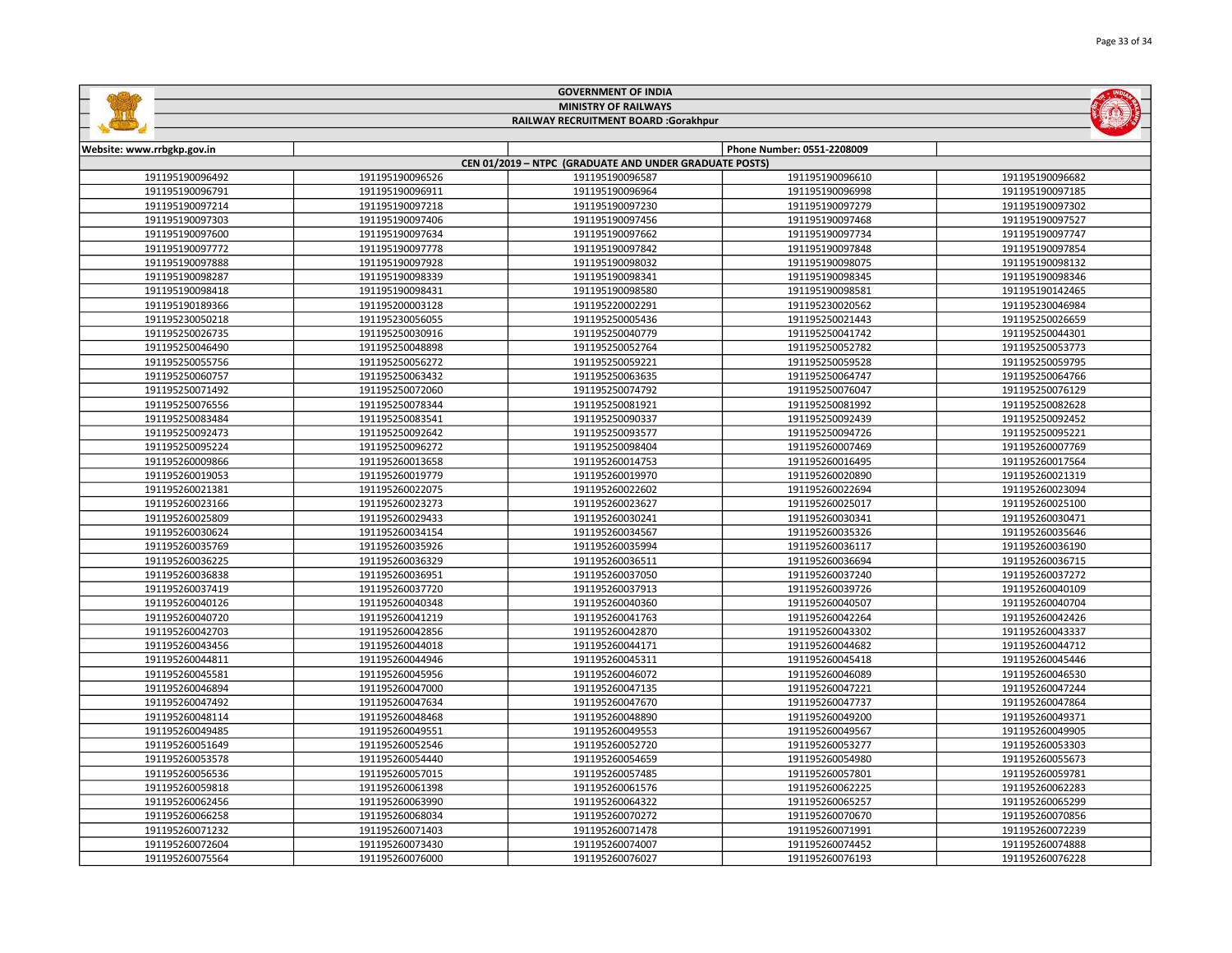# GOVERNMENT OF INDIA

## MINISTRY OF RAILWAYS

## RAILWAY RECRUITMENT BOARD :Gorakhpur

| Website: www.rrbgkp.gov.in | | | Phone Number: 0551-2208009 | |
|---|---|---|---|---|
| CEN 01/2019 – NTPC (GRADUATE AND UNDER GRADUATE POSTS) | | | | |
| 191195190096492 | 191195190096526 | 191195190096587 | 191195190096610 | 191195190096682 |
| 191195190096791 | 191195190096911 | 191195190096964 | 191195190096998 | 191195190097185 |
| 191195190097214 | 191195190097218 | 191195190097230 | 191195190097279 | 191195190097302 |
| 191195190097303 | 191195190097406 | 191195190097456 | 191195190097468 | 191195190097527 |
| 191195190097600 | 191195190097634 | 191195190097662 | 191195190097734 | 191195190097747 |
| 191195190097772 | 191195190097778 | 191195190097842 | 191195190097848 | 191195190097854 |
| 191195190097888 | 191195190097928 | 191195190098032 | 191195190098075 | 191195190098132 |
| 191195190098287 | 191195190098339 | 191195190098341 | 191195190098345 | 191195190098346 |
| 191195190098418 | 191195190098431 | 191195190098580 | 191195190098581 | 191195190142465 |
| 191195190189366 | 191195200003128 | 191195220002291 | 191195220020562 | 191195230046984 |
| 191195230050218 | 191195230056055 | 191195250005436 | 191195250021443 | 191195250026659 |
| 191195250026735 | 191195250030916 | 191195250040779 | 191195250041742 | 191195250044301 |
| 191195250046490 | 191195250048898 | 191195250052764 | 191195250052782 | 191195250053773 |
| 191195250055756 | 191195250056272 | 191195250059221 | 191195250059528 | 191195250059795 |
| 191195250060757 | 191195250063432 | 191195250063635 | 191195250064747 | 191195250064766 |
| 191195250071492 | 191195250072060 | 191195250074792 | 191195250076047 | 191195250076129 |
| 191195250076556 | 191195250078344 | 191195250081921 | 191195250081992 | 191195250082628 |
| 191195250083484 | 191195250083541 | 191195250090337 | 191195250092439 | 191195250092452 |
| 191195250092473 | 191195250092642 | 191195250093577 | 191195250094726 | 191195250095221 |
| 191195250095224 | 191195250096272 | 191195250098404 | 191195260007469 | 191195260007769 |
| 191195260009866 | 191195260013658 | 191195260014753 | 191195260016495 | 191195260017564 |
| 191195260019053 | 191195260019779 | 191195260019970 | 191195260020890 | 191195260021319 |
| 191195260021381 | 191195260022075 | 191195260022602 | 191195260022694 | 191195260023094 |
| 191195260023166 | 191195260023273 | 191195260023627 | 191195260025017 | 191195260025100 |
| 191195260025809 | 191195260029433 | 191195260030241 | 191195260030341 | 191195260030471 |
| 191195260030624 | 191195260034154 | 191195260034567 | 191195260035326 | 191195260035646 |
| 191195260035769 | 191195260035926 | 191195260035994 | 191195260036117 | 191195260036190 |
| 191195260036225 | 191195260036329 | 191195260036511 | 191195260036694 | 191195260036715 |
| 191195260036838 | 191195260036951 | 191195260037050 | 191195260037240 | 191195260037272 |
| 191195260037419 | 191195260037720 | 191195260037913 | 191195260039726 | 191195260040109 |
| 191195260040126 | 191195260040348 | 191195260040360 | 191195260040507 | 191195260040704 |
| 191195260040720 | 191195260041219 | 191195260041763 | 191195260042264 | 191195260042426 |
| 191195260042703 | 191195260042856 | 191195260042870 | 191195260043302 | 191195260043337 |
| 191195260043456 | 191195260044018 | 191195260044171 | 191195260044682 | 191195260044712 |
| 191195260044811 | 191195260044946 | 191195260045311 | 191195260045418 | 191195260045446 |
| 191195260045581 | 191195260045956 | 191195260046072 | 191195260046089 | 191195260046530 |
| 191195260046894 | 191195260047000 | 191195260047135 | 191195260047221 | 191195260047244 |
| 191195260047492 | 191195260047634 | 191195260047670 | 191195260047737 | 191195260047864 |
| 191195260048114 | 191195260048468 | 191195260048890 | 191195260049200 | 191195260049371 |
| 191195260049485 | 191195260049551 | 191195260049553 | 191195260049567 | 191195260049905 |
| 191195260051649 | 191195260052546 | 191195260052720 | 191195260053277 | 191195260053303 |
| 191195260053578 | 191195260054440 | 191195260054659 | 191195260054980 | 191195260055673 |
| 191195260056536 | 191195260057015 | 191195260057485 | 191195260057801 | 191195260059781 |
| 191195260059818 | 191195260061398 | 191195260061576 | 191195260062225 | 191195260062283 |
| 191195260062456 | 191195260063990 | 191195260064322 | 191195260065257 | 191195260065299 |
| 191195260066258 | 191195260068034 | 191195260070272 | 191195260070670 | 191195260070856 |
| 191195260071232 | 191195260071403 | 191195260071478 | 191195260071991 | 191195260072239 |
| 191195260072604 | 191195260073430 | 191195260074007 | 191195260074452 | 191195260074888 |
| 191195260075564 | 191195260076000 | 191195260076027 | 191195260076193 | 191195260076228 |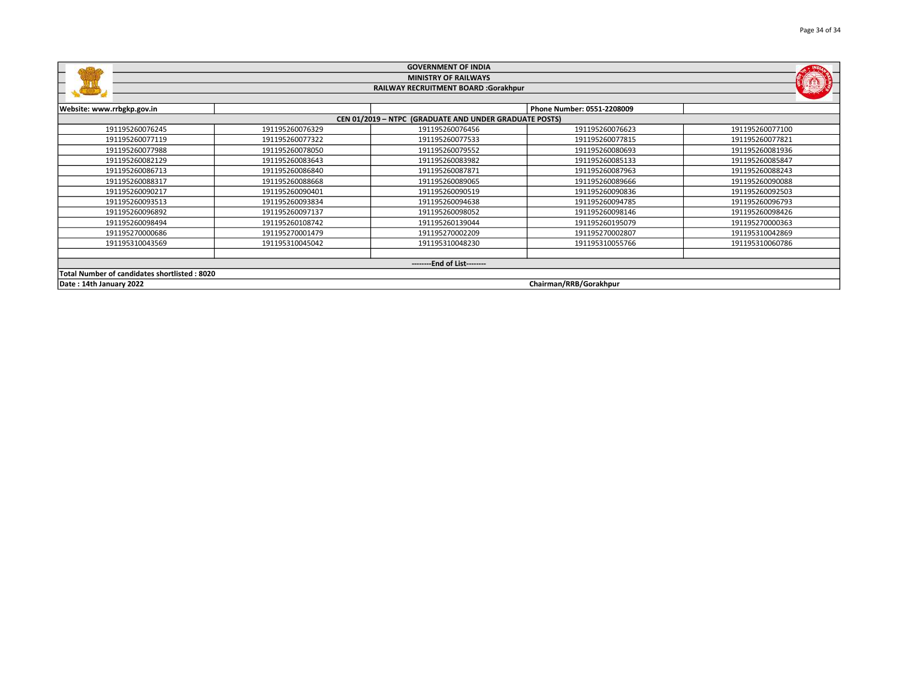**GOVERNMENT OF INDIA**

**MINISTRY OF RAILWAYS**

**RAILWAY RECRUITMENT BOARD :Gorakhpur**

| **Website: www.rrbgkp.gov.in** | | | **Phone Number: 0551-2208009** | |
|---|---|---|---|---|
| | | **CEN 01/2019 – NTPC (GRADUATE AND UNDER GRADUATE POSTS)** | | |
| 191195260076245 | 191195260076329 | 191195260076456 | 191195260076623 | 191195260077100 |
| 191195260077119 | 191195260077322 | 191195260077533 | 191195260077815 | 191195260077821 |
| 191195260077988 | 191195260078050 | 191195260079552 | 191195260080693 | 191195260081936 |
| 191195260082129 | 191195260083643 | 191195260083982 | 191195260085133 | 191195260085847 |
| 191195260086713 | 191195260086840 | 191195260087871 | 191195260087963 | 191195260088243 |
| 191195260088317 | 191195260088668 | 191195260089065 | 191195260089666 | 191195260090088 |
| 191195260090217 | 191195260090401 | 191195260090519 | 191195260090836 | 191195260092503 |
| 191195260093513 | 191195260093834 | 191195260094638 | 191195260094785 | 191195260096793 |
| 191195260096892 | 191195260097137 | 191195260098052 | 191195260098146 | 191195260098426 |
| 191195260098494 | 191195260108742 | 191195260139044 | 191195260195079 | 191195270000363 |
| 191195270000686 | 191195270001479 | 191195270002209 | 191195270002807 | 191195310042869 |
| 191195310043569 | 191195310045042 | 191195310048230 | 191195310055766 | 191195310060786 |
| | | | | |
| | | **--------End of List--------** | | |

**Total Number of candidates shortlisted : 8020**

**Date : 14th January 2022** **Chairman/RRB/Gorakhpur**